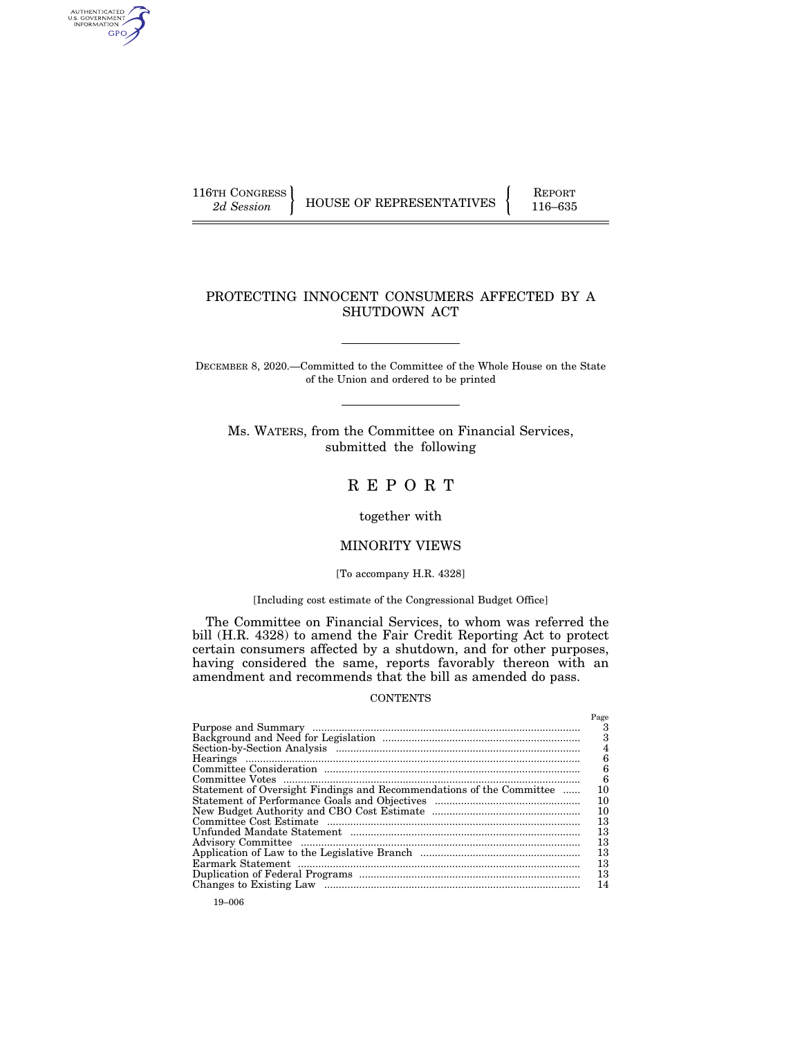116TH CONGRESS
*2d Session*

HOUSE OF REPRESENTATIVES

REPORT
116–635

# PROTECTING INNOCENT CONSUMERS AFFECTED BY A SHUTDOWN ACT

DECEMBER 8, 2020.—Committed to the Committee of the Whole House on the State of the Union and ordered to be printed

Ms. WATERS, from the Committee on Financial Services, submitted the following

# R E P O R T

together with

## MINORITY VIEWS

[To accompany H.R. 4328]

[Including cost estimate of the Congressional Budget Office]

The Committee on Financial Services, to whom was referred the bill (H.R. 4328) to amend the Fair Credit Reporting Act to protect certain consumers affected by a shutdown, and for other purposes, having considered the same, reports favorably thereon with an amendment and recommends that the bill as amended do pass.

CONTENTS

| | Page |
|---|---|
| Purpose and Summary | 3 |
| Background and Need for Legislation | 3 |
| Section-by-Section Analysis | 4 |
| Hearings | 6 |
| Committee Consideration | 6 |
| Committee Votes | 6 |
| Statement of Oversight Findings and Recommendations of the Committee | 10 |
| Statement of Performance Goals and Objectives | 10 |
| New Budget Authority and CBO Cost Estimate | 10 |
| Committee Cost Estimate | 13 |
| Unfunded Mandate Statement | 13 |
| Advisory Committee | 13 |
| Application of Law to the Legislative Branch | 13 |
| Earmark Statement | 13 |
| Duplication of Federal Programs | 13 |
| Changes to Existing Law | 14 |

19–006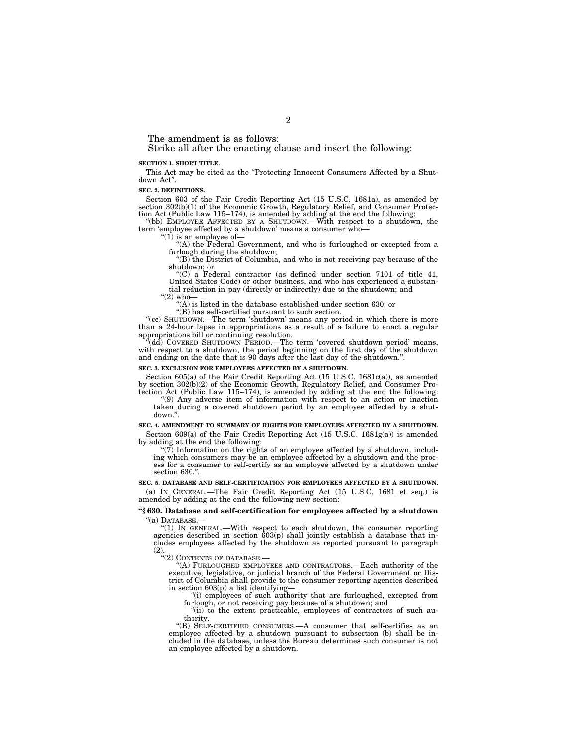The amendment is as follows:

Strike all after the enacting clause and insert the following:

**SECTION 1. SHORT TITLE.**

This Act may be cited as the "Protecting Innocent Consumers Affected by a Shutdown Act".

**SEC. 2. DEFINITIONS.**

Section 603 of the Fair Credit Reporting Act (15 U.S.C. 1681a), as amended by section 302(b)(1) of the Economic Growth, Regulatory Relief, and Consumer Protection Act (Public Law 115–174), is amended by adding at the end the following:

"(bb) EMPLOYEE AFFECTED BY A SHUTDOWN.—With respect to a shutdown, the term 'employee affected by a shutdown' means a consumer who—

"(1) is an employee of—

"(A) the Federal Government, and who is furloughed or excepted from a furlough during the shutdown;

"(B) the District of Columbia, and who is not receiving pay because of the shutdown; or

"(C) a Federal contractor (as defined under section 7101 of title 41, United States Code) or other business, and who has experienced a substantial reduction in pay (directly or indirectly) due to the shutdown; and

"(2) who—

"(A) is listed in the database established under section 630; or

"(B) has self-certified pursuant to such section.

"(cc) SHUTDOWN.—The term 'shutdown' means any period in which there is more than a 24-hour lapse in appropriations as a result of a failure to enact a regular appropriations bill or continuing resolution.

"(dd) COVERED SHUTDOWN PERIOD.—The term 'covered shutdown period' means, with respect to a shutdown, the period beginning on the first day of the shutdown and ending on the date that is 90 days after the last day of the shutdown.".

**SEC. 3. EXCLUSION FOR EMPLOYEES AFFECTED BY A SHUTDOWN.**

Section 605(a) of the Fair Credit Reporting Act (15 U.S.C. 1681c(a)), as amended by section 302(b)(2) of the Economic Growth, Regulatory Relief, and Consumer Protection Act (Public Law 115–174), is amended by adding at the end the following:

"(9) Any adverse item of information with respect to an action or inaction taken during a covered shutdown period by an employee affected by a shutdown.".

**SEC. 4. AMENDMENT TO SUMMARY OF RIGHTS FOR EMPLOYEES AFFECTED BY A SHUTDOWN.**

Section 609(a) of the Fair Credit Reporting Act (15 U.S.C. 1681g(a)) is amended by adding at the end the following:

"(7) Information on the rights of an employee affected by a shutdown, including which consumers may be an employee affected by a shutdown and the process for a consumer to self-certify as an employee affected by a shutdown under section 630.".

**SEC. 5. DATABASE AND SELF-CERTIFICATION FOR EMPLOYEES AFFECTED BY A SHUTDOWN.**

(a) IN GENERAL.—The Fair Credit Reporting Act (15 U.S.C. 1681 et seq.) is amended by adding at the end the following new section:

**"§ 630. Database and self-certification for employees affected by a shutdown**

"(a) DATABASE.—

"(1) IN GENERAL.—With respect to each shutdown, the consumer reporting agencies described in section 603(p) shall jointly establish a database that includes employees affected by the shutdown as reported pursuant to paragraph (2).

"(2) CONTENTS OF DATABASE.—

"(A) FURLOUGHED EMPLOYEES AND CONTRACTORS.—Each authority of the executive, legislative, or judicial branch of the Federal Government or District of Columbia shall provide to the consumer reporting agencies described in section 603(p) a list identifying—

"(i) employees of such authority that are furloughed, excepted from furlough, or not receiving pay because of a shutdown; and

"(ii) to the extent practicable, employees of contractors of such authority.

"(B) SELF-CERTIFIED CONSUMERS.—A consumer that self-certifies as an employee affected by a shutdown pursuant to subsection (b) shall be included in the database, unless the Bureau determines such consumer is not an employee affected by a shutdown.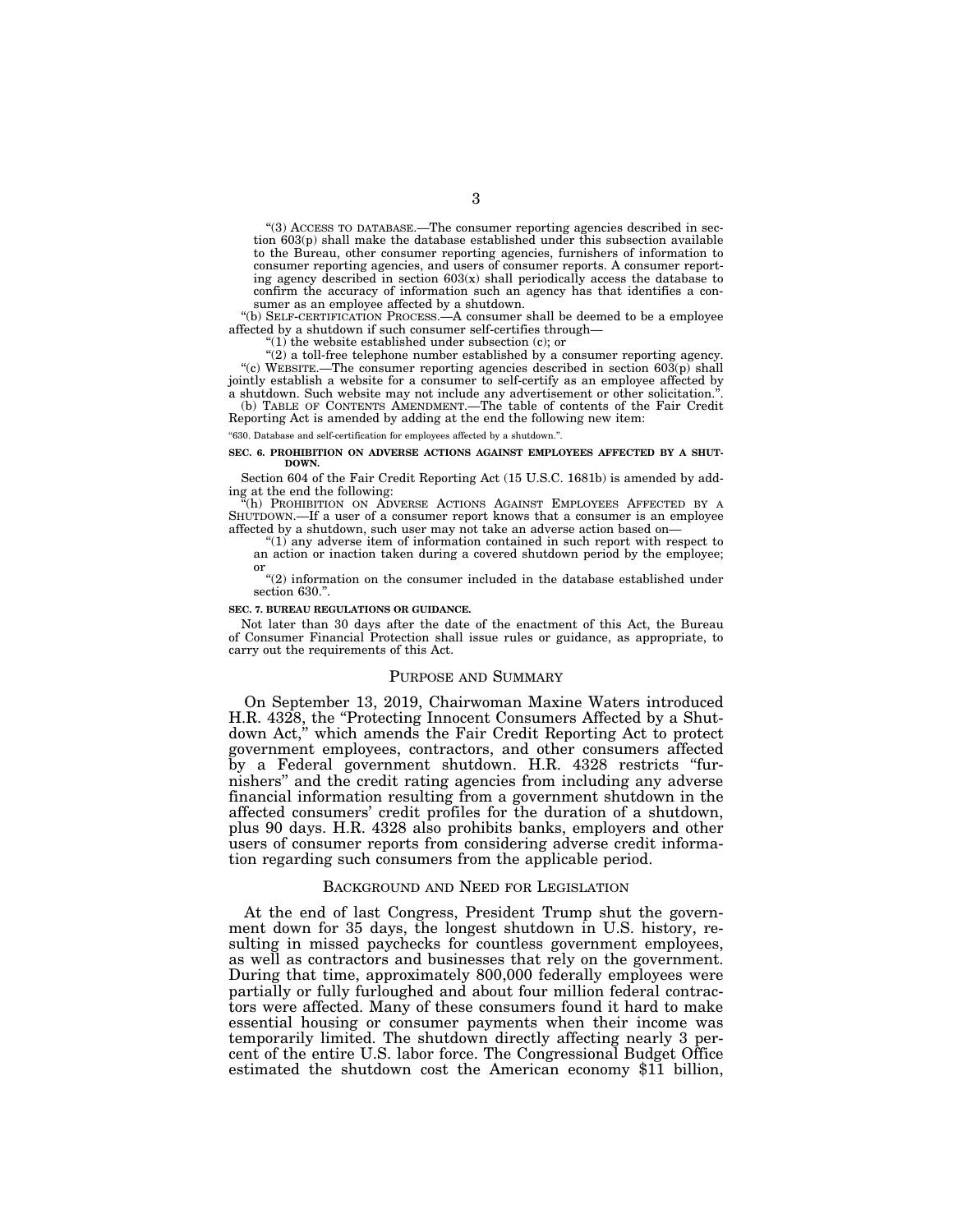"(3) ACCESS TO DATABASE.—The consumer reporting agencies described in section 603(p) shall make the database established under this subsection available to the Bureau, other consumer reporting agencies, furnishers of information to consumer reporting agencies, and users of consumer reports. A consumer reporting agency described in section 603(x) shall periodically access the database to confirm the accuracy of information such an agency has that identifies a consumer as an employee affected by a shutdown.

"(b) SELF-CERTIFICATION PROCESS.—A consumer shall be deemed to be a employee affected by a shutdown if such consumer self-certifies through—

"(1) the website established under subsection (c); or

"(2) a toll-free telephone number established by a consumer reporting agency.

"(c) WEBSITE.—The consumer reporting agencies described in section 603(p) shall jointly establish a website for a consumer to self-certify as an employee affected by a shutdown. Such website may not include any advertisement or other solicitation.".

(b) TABLE OF CONTENTS AMENDMENT.—The table of contents of the Fair Credit Reporting Act is amended by adding at the end the following new item:

"630. Database and self-certification for employees affected by a shutdown.".

**SEC. 6. PROHIBITION ON ADVERSE ACTIONS AGAINST EMPLOYEES AFFECTED BY A SHUTDOWN.**

Section 604 of the Fair Credit Reporting Act (15 U.S.C. 1681b) is amended by adding at the end the following:

"(h) PROHIBITION ON ADVERSE ACTIONS AGAINST EMPLOYEES AFFECTED BY A SHUTDOWN.—If a user of a consumer report knows that a consumer is an employee affected by a shutdown, such user may not take an adverse action based on—

"(1) any adverse item of information contained in such report with respect to an action or inaction taken during a covered shutdown period by the employee; or

"(2) information on the consumer included in the database established under section 630.".

**SEC. 7. BUREAU REGULATIONS OR GUIDANCE.**

Not later than 30 days after the date of the enactment of this Act, the Bureau of Consumer Financial Protection shall issue rules or guidance, as appropriate, to carry out the requirements of this Act.

## PURPOSE AND SUMMARY

On September 13, 2019, Chairwoman Maxine Waters introduced H.R. 4328, the "Protecting Innocent Consumers Affected by a Shutdown Act," which amends the Fair Credit Reporting Act to protect government employees, contractors, and other consumers affected by a Federal government shutdown. H.R. 4328 restricts "furnishers" and the credit rating agencies from including any adverse financial information resulting from a government shutdown in the affected consumers' credit profiles for the duration of a shutdown, plus 90 days. H.R. 4328 also prohibits banks, employers and other users of consumer reports from considering adverse credit information regarding such consumers from the applicable period.

## BACKGROUND AND NEED FOR LEGISLATION

At the end of last Congress, President Trump shut the government down for 35 days, the longest shutdown in U.S. history, resulting in missed paychecks for countless government employees, as well as contractors and businesses that rely on the government. During that time, approximately 800,000 federally employees were partially or fully furloughed and about four million federal contractors were affected. Many of these consumers found it hard to make essential housing or consumer payments when their income was temporarily limited. The shutdown directly affecting nearly 3 percent of the entire U.S. labor force. The Congressional Budget Office estimated the shutdown cost the American economy $11 billion,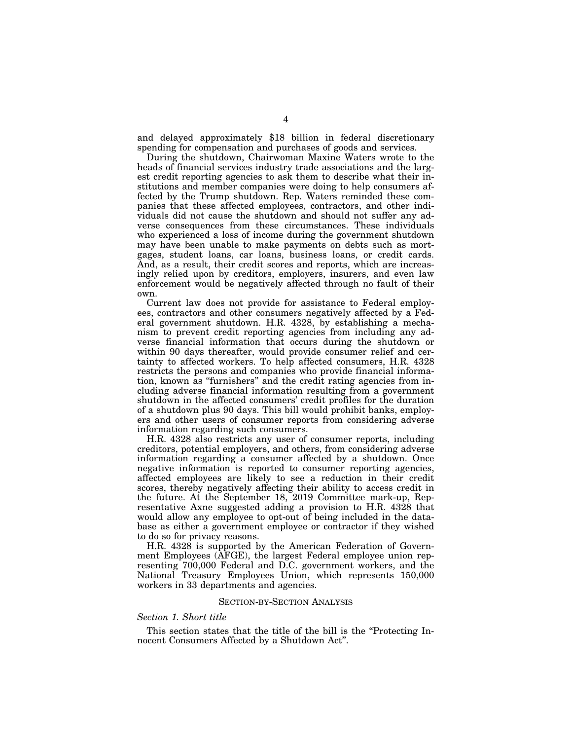and delayed approximately $18 billion in federal discretionary spending for compensation and purchases of goods and services.

During the shutdown, Chairwoman Maxine Waters wrote to the heads of financial services industry trade associations and the largest credit reporting agencies to ask them to describe what their institutions and member companies were doing to help consumers affected by the Trump shutdown. Rep. Waters reminded these companies that these affected employees, contractors, and other individuals did not cause the shutdown and should not suffer any adverse consequences from these circumstances. These individuals who experienced a loss of income during the government shutdown may have been unable to make payments on debts such as mortgages, student loans, car loans, business loans, or credit cards. And, as a result, their credit scores and reports, which are increasingly relied upon by creditors, employers, insurers, and even law enforcement would be negatively affected through no fault of their own.

Current law does not provide for assistance to Federal employees, contractors and other consumers negatively affected by a Federal government shutdown. H.R. 4328, by establishing a mechanism to prevent credit reporting agencies from including any adverse financial information that occurs during the shutdown or within 90 days thereafter, would provide consumer relief and certainty to affected workers. To help affected consumers, H.R. 4328 restricts the persons and companies who provide financial information, known as "furnishers" and the credit rating agencies from including adverse financial information resulting from a government shutdown in the affected consumers' credit profiles for the duration of a shutdown plus 90 days. This bill would prohibit banks, employers and other users of consumer reports from considering adverse information regarding such consumers.

H.R. 4328 also restricts any user of consumer reports, including creditors, potential employers, and others, from considering adverse information regarding a consumer affected by a shutdown. Once negative information is reported to consumer reporting agencies, affected employees are likely to see a reduction in their credit scores, thereby negatively affecting their ability to access credit in the future. At the September 18, 2019 Committee mark-up, Representative Axne suggested adding a provision to H.R. 4328 that would allow any employee to opt-out of being included in the database as either a government employee or contractor if they wished to do so for privacy reasons.

H.R. 4328 is supported by the American Federation of Government Employees (AFGE), the largest Federal employee union representing 700,000 Federal and D.C. government workers, and the National Treasury Employees Union, which represents 150,000 workers in 33 departments and agencies.

## SECTION-BY-SECTION ANALYSIS

### *Section 1. Short title*

This section states that the title of the bill is the "Protecting Innocent Consumers Affected by a Shutdown Act".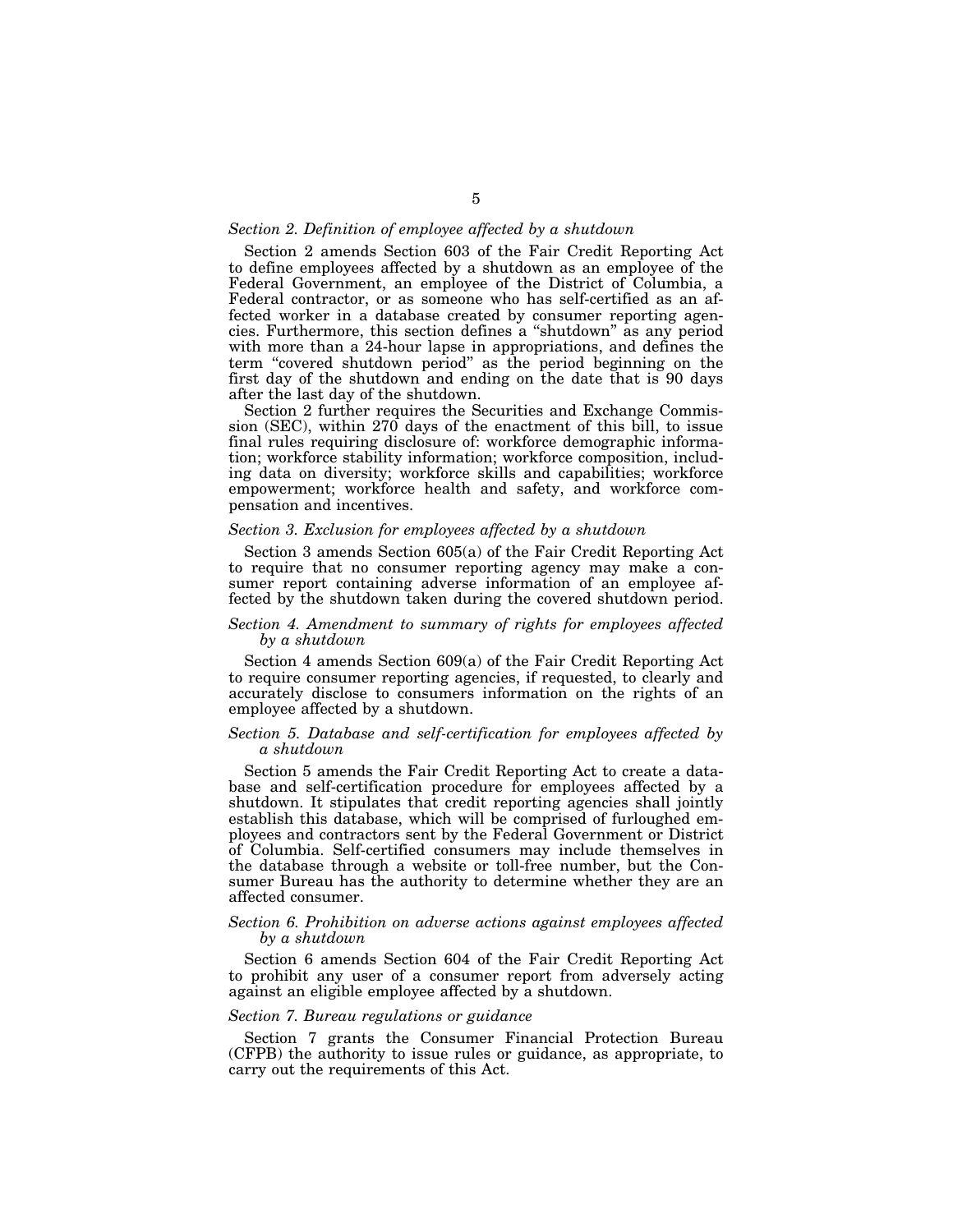*Section 2. Definition of employee affected by a shutdown*

Section 2 amends Section 603 of the Fair Credit Reporting Act to define employees affected by a shutdown as an employee of the Federal Government, an employee of the District of Columbia, a Federal contractor, or as someone who has self-certified as an affected worker in a database created by consumer reporting agencies. Furthermore, this section defines a "shutdown" as any period with more than a 24-hour lapse in appropriations, and defines the term "covered shutdown period" as the period beginning on the first day of the shutdown and ending on the date that is 90 days after the last day of the shutdown.

Section 2 further requires the Securities and Exchange Commission (SEC), within 270 days of the enactment of this bill, to issue final rules requiring disclosure of: workforce demographic information; workforce stability information; workforce composition, including data on diversity; workforce skills and capabilities; workforce empowerment; workforce health and safety, and workforce compensation and incentives.

*Section 3. Exclusion for employees affected by a shutdown*

Section 3 amends Section 605(a) of the Fair Credit Reporting Act to require that no consumer reporting agency may make a consumer report containing adverse information of an employee affected by the shutdown taken during the covered shutdown period.

*Section 4. Amendment to summary of rights for employees affected by a shutdown*

Section 4 amends Section 609(a) of the Fair Credit Reporting Act to require consumer reporting agencies, if requested, to clearly and accurately disclose to consumers information on the rights of an employee affected by a shutdown.

*Section 5. Database and self-certification for employees affected by a shutdown*

Section 5 amends the Fair Credit Reporting Act to create a database and self-certification procedure for employees affected by a shutdown. It stipulates that credit reporting agencies shall jointly establish this database, which will be comprised of furloughed employees and contractors sent by the Federal Government or District of Columbia. Self-certified consumers may include themselves in the database through a website or toll-free number, but the Consumer Bureau has the authority to determine whether they are an affected consumer.

*Section 6. Prohibition on adverse actions against employees affected by a shutdown*

Section 6 amends Section 604 of the Fair Credit Reporting Act to prohibit any user of a consumer report from adversely acting against an eligible employee affected by a shutdown.

*Section 7. Bureau regulations or guidance*

Section 7 grants the Consumer Financial Protection Bureau (CFPB) the authority to issue rules or guidance, as appropriate, to carry out the requirements of this Act.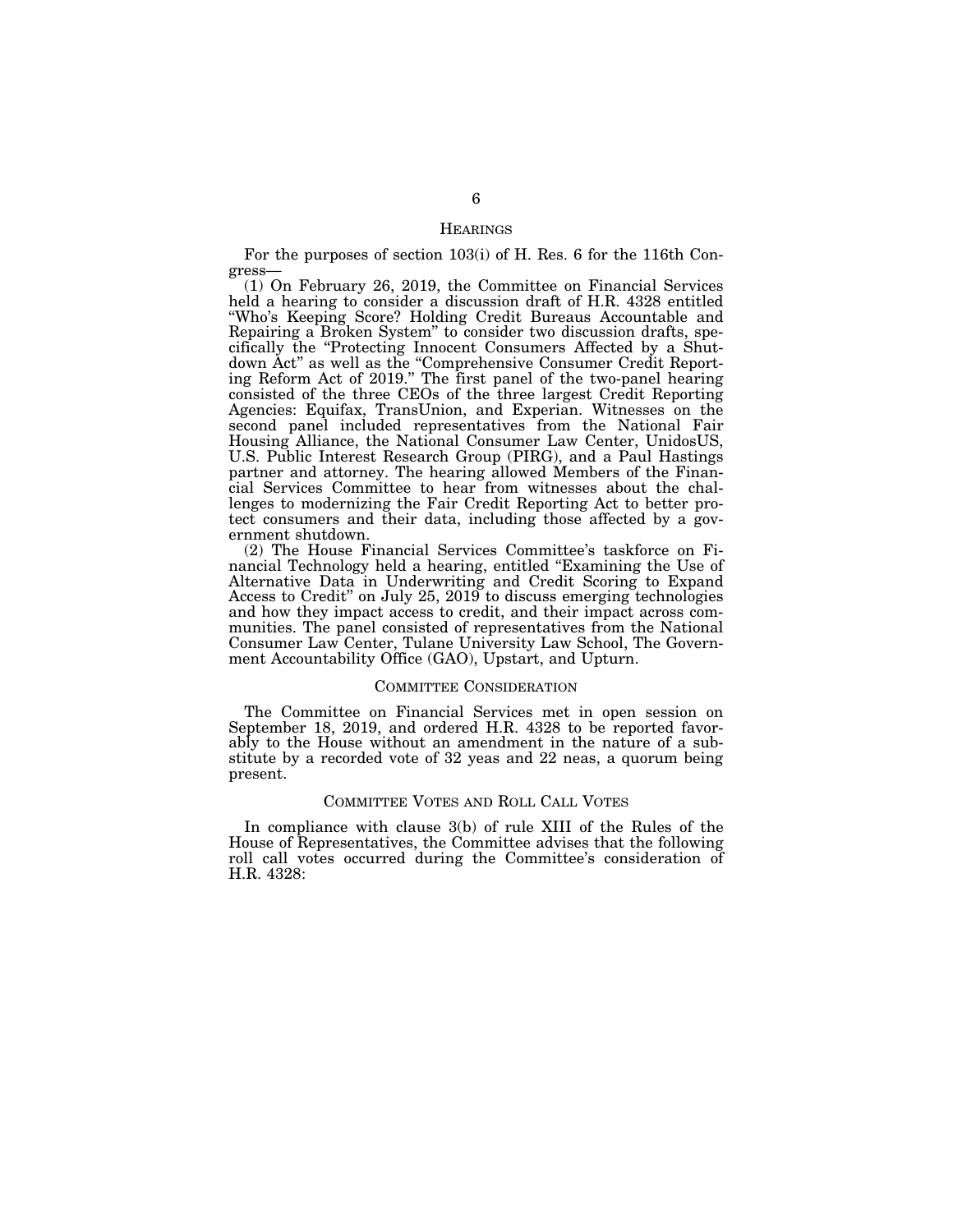## HEARINGS

For the purposes of section 103(i) of H. Res. 6 for the 116th Congress—

(1) On February 26, 2019, the Committee on Financial Services held a hearing to consider a discussion draft of H.R. 4328 entitled "Who's Keeping Score? Holding Credit Bureaus Accountable and Repairing a Broken System" to consider two discussion drafts, specifically the "Protecting Innocent Consumers Affected by a Shutdown Act" as well as the "Comprehensive Consumer Credit Reporting Reform Act of 2019." The first panel of the two-panel hearing consisted of the three CEOs of the three largest Credit Reporting Agencies: Equifax, TransUnion, and Experian. Witnesses on the second panel included representatives from the National Fair Housing Alliance, the National Consumer Law Center, UnidosUS, U.S. Public Interest Research Group (PIRG), and a Paul Hastings partner and attorney. The hearing allowed Members of the Financial Services Committee to hear from witnesses about the challenges to modernizing the Fair Credit Reporting Act to better protect consumers and their data, including those affected by a government shutdown.

(2) The House Financial Services Committee's taskforce on Financial Technology held a hearing, entitled "Examining the Use of Alternative Data in Underwriting and Credit Scoring to Expand Access to Credit" on July 25, 2019 to discuss emerging technologies and how they impact access to credit, and their impact across communities. The panel consisted of representatives from the National Consumer Law Center, Tulane University Law School, The Government Accountability Office (GAO), Upstart, and Upturn.

## COMMITTEE CONSIDERATION

The Committee on Financial Services met in open session on September 18, 2019, and ordered H.R. 4328 to be reported favorably to the House without an amendment in the nature of a substitute by a recorded vote of 32 yeas and 22 neas, a quorum being present.

## COMMITTEE VOTES AND ROLL CALL VOTES

In compliance with clause 3(b) of rule XIII of the Rules of the House of Representatives, the Committee advises that the following roll call votes occurred during the Committee's consideration of H.R. 4328: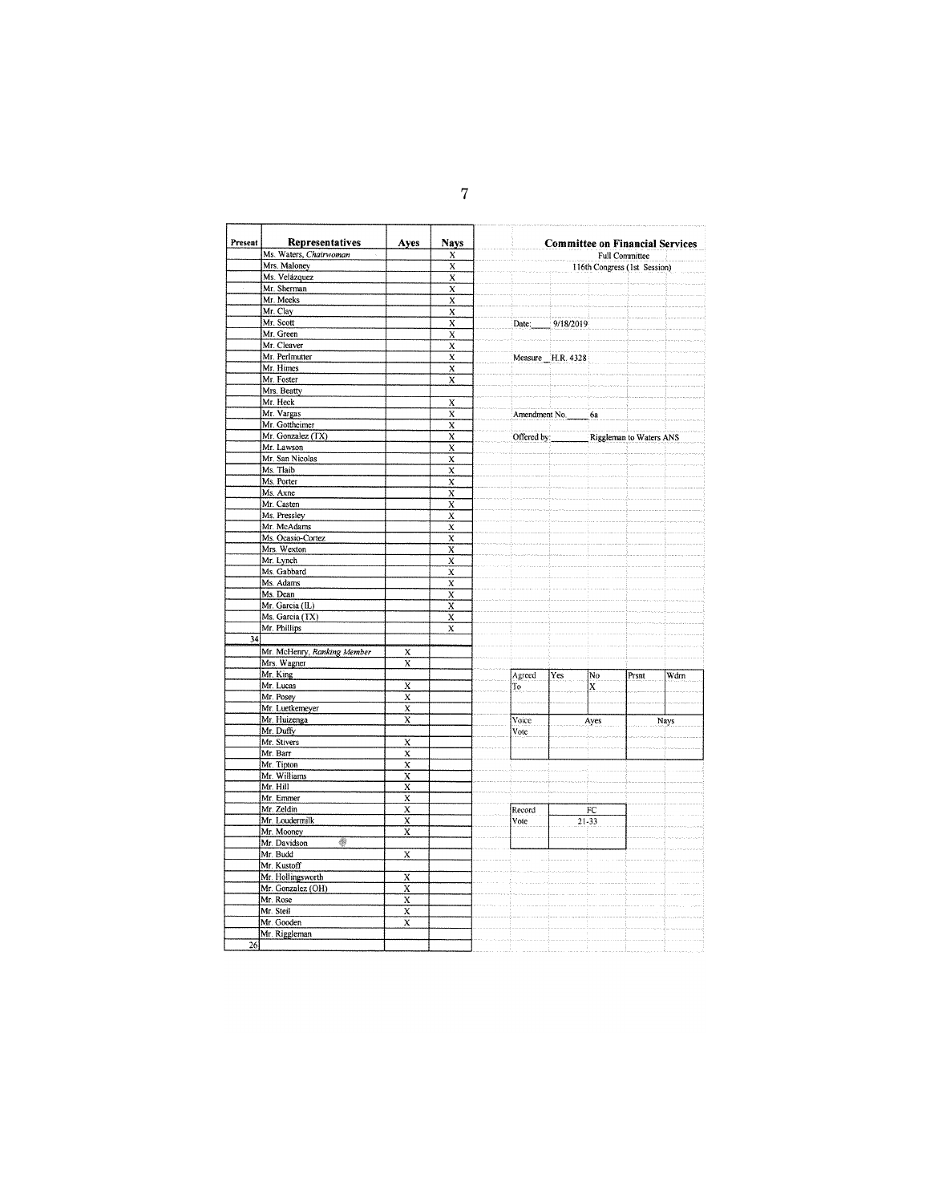| Present | Representatives | Ayes | Nays |
|---|---|---|---|
| | Ms. Waters, *Chairwoman* | | X |
| | Mrs. Maloney | | X |
| | Ms. Velázquez | | X |
| | Mr. Sherman | | X |
| | Mr. Meeks | | X |
| | Mr. Clay | | X |
| | Mr. Scott | | X |
| | Mr. Green | | X |
| | Mr. Cleaver | | X |
| | Mr. Perlmutter | | X |
| | Mr. Himes | | X |
| | Mr. Foster | | X |
| | Mrs. Beatty | | |
| | Mr. Heck | | X |
| | Mr. Vargas | | X |
| | Mr. Gottheimer | | X |
| | Mr. Gonzalez (TX) | | X |
| | Mr. Lawson | | X |
| | Mr. San Nicolas | | X |
| | Ms. Tlaib | | X |
| | Ms. Porter | | X |
| | Ms. Axne | | X |
| | Mr. Casten | | X |
| | Ms. Pressley | | X |
| | Mr. McAdams | | X |
| | Ms. Ocasio-Cortez | | X |
| | Mrs. Wexton | | X |
| | Mr. Lynch | | X |
| | Ms. Gabbard | | X |
| | Ms. Adams | | X |
| | Ms. Dean | | X |
| | Mr. Garcia (IL) | | X |
| | Ms. Garcia (TX) | | X |
| | Mr. Phillips | | X |
| 34 | | | |
| | Mr. McHenry, *Ranking Member* | X | |
| | Mrs. Wagner | X | |
| | Mr. King | | |
| | Mr. Lucas | X | |
| | Mr. Posey | X | |
| | Mr. Luetkemeyer | X | |
| | Mr. Huizenga | X | |
| | Mr. Duffy | | |
| | Mr. Stivers | X | |
| | Mr. Barr | X | |
| | Mr. Tipton | X | |
| | Mr. Williams | X | |
| | Mr. Hill | X | |
| | Mr. Emmer | X | |
| | Mr. Zeldin | X | |
| | Mr. Loudermilk | X | |
| | Mr. Mooney | X | |
| | Mr. Davidson | | |
| | Mr. Budd | X | |
| | Mr. Kustoff | | |
| | Mr. Hollingsworth | X | |
| | Mr. Gonzalez (OH) | X | |
| | Mr. Rose | X | |
| | Mr. Steil | X | |
| | Mr. Gooden | X | |
| | Mr. Riggleman | | |
| 26 | | | |

**Committee on Financial Services**

Full Committee

116th Congress (1st Session)

Date: 9/18/2019

Measure H.R. 4328

Amendment No. 6a

Offered by: Riggleman to Waters ANS

| Agreed To | Yes | No | Prsnt | Wdrn |
|---|---|---|---|---|
| | | X | | |

| Voice Vote | Ayes | Nays |
|---|---|---|
| | | |

| Record Vote | FC |
|---|---|
| | 21-33 |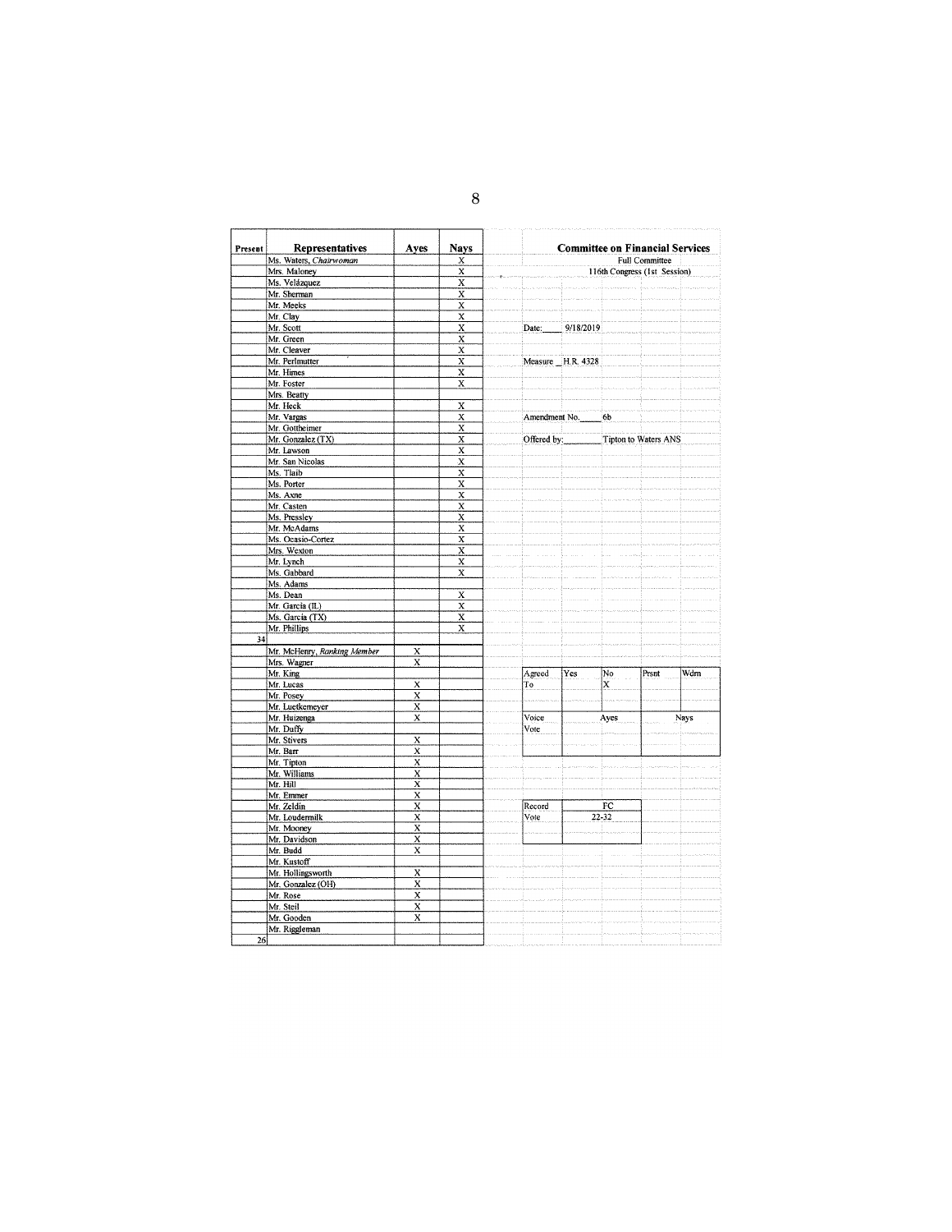**Committee on Financial Services**
Full Committee
116th Congress (1st Session)

Date: 9/18/2019

Measure H.R. 4328

Amendment No. 6b

Offered by: Tipton to Waters ANS

| Present | Representatives | Ayes | Nays |
|---|---|---|---|
| | Ms. Waters, *Chairwoman* | | X |
| | Mrs. Maloney | | X |
| | Ms. Velázquez | | X |
| | Mr. Sherman | | X |
| | Mr. Meeks | | X |
| | Mr. Clay | | X |
| | Mr. Scott | | X |
| | Mr. Green | | X |
| | Mr. Cleaver | | X |
| | Mr. Perlmutter | | X |
| | Mr. Himes | | X |
| | Mr. Foster | | X |
| | Mrs. Beatty | | |
| | Mr. Heck | | X |
| | Mr. Vargas | | X |
| | Mr. Gottheimer | | X |
| | Mr. Gonzalez (TX) | | X |
| | Mr. Lawson | | X |
| | Mr. San Nicolas | | X |
| | Ms. Tlaib | | X |
| | Ms. Porter | | X |
| | Ms. Axne | | X |
| | Mr. Casten | | X |
| | Ms. Pressley | | X |
| | Mr. McAdams | | X |
| | Ms. Ocasio-Cortez | | X |
| | Mrs. Wexton | | X |
| | Mr. Lynch | | X |
| | Ms. Gabbard | | X |
| | Ms. Adams | | |
| | Ms. Dean | | X |
| | Mr. Garcia (IL) | | X |
| | Ms. Garcia (TX) | | X |
| | Mr. Phillips | | X |
| 34 | | | |
| | Mr. McHenry, *Ranking Member* | X | |
| | Mrs. Wagner | X | |
| | Mr. King | | |
| | Mr. Lucas | X | |
| | Mr. Posey | X | |
| | Mr. Luetkemeyer | X | |
| | Mr. Huizenga | X | |
| | Mr. Duffy | | |
| | Mr. Stivers | X | |
| | Mr. Barr | X | |
| | Mr. Tipton | X | |
| | Mr. Williams | X | |
| | Mr. Hill | X | |
| | Mr. Emmer | X | |
| | Mr. Zeldin | X | |
| | Mr. Loudermilk | X | |
| | Mr. Mooney | X | |
| | Mr. Davidson | X | |
| | Mr. Budd | X | |
| | Mr. Kustoff | | |
| | Mr. Hollingsworth | X | |
| | Mr. Gonzalez (OH) | X | |
| | Mr. Rose | X | |
| | Mr. Steil | X | |
| | Mr. Gooden | X | |
| | Mr. Riggleman | | |
| 26 | | | |

| Agreed To | Yes | No | Prsnt | Wdrn |
|---|---|---|---|---|
| | | X | | |

| Voice Vote | Ayes | Nays |
|---|---|---|
| | | |

| Record Vote | FC |
|---|---|
| | 22-32 |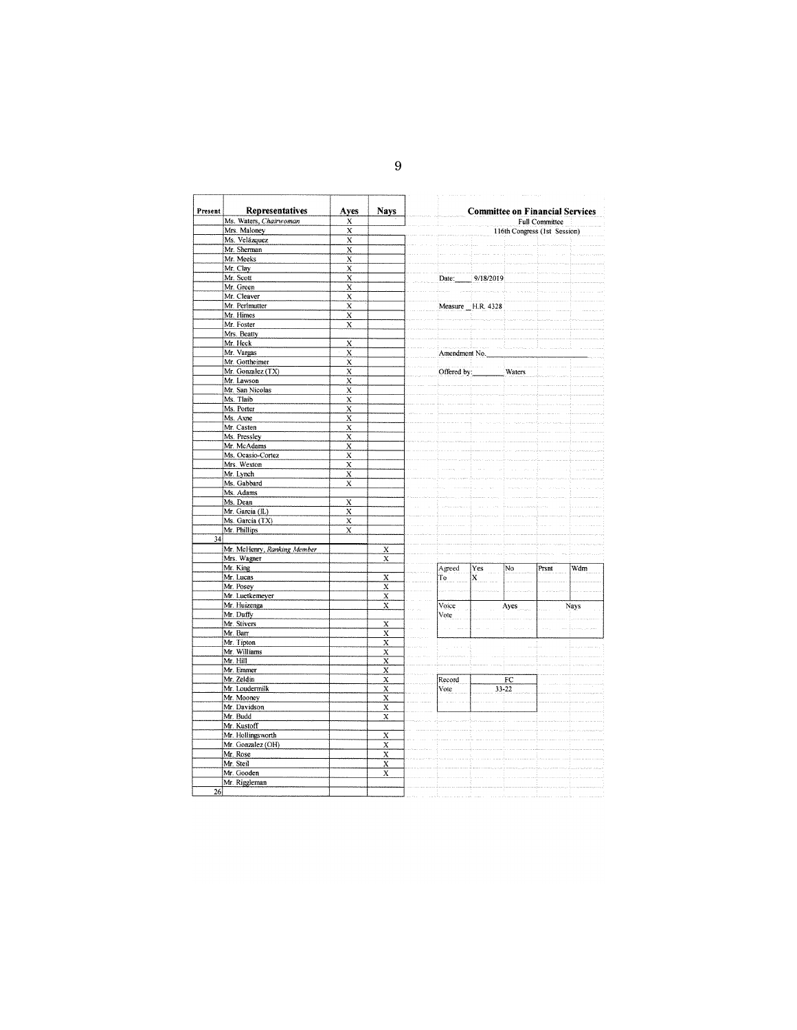**Committee on Financial Services**
Full Committee
116th Congress (1st Session)

Date: 9/18/2019

Measure H.R. 4328

Amendment No.

Offered by: Waters

| Present | Representatives | Ayes | Nays |
|---|---|---|---|
| | Ms. Waters, *Chairwoman* | X | |
| | Mrs. Maloney | X | |
| | Ms. Velázquez | X | |
| | Mr. Sherman | X | |
| | Mr. Meeks | X | |
| | Mr. Clay | X | |
| | Mr. Scott | X | |
| | Mr. Green | X | |
| | Mr. Cleaver | X | |
| | Mr. Perlmutter | X | |
| | Mr. Himes | X | |
| | Mr. Foster | X | |
| | Mrs. Beatty | | |
| | Mr. Heck | X | |
| | Mr. Vargas | X | |
| | Mr. Gottheimer | X | |
| | Mr. Gonzalez (TX) | X | |
| | Mr. Lawson | X | |
| | Mr. San Nicolas | X | |
| | Ms. Tlaib | X | |
| | Ms. Porter | X | |
| | Ms. Axne | X | |
| | Mr. Casten | X | |
| | Ms. Pressley | X | |
| | Mr. McAdams | X | |
| | Ms. Ocasio-Cortez | X | |
| | Mrs. Wexton | X | |
| | Mr. Lynch | X | |
| | Ms. Gabbard | X | |
| | Ms. Adams | | |
| | Ms. Dean | X | |
| | Mr. Garcia (IL) | X | |
| | Ms. Garcia (TX) | X | |
| | Mr. Phillips | X | |
| 34 | | | |
| | Mr. McHenry, *Ranking Member* | | X |
| | Mrs. Wagner | | X |
| | Mr. King | | |
| | Mr. Lucas | | X |
| | Mr. Posey | | X |
| | Mr. Luetkemeyer | | X |
| | Mr. Huizenga | | X |
| | Mr. Duffy | | |
| | Mr. Stivers | | X |
| | Mr. Barr | | X |
| | Mr. Tipton | | X |
| | Mr. Williams | | X |
| | Mr. Hill | | X |
| | Mr. Emmer | | X |
| | Mr. Zeldin | | X |
| | Mr. Loudermilk | | X |
| | Mr. Mooney | | X |
| | Mr. Davidson | | X |
| | Mr. Budd | | X |
| | Mr. Kustoff | | |
| | Mr. Hollingsworth | | X |
| | Mr. Gonzalez (OH) | | X |
| | Mr. Rose | | X |
| | Mr. Steil | | X |
| | Mr. Gooden | | X |
| | Mr. Riggleman | | |
| 26 | | | |

| Agreed To | Yes | No | Prsnt | Wdrn |
|---|---|---|---|---|
| | X | | | |

| Voice Vote | Ayes | Nays |
|---|---|---|
| | | |

| Record Vote | FC |
|---|---|
| | 33-22 |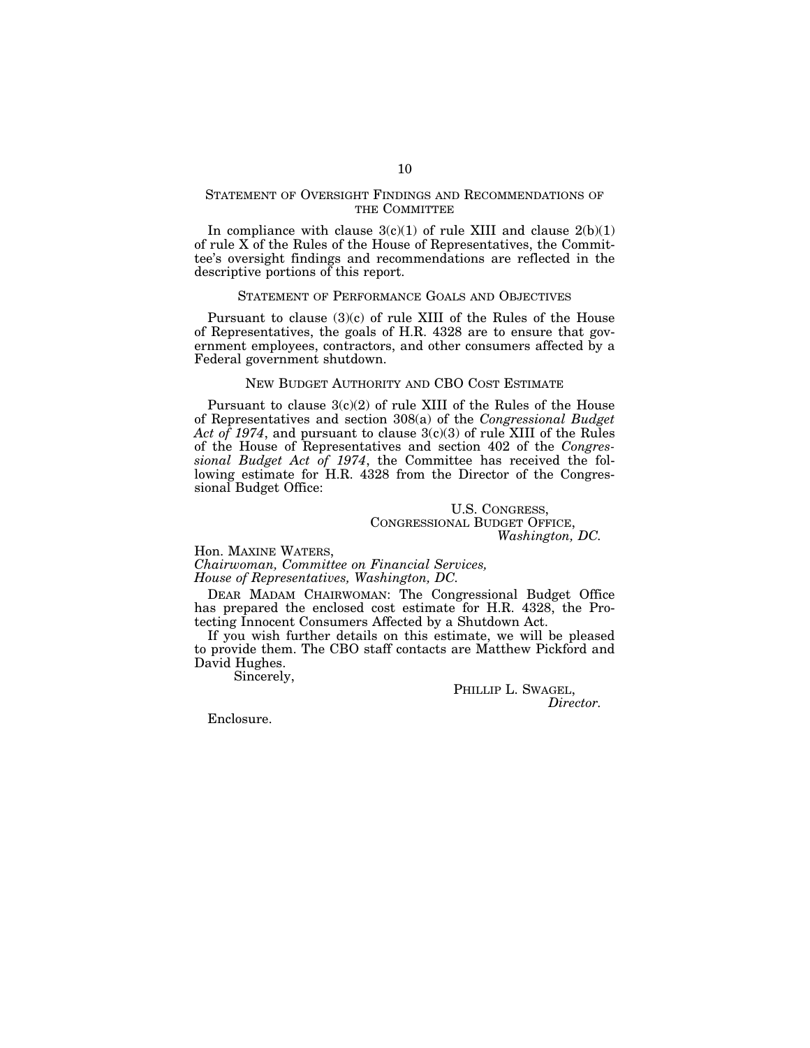## Statement of Oversight Findings and Recommendations of the Committee

In compliance with clause 3(c)(1) of rule XIII and clause 2(b)(1) of rule X of the Rules of the House of Representatives, the Committee's oversight findings and recommendations are reflected in the descriptive portions of this report.

## Statement of Performance Goals and Objectives

Pursuant to clause (3)(c) of rule XIII of the Rules of the House of Representatives, the goals of H.R. 4328 are to ensure that government employees, contractors, and other consumers affected by a Federal government shutdown.

## New Budget Authority and CBO Cost Estimate

Pursuant to clause 3(c)(2) of rule XIII of the Rules of the House of Representatives and section 308(a) of the *Congressional Budget Act of 1974*, and pursuant to clause 3(c)(3) of rule XIII of the Rules of the House of Representatives and section 402 of the *Congressional Budget Act of 1974*, the Committee has received the following estimate for H.R. 4328 from the Director of the Congressional Budget Office:

U.S. Congress,
Congressional Budget Office,
*Washington, DC.*

Hon. Maxine Waters,
*Chairwoman, Committee on Financial Services,*
*House of Representatives, Washington, DC.*

Dear Madam Chairwoman: The Congressional Budget Office has prepared the enclosed cost estimate for H.R. 4328, the Protecting Innocent Consumers Affected by a Shutdown Act.

If you wish further details on this estimate, we will be pleased to provide them. The CBO staff contacts are Matthew Pickford and David Hughes.

Sincerely,

Phillip L. Swagel,
*Director.*

Enclosure.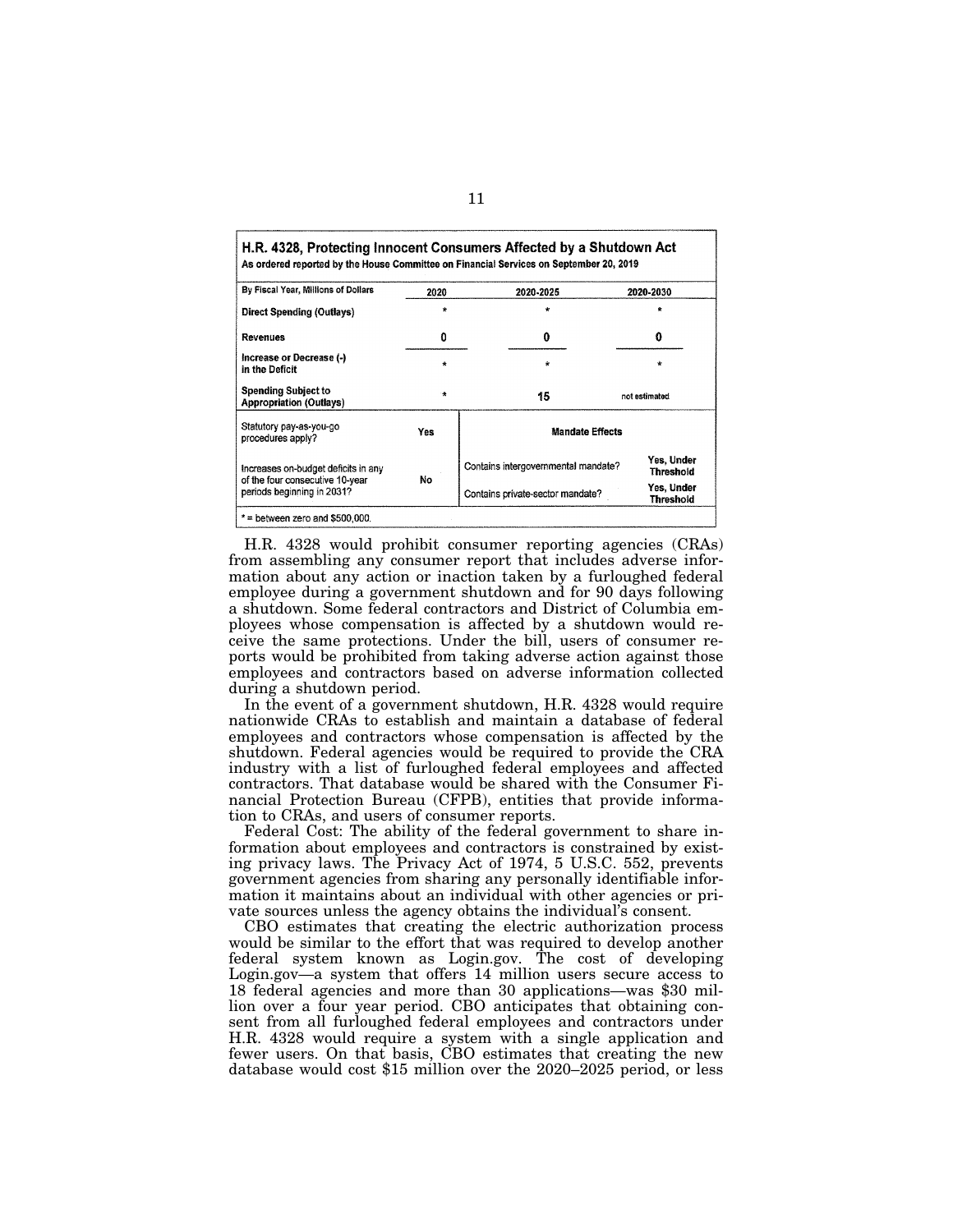**H.R. 4328, Protecting Innocent Consumers Affected by a Shutdown Act**
As ordered reported by the House Committee on Financial Services on September 20, 2019

| By Fiscal Year, Millions of Dollars | 2020 | 2020-2025 | 2020-2030 |
|---|---|---|---|
| Direct Spending (Outlays) | * | * | * |
| Revenues | 0 | 0 | 0 |
| Increase or Decrease (-) in the Deficit | * | * | * |
| Spending Subject to Appropriation (Outlays) | * | 15 | not estimated |

| | | Mandate Effects | |
|---|---|---|---|
| Statutory pay-as-you-go procedures apply? | Yes | | |
| Increases on-budget deficits in any of the four consecutive 10-year periods beginning in 2031? | No | Contains intergovernmental mandate? | Yes, Under Threshold |
| | | Contains private-sector mandate? | Yes, Under Threshold |

* = between zero and $500,000.

H.R. 4328 would prohibit consumer reporting agencies (CRAs) from assembling any consumer report that includes adverse information about any action or inaction taken by a furloughed federal employee during a government shutdown and for 90 days following a shutdown. Some federal contractors and District of Columbia employees whose compensation is affected by a shutdown would receive the same protections. Under the bill, users of consumer reports would be prohibited from taking adverse action against those employees and contractors based on adverse information collected during a shutdown period.

In the event of a government shutdown, H.R. 4328 would require nationwide CRAs to establish and maintain a database of federal employees and contractors whose compensation is affected by the shutdown. Federal agencies would be required to provide the CRA industry with a list of furloughed federal employees and affected contractors. That database would be shared with the Consumer Financial Protection Bureau (CFPB), entities that provide information to CRAs, and users of consumer reports.

Federal Cost: The ability of the federal government to share information about employees and contractors is constrained by existing privacy laws. The Privacy Act of 1974, 5 U.S.C. 552, prevents government agencies from sharing any personally identifiable information it maintains about an individual with other agencies or private sources unless the agency obtains the individual's consent.

CBO estimates that creating the electric authorization process would be similar to the effort that was required to develop another federal system known as Login.gov. The cost of developing Login.gov—a system that offers 14 million users secure access to 18 federal agencies and more than 30 applications—was $30 million over a four year period. CBO anticipates that obtaining consent from all furloughed federal employees and contractors under H.R. 4328 would require a system with a single application and fewer users. On that basis, CBO estimates that creating the new database would cost $15 million over the 2020–2025 period, or less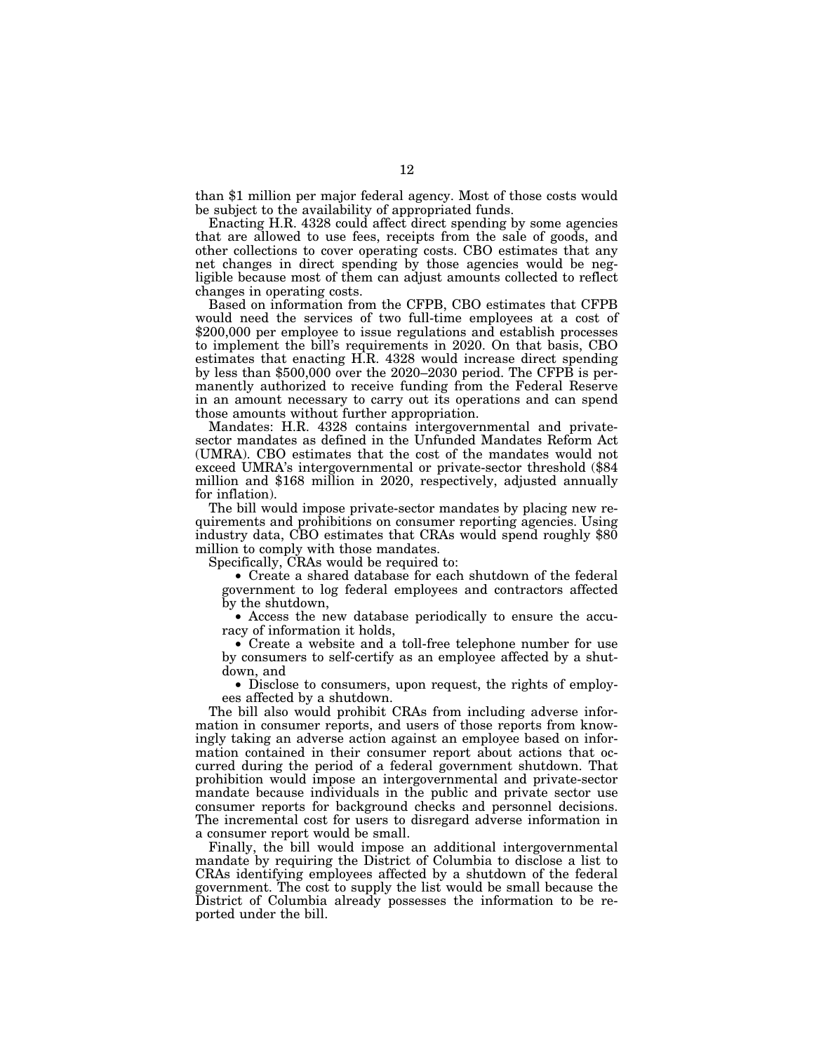than $1 million per major federal agency. Most of those costs would be subject to the availability of appropriated funds.

Enacting H.R. 4328 could affect direct spending by some agencies that are allowed to use fees, receipts from the sale of goods, and other collections to cover operating costs. CBO estimates that any net changes in direct spending by those agencies would be negligible because most of them can adjust amounts collected to reflect changes in operating costs.

Based on information from the CFPB, CBO estimates that CFPB would need the services of two full-time employees at a cost of $200,000 per employee to issue regulations and establish processes to implement the bill's requirements in 2020. On that basis, CBO estimates that enacting H.R. 4328 would increase direct spending by less than $500,000 over the 2020–2030 period. The CFPB is permanently authorized to receive funding from the Federal Reserve in an amount necessary to carry out its operations and can spend those amounts without further appropriation.

Mandates: H.R. 4328 contains intergovernmental and private-sector mandates as defined in the Unfunded Mandates Reform Act (UMRA). CBO estimates that the cost of the mandates would not exceed UMRA's intergovernmental or private-sector threshold ($84 million and $168 million in 2020, respectively, adjusted annually for inflation).

The bill would impose private-sector mandates by placing new requirements and prohibitions on consumer reporting agencies. Using industry data, CBO estimates that CRAs would spend roughly $80 million to comply with those mandates.

Specifically, CRAs would be required to:

- Create a shared database for each shutdown of the federal government to log federal employees and contractors affected by the shutdown,
- Access the new database periodically to ensure the accuracy of information it holds,
- Create a website and a toll-free telephone number for use by consumers to self-certify as an employee affected by a shutdown, and
- Disclose to consumers, upon request, the rights of employees affected by a shutdown.

The bill also would prohibit CRAs from including adverse information in consumer reports, and users of those reports from knowingly taking an adverse action against an employee based on information contained in their consumer report about actions that occurred during the period of a federal government shutdown. That prohibition would impose an intergovernmental and private-sector mandate because individuals in the public and private sector use consumer reports for background checks and personnel decisions. The incremental cost for users to disregard adverse information in a consumer report would be small.

Finally, the bill would impose an additional intergovernmental mandate by requiring the District of Columbia to disclose a list to CRAs identifying employees affected by a shutdown of the federal government. The cost to supply the list would be small because the District of Columbia already possesses the information to be reported under the bill.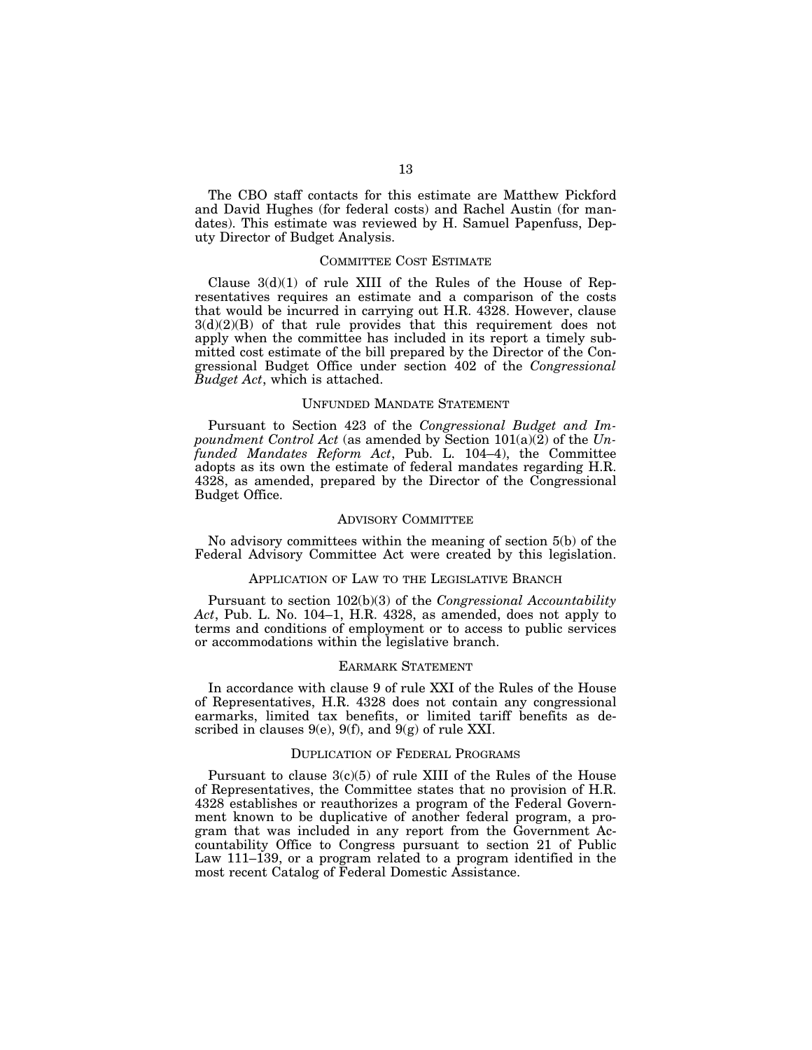The CBO staff contacts for this estimate are Matthew Pickford and David Hughes (for federal costs) and Rachel Austin (for mandates). This estimate was reviewed by H. Samuel Papenfuss, Deputy Director of Budget Analysis.

## COMMITTEE COST ESTIMATE

Clause 3(d)(1) of rule XIII of the Rules of the House of Representatives requires an estimate and a comparison of the costs that would be incurred in carrying out H.R. 4328. However, clause 3(d)(2)(B) of that rule provides that this requirement does not apply when the committee has included in its report a timely submitted cost estimate of the bill prepared by the Director of the Congressional Budget Office under section 402 of the *Congressional Budget Act*, which is attached.

## UNFUNDED MANDATE STATEMENT

Pursuant to Section 423 of the *Congressional Budget and Impoundment Control Act* (as amended by Section 101(a)(2) of the *Unfunded Mandates Reform Act*, Pub. L. 104–4), the Committee adopts as its own the estimate of federal mandates regarding H.R. 4328, as amended, prepared by the Director of the Congressional Budget Office.

## ADVISORY COMMITTEE

No advisory committees within the meaning of section 5(b) of the Federal Advisory Committee Act were created by this legislation.

## APPLICATION OF LAW TO THE LEGISLATIVE BRANCH

Pursuant to section 102(b)(3) of the *Congressional Accountability Act*, Pub. L. No. 104–1, H.R. 4328, as amended, does not apply to terms and conditions of employment or to access to public services or accommodations within the legislative branch.

## EARMARK STATEMENT

In accordance with clause 9 of rule XXI of the Rules of the House of Representatives, H.R. 4328 does not contain any congressional earmarks, limited tax benefits, or limited tariff benefits as described in clauses 9(e), 9(f), and 9(g) of rule XXI.

## DUPLICATION OF FEDERAL PROGRAMS

Pursuant to clause 3(c)(5) of rule XIII of the Rules of the House of Representatives, the Committee states that no provision of H.R. 4328 establishes or reauthorizes a program of the Federal Government known to be duplicative of another federal program, a program that was included in any report from the Government Accountability Office to Congress pursuant to section 21 of Public Law 111–139, or a program related to a program identified in the most recent Catalog of Federal Domestic Assistance.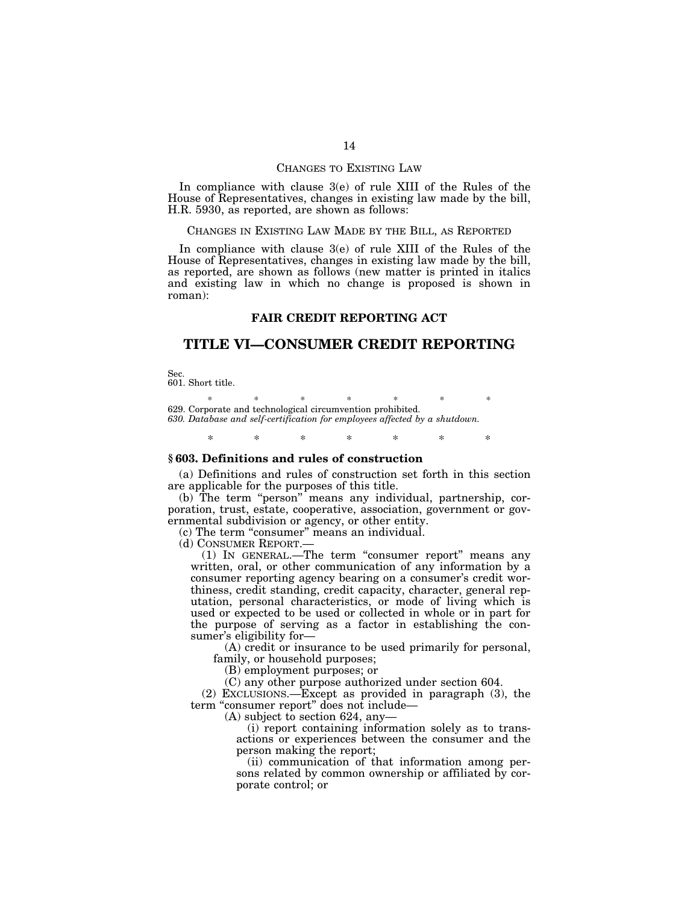## CHANGES TO EXISTING LAW

In compliance with clause 3(e) of rule XIII of the Rules of the House of Representatives, changes in existing law made by the bill, H.R. 5930, as reported, are shown as follows:

### CHANGES IN EXISTING LAW MADE BY THE BILL, AS REPORTED

In compliance with clause 3(e) of rule XIII of the Rules of the House of Representatives, changes in existing law made by the bill, as reported, are shown as follows (new matter is printed in italics and existing law in which no change is proposed is shown in roman):

## FAIR CREDIT REPORTING ACT

# TITLE VI—CONSUMER CREDIT REPORTING

Sec.
601. Short title.

\* \* \* \* \* \* \*

629. Corporate and technological circumvention prohibited.
*630. Database and self-certification for employees affected by a shutdown.*

\* \* \* \* \* \* \*

### § 603. Definitions and rules of construction

(a) Definitions and rules of construction set forth in this section are applicable for the purposes of this title.

(b) The term "person" means any individual, partnership, corporation, trust, estate, cooperative, association, government or governmental subdivision or agency, or other entity.

(c) The term "consumer" means an individual.

(d) CONSUMER REPORT.—

(1) IN GENERAL.—The term "consumer report" means any written, oral, or other communication of any information by a consumer reporting agency bearing on a consumer's credit worthiness, credit standing, credit capacity, character, general reputation, personal characteristics, or mode of living which is used or expected to be used or collected in whole or in part for the purpose of serving as a factor in establishing the consumer's eligibility for—

(A) credit or insurance to be used primarily for personal, family, or household purposes;

(B) employment purposes; or

(C) any other purpose authorized under section 604.

(2) EXCLUSIONS.—Except as provided in paragraph (3), the term "consumer report" does not include—

(A) subject to section 624, any—

(i) report containing information solely as to transactions or experiences between the consumer and the person making the report;

(ii) communication of that information among persons related by common ownership or affiliated by corporate control; or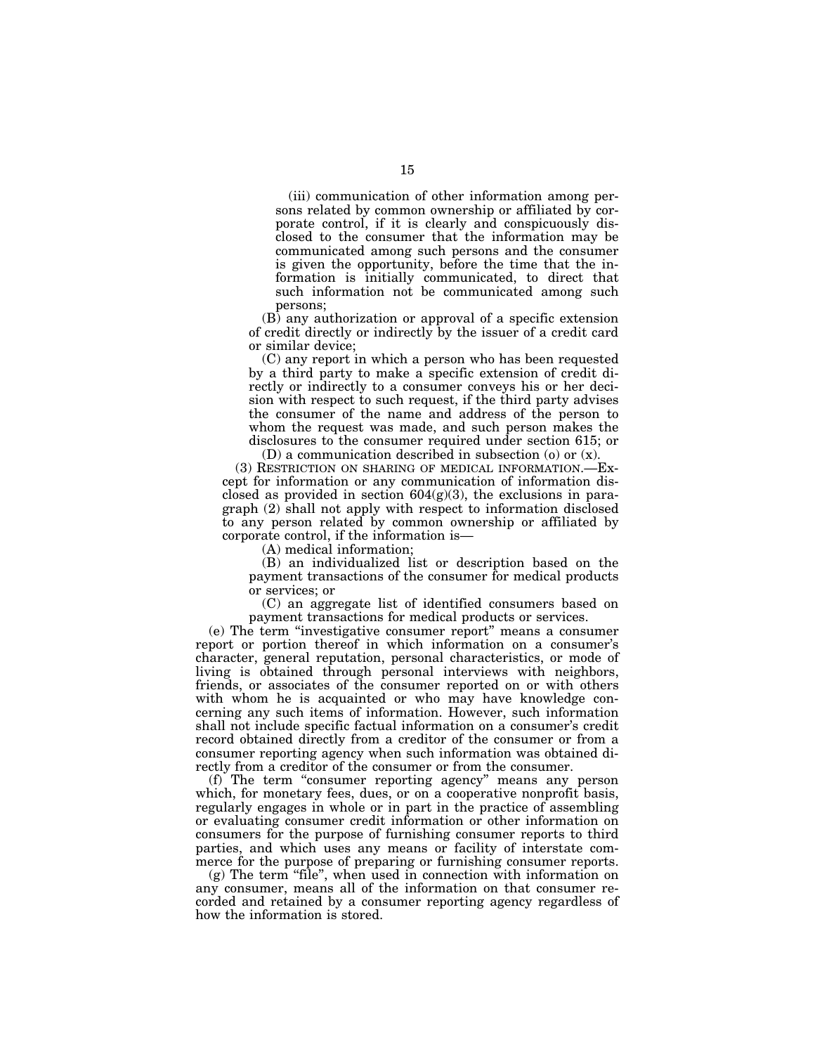(iii) communication of other information among persons related by common ownership or affiliated by corporate control, if it is clearly and conspicuously disclosed to the consumer that the information may be communicated among such persons and the consumer is given the opportunity, before the time that the information is initially communicated, to direct that such information not be communicated among such persons;

(B) any authorization or approval of a specific extension of credit directly or indirectly by the issuer of a credit card or similar device;

(C) any report in which a person who has been requested by a third party to make a specific extension of credit directly or indirectly to a consumer conveys his or her decision with respect to such request, if the third party advises the consumer of the name and address of the person to whom the request was made, and such person makes the disclosures to the consumer required under section 615; or

(D) a communication described in subsection (o) or (x).

(3) RESTRICTION ON SHARING OF MEDICAL INFORMATION.—Except for information or any communication of information disclosed as provided in section 604(g)(3), the exclusions in paragraph (2) shall not apply with respect to information disclosed to any person related by common ownership or affiliated by corporate control, if the information is—

(A) medical information;

(B) an individualized list or description based on the payment transactions of the consumer for medical products or services; or

(C) an aggregate list of identified consumers based on payment transactions for medical products or services.

(e) The term "investigative consumer report" means a consumer report or portion thereof in which information on a consumer's character, general reputation, personal characteristics, or mode of living is obtained through personal interviews with neighbors, friends, or associates of the consumer reported on or with others with whom he is acquainted or who may have knowledge concerning any such items of information. However, such information shall not include specific factual information on a consumer's credit record obtained directly from a creditor of the consumer or from a consumer reporting agency when such information was obtained directly from a creditor of the consumer or from the consumer.

(f) The term "consumer reporting agency" means any person which, for monetary fees, dues, or on a cooperative nonprofit basis, regularly engages in whole or in part in the practice of assembling or evaluating consumer credit information or other information on consumers for the purpose of furnishing consumer reports to third parties, and which uses any means or facility of interstate commerce for the purpose of preparing or furnishing consumer reports.

(g) The term "file", when used in connection with information on any consumer, means all of the information on that consumer recorded and retained by a consumer reporting agency regardless of how the information is stored.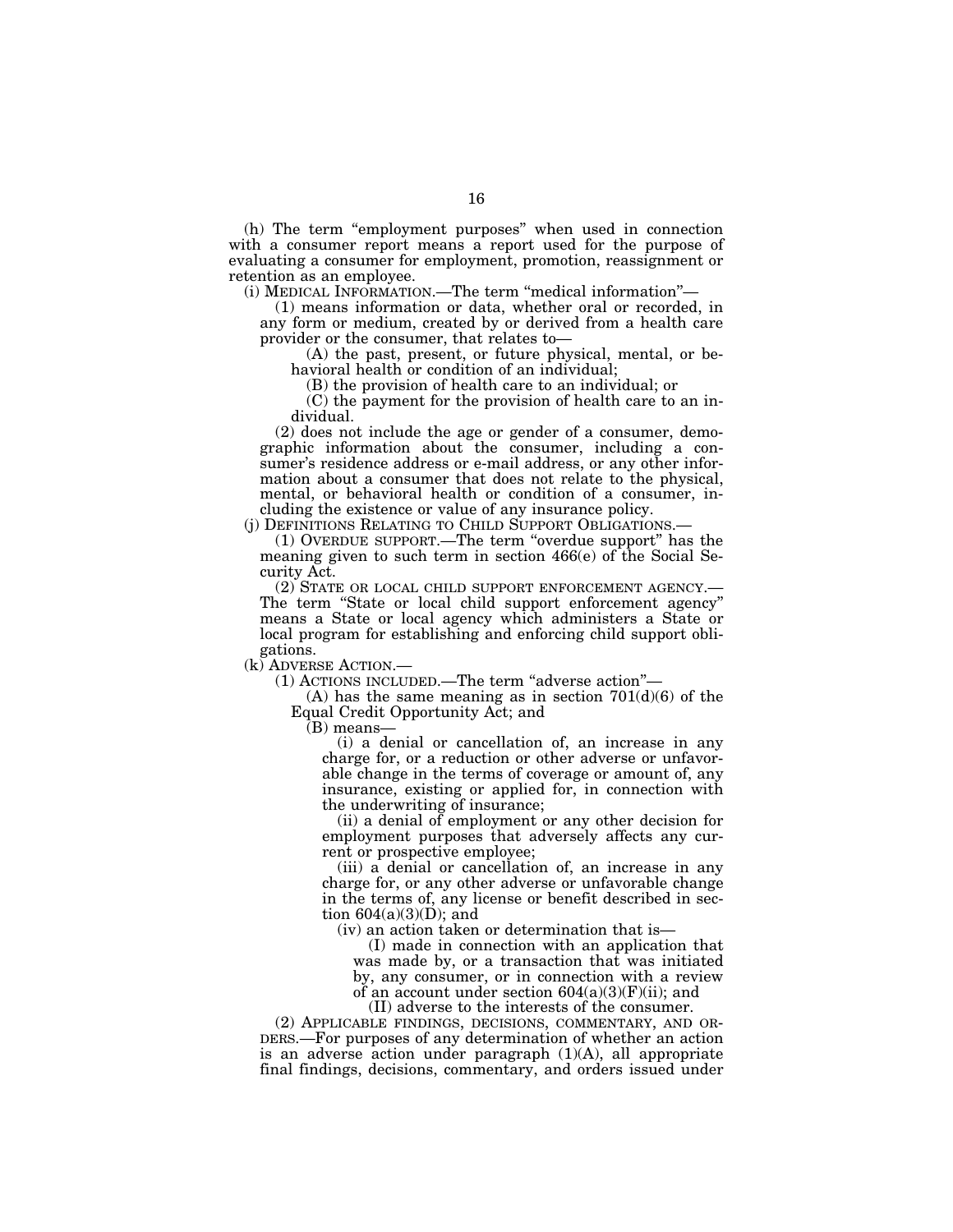(h) The term "employment purposes" when used in connection with a consumer report means a report used for the purpose of evaluating a consumer for employment, promotion, reassignment or retention as an employee.

(i) MEDICAL INFORMATION.—The term "medical information"—

(1) means information or data, whether oral or recorded, in any form or medium, created by or derived from a health care provider or the consumer, that relates to—

(A) the past, present, or future physical, mental, or behavioral health or condition of an individual;

(B) the provision of health care to an individual; or

(C) the payment for the provision of health care to an individual.

(2) does not include the age or gender of a consumer, demographic information about the consumer, including a consumer's residence address or e-mail address, or any other information about a consumer that does not relate to the physical, mental, or behavioral health or condition of a consumer, including the existence or value of any insurance policy.

(j) DEFINITIONS RELATING TO CHILD SUPPORT OBLIGATIONS.—

(1) OVERDUE SUPPORT.—The term "overdue support" has the meaning given to such term in section 466(e) of the Social Security Act.

(2) STATE OR LOCAL CHILD SUPPORT ENFORCEMENT AGENCY.— The term "State or local child support enforcement agency" means a State or local agency which administers a State or local program for establishing and enforcing child support obligations.

(k) ADVERSE ACTION.—

(1) ACTIONS INCLUDED.—The term "adverse action"—

(A) has the same meaning as in section 701(d)(6) of the Equal Credit Opportunity Act; and

(B) means—

(i) a denial or cancellation of, an increase in any charge for, or a reduction or other adverse or unfavorable change in the terms of coverage or amount of, any insurance, existing or applied for, in connection with the underwriting of insurance;

(ii) a denial of employment or any other decision for employment purposes that adversely affects any current or prospective employee;

(iii) a denial or cancellation of, an increase in any charge for, or any other adverse or unfavorable change in the terms of, any license or benefit described in section 604(a)(3)(D); and

(iv) an action taken or determination that is—

(I) made in connection with an application that was made by, or a transaction that was initiated by, any consumer, or in connection with a review of an account under section 604(a)(3)(F)(ii); and

(II) adverse to the interests of the consumer.

(2) APPLICABLE FINDINGS, DECISIONS, COMMENTARY, AND ORDERS.—For purposes of any determination of whether an action is an adverse action under paragraph (1)(A), all appropriate final findings, decisions, commentary, and orders issued under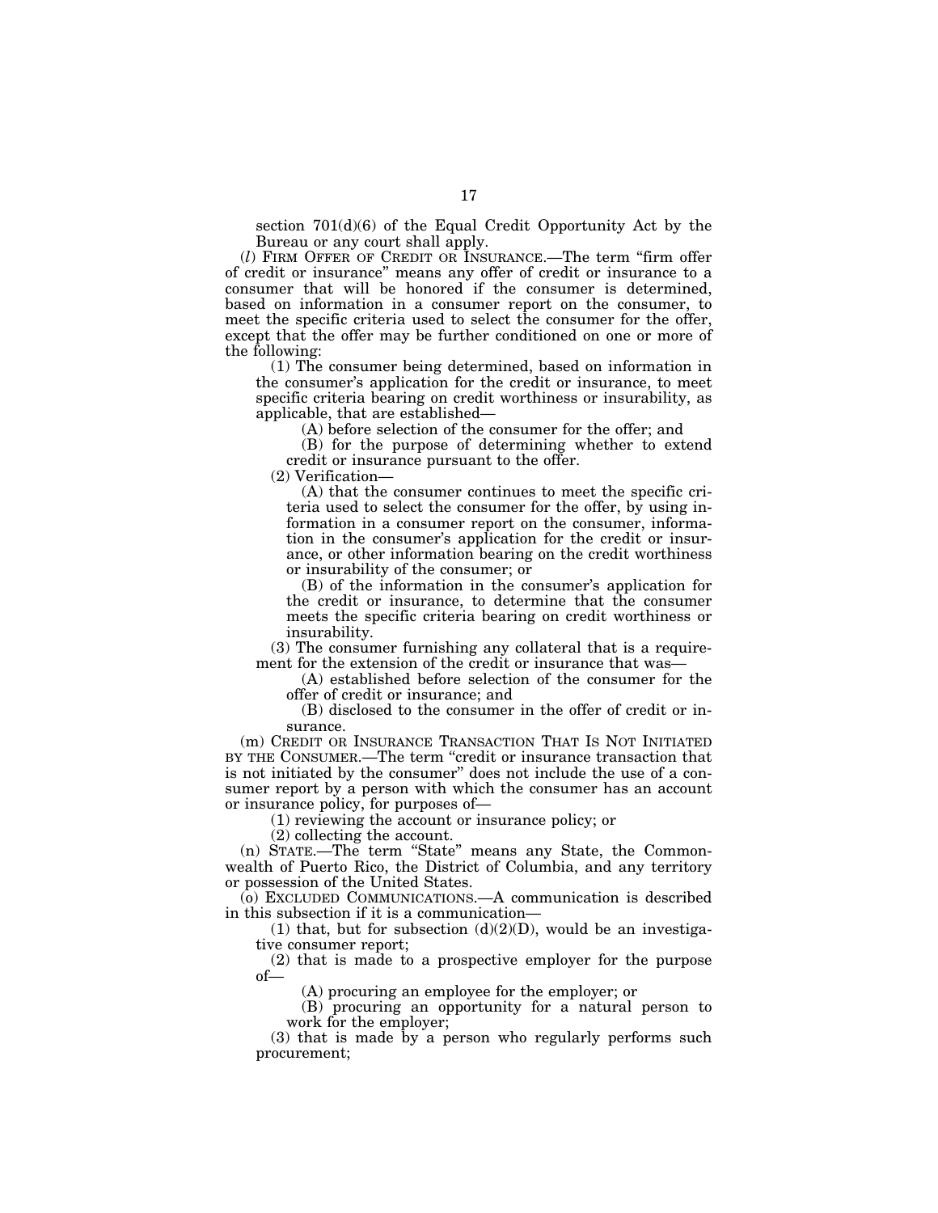section 701(d)(6) of the Equal Credit Opportunity Act by the Bureau or any court shall apply.

(*l*) FIRM OFFER OF CREDIT OR INSURANCE.—The term "firm offer of credit or insurance" means any offer of credit or insurance to a consumer that will be honored if the consumer is determined, based on information in a consumer report on the consumer, to meet the specific criteria used to select the consumer for the offer, except that the offer may be further conditioned on one or more of the following:

(1) The consumer being determined, based on information in the consumer's application for the credit or insurance, to meet specific criteria bearing on credit worthiness or insurability, as applicable, that are established—

(A) before selection of the consumer for the offer; and

(B) for the purpose of determining whether to extend credit or insurance pursuant to the offer.

(2) Verification—

(A) that the consumer continues to meet the specific criteria used to select the consumer for the offer, by using information in a consumer report on the consumer, information in the consumer's application for the credit or insurance, or other information bearing on the credit worthiness or insurability of the consumer; or

(B) of the information in the consumer's application for the credit or insurance, to determine that the consumer meets the specific criteria bearing on credit worthiness or insurability.

(3) The consumer furnishing any collateral that is a requirement for the extension of the credit or insurance that was—

(A) established before selection of the consumer for the offer of credit or insurance; and

(B) disclosed to the consumer in the offer of credit or insurance.

(m) CREDIT OR INSURANCE TRANSACTION THAT IS NOT INITIATED BY THE CONSUMER.—The term "credit or insurance transaction that is not initiated by the consumer" does not include the use of a consumer report by a person with which the consumer has an account or insurance policy, for purposes of—

(1) reviewing the account or insurance policy; or

(2) collecting the account.

(n) STATE.—The term "State" means any State, the Commonwealth of Puerto Rico, the District of Columbia, and any territory or possession of the United States.

(o) EXCLUDED COMMUNICATIONS.—A communication is described in this subsection if it is a communication—

(1) that, but for subsection (d)(2)(D), would be an investigative consumer report;

(2) that is made to a prospective employer for the purpose of—

(A) procuring an employee for the employer; or

(B) procuring an opportunity for a natural person to work for the employer;

(3) that is made by a person who regularly performs such procurement;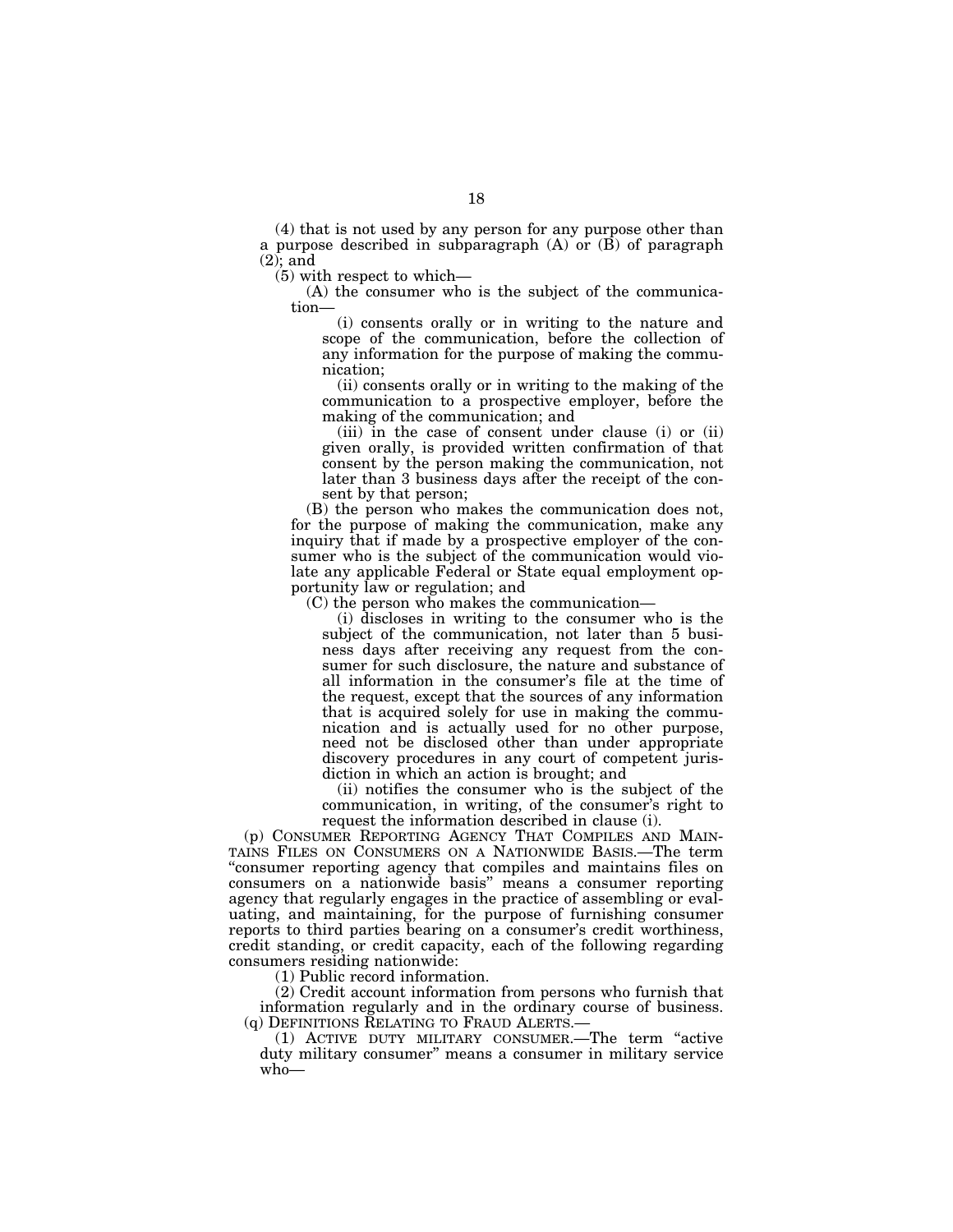(4) that is not used by any person for any purpose other than a purpose described in subparagraph (A) or (B) of paragraph (2); and

(5) with respect to which—

(A) the consumer who is the subject of the communication—

(i) consents orally or in writing to the nature and scope of the communication, before the collection of any information for the purpose of making the communication;

(ii) consents orally or in writing to the making of the communication to a prospective employer, before the making of the communication; and

(iii) in the case of consent under clause (i) or (ii) given orally, is provided written confirmation of that consent by the person making the communication, not later than 3 business days after the receipt of the consent by that person;

(B) the person who makes the communication does not, for the purpose of making the communication, make any inquiry that if made by a prospective employer of the consumer who is the subject of the communication would violate any applicable Federal or State equal employment opportunity law or regulation; and

(C) the person who makes the communication—

(i) discloses in writing to the consumer who is the subject of the communication, not later than 5 business days after receiving any request from the consumer for such disclosure, the nature and substance of all information in the consumer's file at the time of the request, except that the sources of any information that is acquired solely for use in making the communication and is actually used for no other purpose, need not be disclosed other than under appropriate discovery procedures in any court of competent jurisdiction in which an action is brought; and

(ii) notifies the consumer who is the subject of the communication, in writing, of the consumer's right to request the information described in clause (i).

(p) CONSUMER REPORTING AGENCY THAT COMPILES AND MAINTAINS FILES ON CONSUMERS ON A NATIONWIDE BASIS.—The term "consumer reporting agency that compiles and maintains files on consumers on a nationwide basis" means a consumer reporting agency that regularly engages in the practice of assembling or evaluating, and maintaining, for the purpose of furnishing consumer reports to third parties bearing on a consumer's credit worthiness, credit standing, or credit capacity, each of the following regarding consumers residing nationwide:

(1) Public record information.

(2) Credit account information from persons who furnish that information regularly and in the ordinary course of business.

(q) DEFINITIONS RELATING TO FRAUD ALERTS.—

(1) ACTIVE DUTY MILITARY CONSUMER.—The term "active duty military consumer" means a consumer in military service who—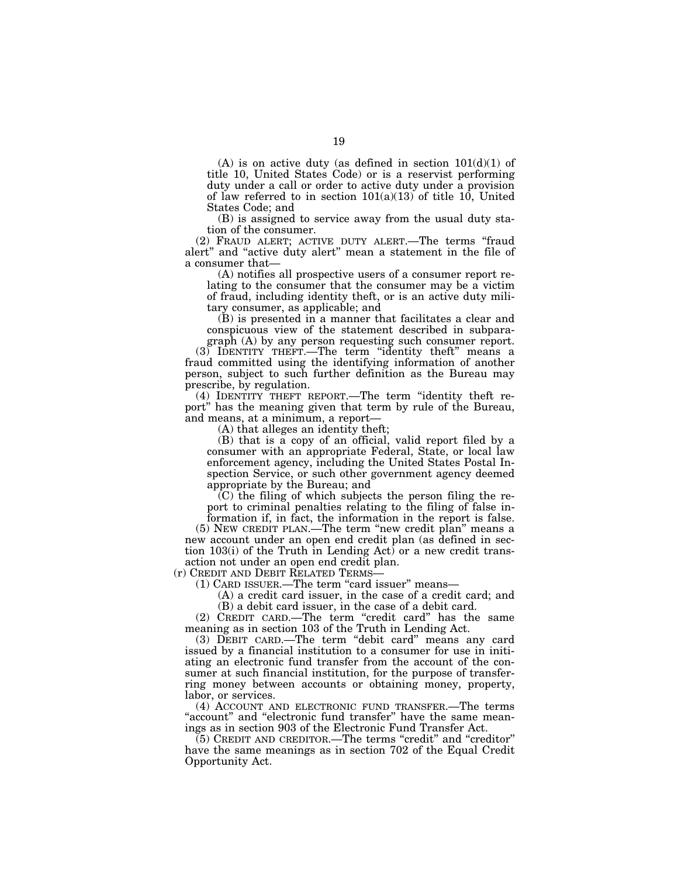(A) is on active duty (as defined in section 101(d)(1) of title 10, United States Code) or is a reservist performing duty under a call or order to active duty under a provision of law referred to in section 101(a)(13) of title 10, United States Code; and

(B) is assigned to service away from the usual duty station of the consumer.

(2) FRAUD ALERT; ACTIVE DUTY ALERT.—The terms "fraud alert" and "active duty alert" mean a statement in the file of a consumer that—

(A) notifies all prospective users of a consumer report relating to the consumer that the consumer may be a victim of fraud, including identity theft, or is an active duty military consumer, as applicable; and

(B) is presented in a manner that facilitates a clear and conspicuous view of the statement described in subparagraph (A) by any person requesting such consumer report.

(3) IDENTITY THEFT.—The term "identity theft" means a fraud committed using the identifying information of another person, subject to such further definition as the Bureau may prescribe, by regulation.

(4) IDENTITY THEFT REPORT.—The term "identity theft report" has the meaning given that term by rule of the Bureau, and means, at a minimum, a report—

(A) that alleges an identity theft;

(B) that is a copy of an official, valid report filed by a consumer with an appropriate Federal, State, or local law enforcement agency, including the United States Postal Inspection Service, or such other government agency deemed appropriate by the Bureau; and

(C) the filing of which subjects the person filing the report to criminal penalties relating to the filing of false information if, in fact, the information in the report is false.

(5) NEW CREDIT PLAN.—The term "new credit plan" means a new account under an open end credit plan (as defined in section 103(i) of the Truth in Lending Act) or a new credit transaction not under an open end credit plan.

(r) CREDIT AND DEBIT RELATED TERMS—

(1) CARD ISSUER.—The term "card issuer" means—

(A) a credit card issuer, in the case of a credit card; and

(B) a debit card issuer, in the case of a debit card.

(2) CREDIT CARD.—The term "credit card" has the same meaning as in section 103 of the Truth in Lending Act.

(3) DEBIT CARD.—The term "debit card" means any card issued by a financial institution to a consumer for use in initiating an electronic fund transfer from the account of the consumer at such financial institution, for the purpose of transferring money between accounts or obtaining money, property, labor, or services.

(4) ACCOUNT AND ELECTRONIC FUND TRANSFER.—The terms "account" and "electronic fund transfer" have the same meanings as in section 903 of the Electronic Fund Transfer Act.

(5) CREDIT AND CREDITOR.—The terms "credit" and "creditor" have the same meanings as in section 702 of the Equal Credit Opportunity Act.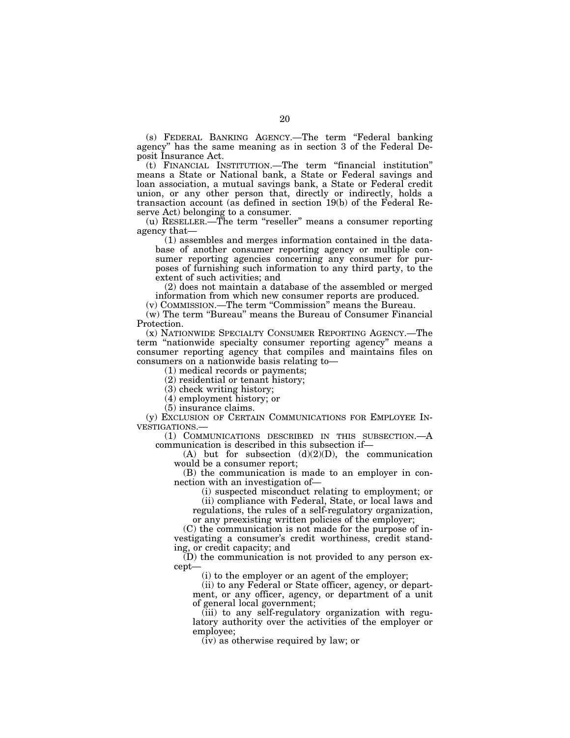(s) FEDERAL BANKING AGENCY.—The term "Federal banking agency" has the same meaning as in section 3 of the Federal Deposit Insurance Act.

(t) FINANCIAL INSTITUTION.—The term "financial institution" means a State or National bank, a State or Federal savings and loan association, a mutual savings bank, a State or Federal credit union, or any other person that, directly or indirectly, holds a transaction account (as defined in section 19(b) of the Federal Reserve Act) belonging to a consumer.

(u) RESELLER.—The term "reseller" means a consumer reporting agency that—

(1) assembles and merges information contained in the database of another consumer reporting agency or multiple consumer reporting agencies concerning any consumer for purposes of furnishing such information to any third party, to the extent of such activities; and

(2) does not maintain a database of the assembled or merged information from which new consumer reports are produced.

(v) COMMISSION.—The term "Commission" means the Bureau.

(w) The term "Bureau" means the Bureau of Consumer Financial Protection.

(x) NATIONWIDE SPECIALTY CONSUMER REPORTING AGENCY.—The term "nationwide specialty consumer reporting agency" means a consumer reporting agency that compiles and maintains files on consumers on a nationwide basis relating to—

(1) medical records or payments;

(2) residential or tenant history;

(3) check writing history;

(4) employment history; or

(5) insurance claims.

(y) EXCLUSION OF CERTAIN COMMUNICATIONS FOR EMPLOYEE INVESTIGATIONS.—

(1) COMMUNICATIONS DESCRIBED IN THIS SUBSECTION.—A communication is described in this subsection if—

(A) but for subsection (d)(2)(D), the communication would be a consumer report;

(B) the communication is made to an employer in connection with an investigation of—

(i) suspected misconduct relating to employment; or

(ii) compliance with Federal, State, or local laws and regulations, the rules of a self-regulatory organization, or any preexisting written policies of the employer;

(C) the communication is not made for the purpose of investigating a consumer's credit worthiness, credit standing, or credit capacity; and

(D) the communication is not provided to any person except—

(i) to the employer or an agent of the employer;

(ii) to any Federal or State officer, agency, or department, or any officer, agency, or department of a unit of general local government;

(iii) to any self-regulatory organization with regulatory authority over the activities of the employer or employee;

(iv) as otherwise required by law; or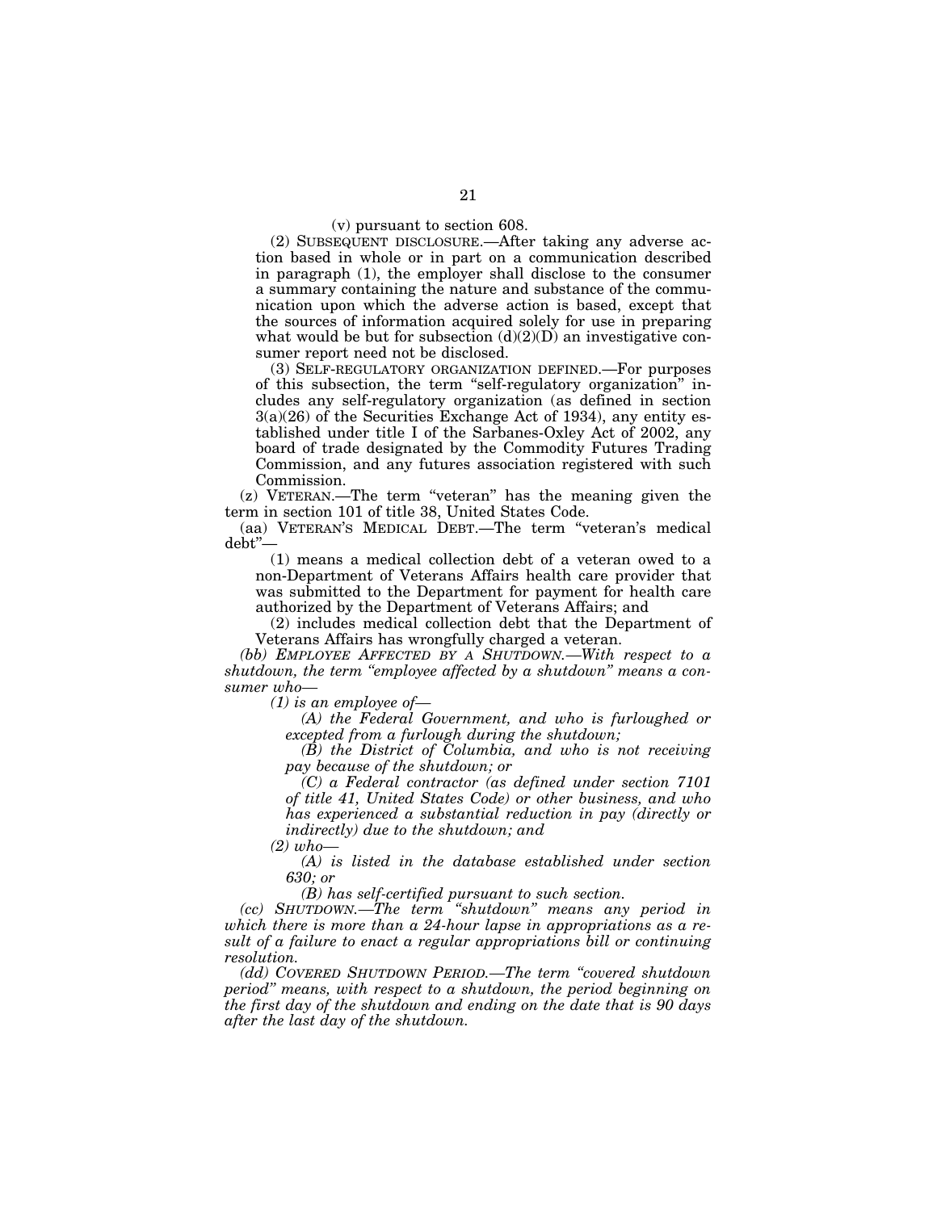(v) pursuant to section 608.

(2) SUBSEQUENT DISCLOSURE.—After taking any adverse action based in whole or in part on a communication described in paragraph (1), the employer shall disclose to the consumer a summary containing the nature and substance of the communication upon which the adverse action is based, except that the sources of information acquired solely for use in preparing what would be but for subsection (d)(2)(D) an investigative consumer report need not be disclosed.

(3) SELF-REGULATORY ORGANIZATION DEFINED.—For purposes of this subsection, the term "self-regulatory organization" includes any self-regulatory organization (as defined in section 3(a)(26) of the Securities Exchange Act of 1934), any entity established under title I of the Sarbanes-Oxley Act of 2002, any board of trade designated by the Commodity Futures Trading Commission, and any futures association registered with such Commission.

(z) VETERAN.—The term "veteran" has the meaning given the term in section 101 of title 38, United States Code.

(aa) VETERAN'S MEDICAL DEBT.—The term "veteran's medical debt"—

(1) means a medical collection debt of a veteran owed to a non-Department of Veterans Affairs health care provider that was submitted to the Department for payment for health care authorized by the Department of Veterans Affairs; and

(2) includes medical collection debt that the Department of Veterans Affairs has wrongfully charged a veteran.

*(bb) EMPLOYEE AFFECTED BY A SHUTDOWN.—With respect to a shutdown, the term "employee affected by a shutdown" means a consumer who—*

*(1) is an employee of—*

*(A) the Federal Government, and who is furloughed or excepted from a furlough during the shutdown;*

*(B) the District of Columbia, and who is not receiving pay because of the shutdown; or*

*(C) a Federal contractor (as defined under section 7101 of title 41, United States Code) or other business, and who has experienced a substantial reduction in pay (directly or indirectly) due to the shutdown; and*

*(2) who—*

*(A) is listed in the database established under section 630; or*

*(B) has self-certified pursuant to such section.*

*(cc) SHUTDOWN.—The term "shutdown" means any period in which there is more than a 24-hour lapse in appropriations as a result of a failure to enact a regular appropriations bill or continuing resolution.*

*(dd) COVERED SHUTDOWN PERIOD.—The term "covered shutdown period" means, with respect to a shutdown, the period beginning on the first day of the shutdown and ending on the date that is 90 days after the last day of the shutdown.*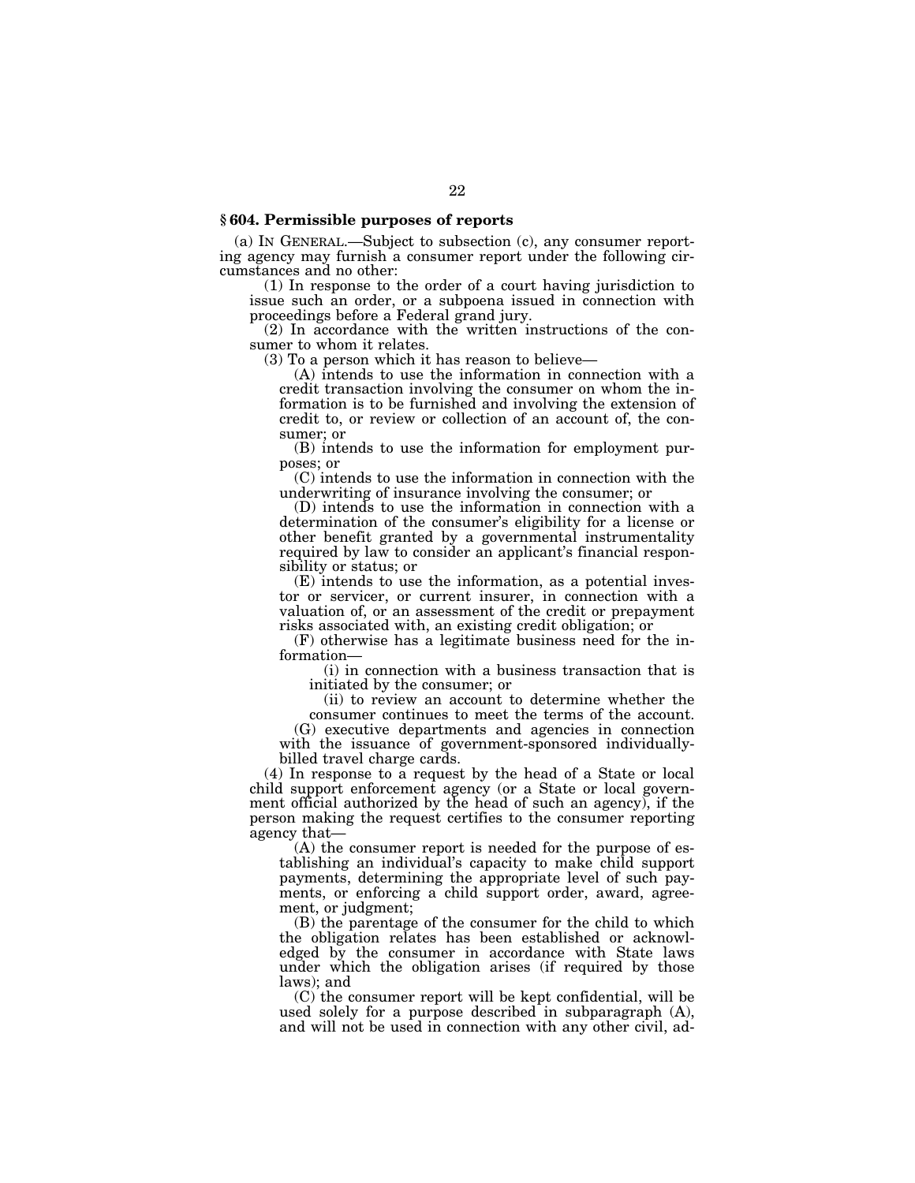### § 604. Permissible purposes of reports

(a) IN GENERAL.—Subject to subsection (c), any consumer reporting agency may furnish a consumer report under the following circumstances and no other:

(1) In response to the order of a court having jurisdiction to issue such an order, or a subpoena issued in connection with proceedings before a Federal grand jury.

(2) In accordance with the written instructions of the consumer to whom it relates.

(3) To a person which it has reason to believe—

(A) intends to use the information in connection with a credit transaction involving the consumer on whom the information is to be furnished and involving the extension of credit to, or review or collection of an account of, the consumer; or

(B) intends to use the information for employment purposes; or

(C) intends to use the information in connection with the underwriting of insurance involving the consumer; or

(D) intends to use the information in connection with a determination of the consumer's eligibility for a license or other benefit granted by a governmental instrumentality required by law to consider an applicant's financial responsibility or status; or

(E) intends to use the information, as a potential investor or servicer, or current insurer, in connection with a valuation of, or an assessment of the credit or prepayment risks associated with, an existing credit obligation; or

(F) otherwise has a legitimate business need for the information—

(i) in connection with a business transaction that is initiated by the consumer; or

(ii) to review an account to determine whether the consumer continues to meet the terms of the account.

(G) executive departments and agencies in connection with the issuance of government-sponsored individually-billed travel charge cards.

(4) In response to a request by the head of a State or local child support enforcement agency (or a State or local government official authorized by the head of such an agency), if the person making the request certifies to the consumer reporting agency that—

(A) the consumer report is needed for the purpose of establishing an individual's capacity to make child support payments, determining the appropriate level of such payments, or enforcing a child support order, award, agreement, or judgment;

(B) the parentage of the consumer for the child to which the obligation relates has been established or acknowledged by the consumer in accordance with State laws under which the obligation arises (if required by those laws); and

(C) the consumer report will be kept confidential, will be used solely for a purpose described in subparagraph (A), and will not be used in connection with any other civil, ad-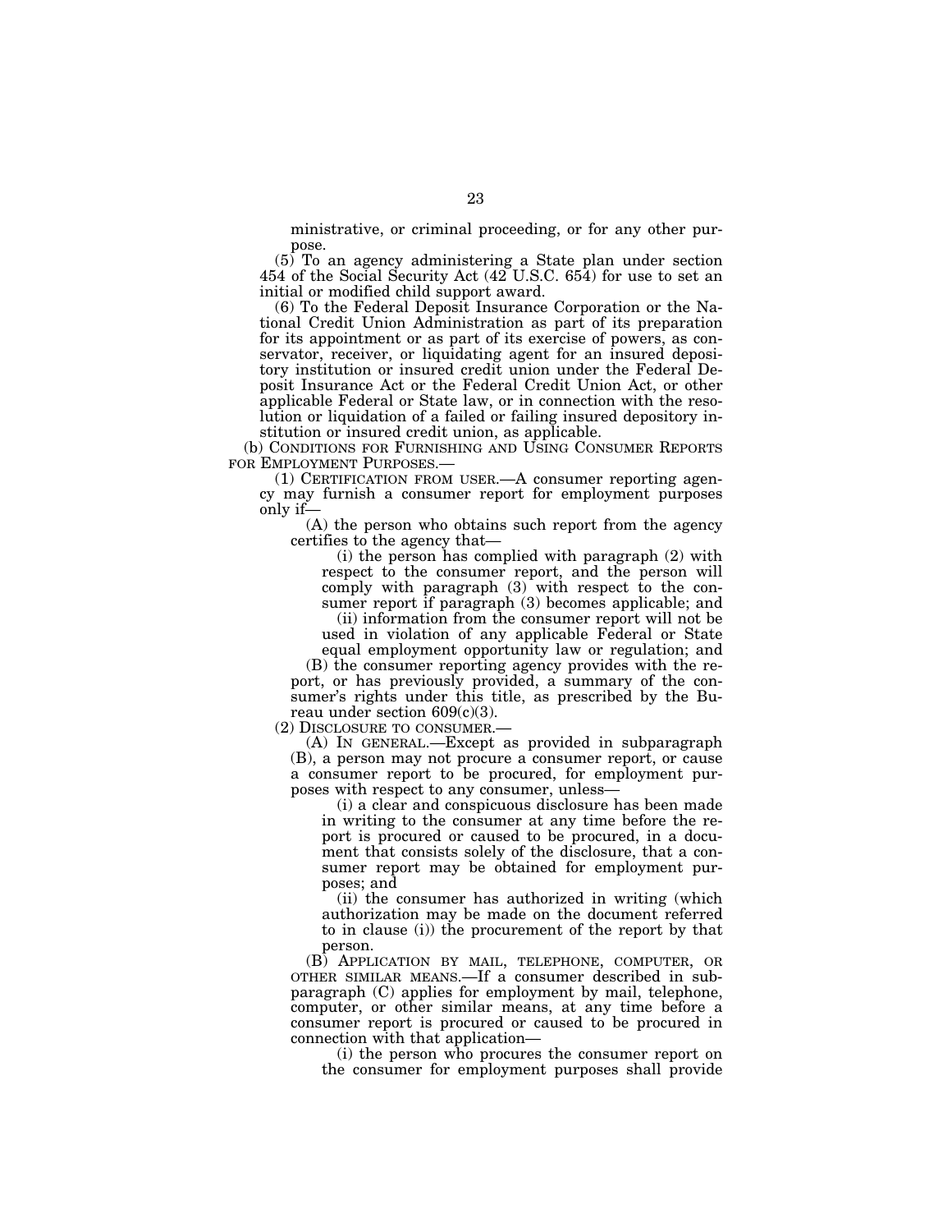ministrative, or criminal proceeding, or for any other purpose.

(5) To an agency administering a State plan under section 454 of the Social Security Act (42 U.S.C. 654) for use to set an initial or modified child support award.

(6) To the Federal Deposit Insurance Corporation or the National Credit Union Administration as part of its preparation for its appointment or as part of its exercise of powers, as conservator, receiver, or liquidating agent for an insured depository institution or insured credit union under the Federal Deposit Insurance Act or the Federal Credit Union Act, or other applicable Federal or State law, or in connection with the resolution or liquidation of a failed or failing insured depository institution or insured credit union, as applicable.

(b) CONDITIONS FOR FURNISHING AND USING CONSUMER REPORTS FOR EMPLOYMENT PURPOSES.—

(1) CERTIFICATION FROM USER.—A consumer reporting agency may furnish a consumer report for employment purposes only if—

(A) the person who obtains such report from the agency certifies to the agency that—

(i) the person has complied with paragraph (2) with respect to the consumer report, and the person will comply with paragraph (3) with respect to the consumer report if paragraph (3) becomes applicable; and

(ii) information from the consumer report will not be used in violation of any applicable Federal or State equal employment opportunity law or regulation; and

(B) the consumer reporting agency provides with the report, or has previously provided, a summary of the consumer's rights under this title, as prescribed by the Bureau under section 609(c)(3).

(2) DISCLOSURE TO CONSUMER.—

(A) IN GENERAL.—Except as provided in subparagraph (B), a person may not procure a consumer report, or cause a consumer report to be procured, for employment purposes with respect to any consumer, unless—

(i) a clear and conspicuous disclosure has been made in writing to the consumer at any time before the report is procured or caused to be procured, in a document that consists solely of the disclosure, that a consumer report may be obtained for employment purposes; and

(ii) the consumer has authorized in writing (which authorization may be made on the document referred to in clause (i)) the procurement of the report by that person.

(B) APPLICATION BY MAIL, TELEPHONE, COMPUTER, OR OTHER SIMILAR MEANS.—If a consumer described in subparagraph (C) applies for employment by mail, telephone, computer, or other similar means, at any time before a consumer report is procured or caused to be procured in connection with that application—

(i) the person who procures the consumer report on the consumer for employment purposes shall provide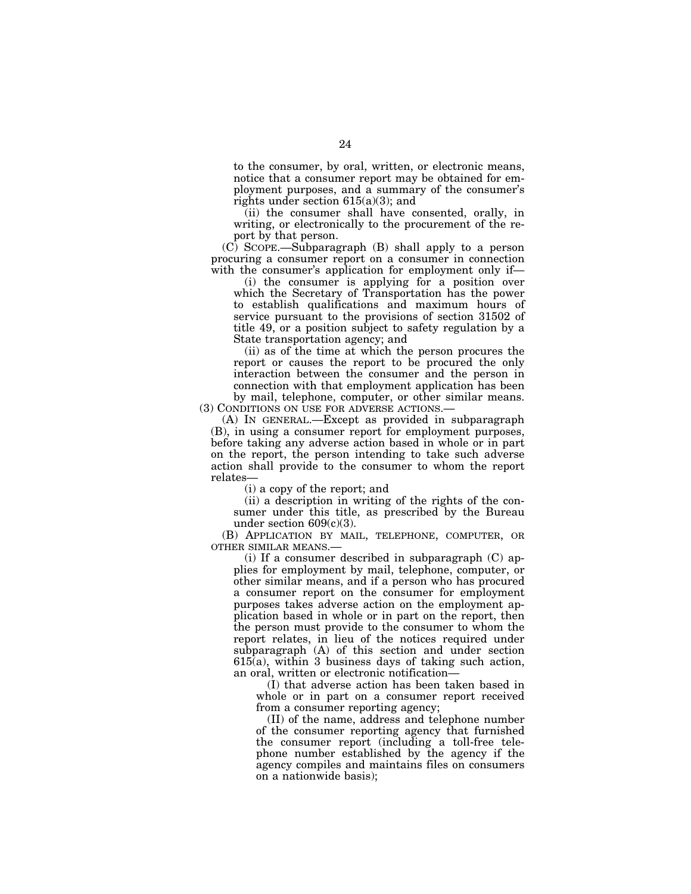to the consumer, by oral, written, or electronic means, notice that a consumer report may be obtained for employment purposes, and a summary of the consumer's rights under section 615(a)(3); and

(ii) the consumer shall have consented, orally, in writing, or electronically to the procurement of the report by that person.

(C) SCOPE.—Subparagraph (B) shall apply to a person procuring a consumer report on a consumer in connection with the consumer's application for employment only if—

(i) the consumer is applying for a position over which the Secretary of Transportation has the power to establish qualifications and maximum hours of service pursuant to the provisions of section 31502 of title 49, or a position subject to safety regulation by a State transportation agency; and

(ii) as of the time at which the person procures the report or causes the report to be procured the only interaction between the consumer and the person in connection with that employment application has been by mail, telephone, computer, or other similar means.

(3) CONDITIONS ON USE FOR ADVERSE ACTIONS.—

(A) IN GENERAL.—Except as provided in subparagraph (B), in using a consumer report for employment purposes, before taking any adverse action based in whole or in part on the report, the person intending to take such adverse action shall provide to the consumer to whom the report relates—

(i) a copy of the report; and

(ii) a description in writing of the rights of the consumer under this title, as prescribed by the Bureau under section 609(c)(3).

(B) APPLICATION BY MAIL, TELEPHONE, COMPUTER, OR OTHER SIMILAR MEANS.—

(i) If a consumer described in subparagraph (C) applies for employment by mail, telephone, computer, or other similar means, and if a person who has procured a consumer report on the consumer for employment purposes takes adverse action on the employment application based in whole or in part on the report, then the person must provide to the consumer to whom the report relates, in lieu of the notices required under subparagraph (A) of this section and under section 615(a), within 3 business days of taking such action, an oral, written or electronic notification—

(I) that adverse action has been taken based in whole or in part on a consumer report received from a consumer reporting agency;

(II) of the name, address and telephone number of the consumer reporting agency that furnished the consumer report (including a toll-free telephone number established by the agency if the agency compiles and maintains files on consumers on a nationwide basis);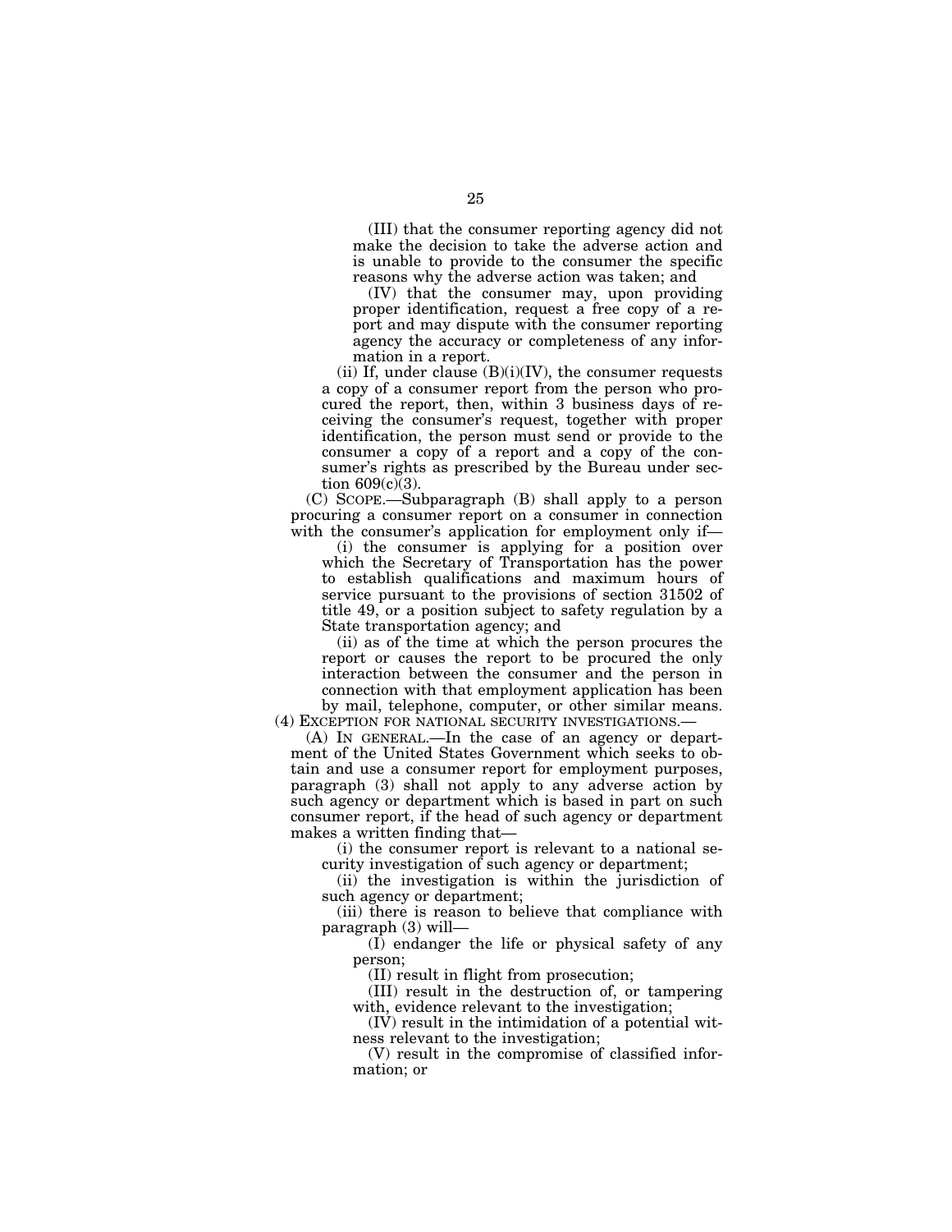(III) that the consumer reporting agency did not make the decision to take the adverse action and is unable to provide to the consumer the specific reasons why the adverse action was taken; and

(IV) that the consumer may, upon providing proper identification, request a free copy of a report and may dispute with the consumer reporting agency the accuracy or completeness of any information in a report.

(ii) If, under clause (B)(i)(IV), the consumer requests a copy of a consumer report from the person who procured the report, then, within 3 business days of receiving the consumer's request, together with proper identification, the person must send or provide to the consumer a copy of a report and a copy of the consumer's rights as prescribed by the Bureau under section 609(c)(3).

(C) SCOPE.—Subparagraph (B) shall apply to a person procuring a consumer report on a consumer in connection with the consumer's application for employment only if—

(i) the consumer is applying for a position over which the Secretary of Transportation has the power to establish qualifications and maximum hours of service pursuant to the provisions of section 31502 of title 49, or a position subject to safety regulation by a State transportation agency; and

(ii) as of the time at which the person procures the report or causes the report to be procured the only interaction between the consumer and the person in connection with that employment application has been by mail, telephone, computer, or other similar means.

(4) EXCEPTION FOR NATIONAL SECURITY INVESTIGATIONS.—

(A) IN GENERAL.—In the case of an agency or department of the United States Government which seeks to obtain and use a consumer report for employment purposes, paragraph (3) shall not apply to any adverse action by such agency or department which is based in part on such consumer report, if the head of such agency or department makes a written finding that—

(i) the consumer report is relevant to a national security investigation of such agency or department;

(ii) the investigation is within the jurisdiction of such agency or department;

(iii) there is reason to believe that compliance with paragraph (3) will—

(I) endanger the life or physical safety of any person;

(II) result in flight from prosecution;

(III) result in the destruction of, or tampering with, evidence relevant to the investigation;

(IV) result in the intimidation of a potential witness relevant to the investigation;

(V) result in the compromise of classified information; or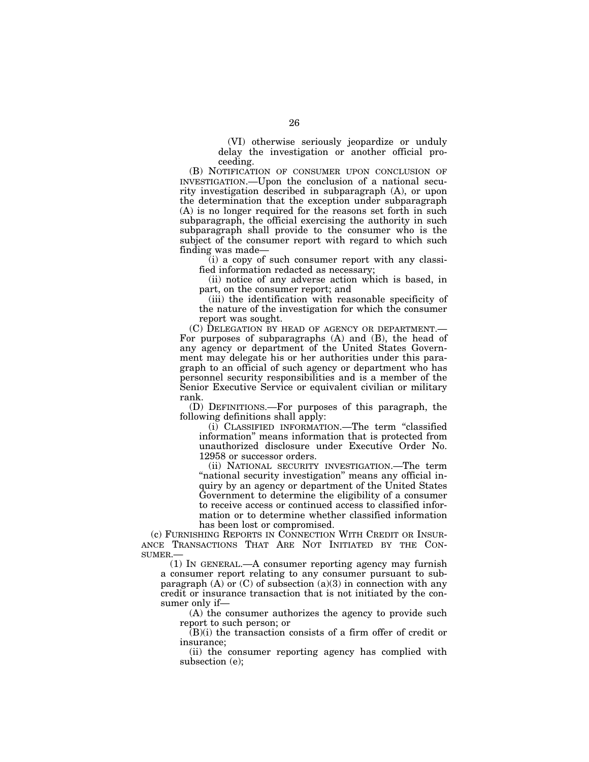(VI) otherwise seriously jeopardize or unduly delay the investigation or another official proceeding.

(B) NOTIFICATION OF CONSUMER UPON CONCLUSION OF INVESTIGATION.—Upon the conclusion of a national security investigation described in subparagraph (A), or upon the determination that the exception under subparagraph (A) is no longer required for the reasons set forth in such subparagraph, the official exercising the authority in such subparagraph shall provide to the consumer who is the subject of the consumer report with regard to which such finding was made—

(i) a copy of such consumer report with any classified information redacted as necessary;

(ii) notice of any adverse action which is based, in part, on the consumer report; and

(iii) the identification with reasonable specificity of the nature of the investigation for which the consumer report was sought.

(C) DELEGATION BY HEAD OF AGENCY OR DEPARTMENT.—For purposes of subparagraphs (A) and (B), the head of any agency or department of the United States Government may delegate his or her authorities under this paragraph to an official of such agency or department who has personnel security responsibilities and is a member of the Senior Executive Service or equivalent civilian or military rank.

(D) DEFINITIONS.—For purposes of this paragraph, the following definitions shall apply:

(i) CLASSIFIED INFORMATION.—The term "classified information" means information that is protected from unauthorized disclosure under Executive Order No. 12958 or successor orders.

(ii) NATIONAL SECURITY INVESTIGATION.—The term "national security investigation" means any official inquiry by an agency or department of the United States Government to determine the eligibility of a consumer to receive access or continued access to classified information or to determine whether classified information has been lost or compromised.

(c) FURNISHING REPORTS IN CONNECTION WITH CREDIT OR INSURANCE TRANSACTIONS THAT ARE NOT INITIATED BY THE CONSUMER.—

(1) IN GENERAL.—A consumer reporting agency may furnish a consumer report relating to any consumer pursuant to subparagraph (A) or (C) of subsection (a)(3) in connection with any credit or insurance transaction that is not initiated by the consumer only if—

(A) the consumer authorizes the agency to provide such report to such person; or

(B)(i) the transaction consists of a firm offer of credit or insurance;

(ii) the consumer reporting agency has complied with subsection (e);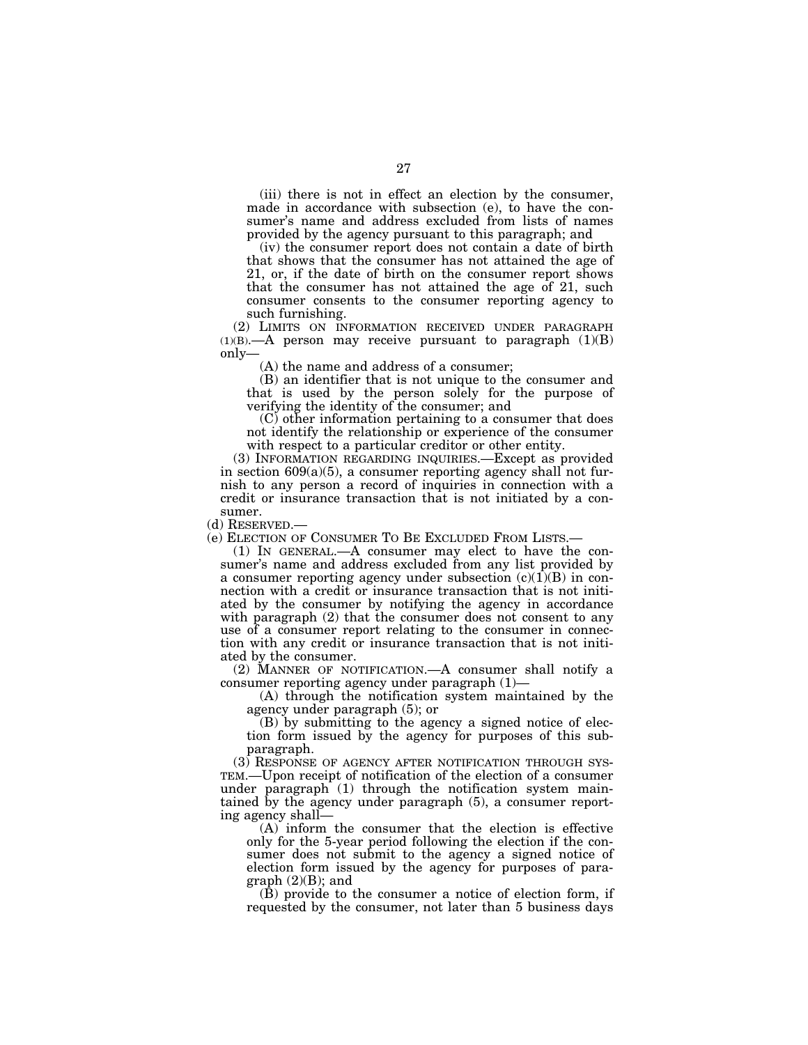(iii) there is not in effect an election by the consumer, made in accordance with subsection (e), to have the consumer's name and address excluded from lists of names provided by the agency pursuant to this paragraph; and

(iv) the consumer report does not contain a date of birth that shows that the consumer has not attained the age of 21, or, if the date of birth on the consumer report shows that the consumer has not attained the age of 21, such consumer consents to the consumer reporting agency to such furnishing.

(2) LIMITS ON INFORMATION RECEIVED UNDER PARAGRAPH (1)(B).—A person may receive pursuant to paragraph (1)(B) only—

(A) the name and address of a consumer;

(B) an identifier that is not unique to the consumer and that is used by the person solely for the purpose of verifying the identity of the consumer; and

(C) other information pertaining to a consumer that does not identify the relationship or experience of the consumer with respect to a particular creditor or other entity.

(3) INFORMATION REGARDING INQUIRIES.—Except as provided in section 609(a)(5), a consumer reporting agency shall not furnish to any person a record of inquiries in connection with a credit or insurance transaction that is not initiated by a consumer.

(d) RESERVED.—

(e) ELECTION OF CONSUMER TO BE EXCLUDED FROM LISTS.—

(1) IN GENERAL.—A consumer may elect to have the consumer's name and address excluded from any list provided by a consumer reporting agency under subsection (c)(1)(B) in connection with a credit or insurance transaction that is not initiated by the consumer by notifying the agency in accordance with paragraph (2) that the consumer does not consent to any use of a consumer report relating to the consumer in connection with any credit or insurance transaction that is not initiated by the consumer.

(2) MANNER OF NOTIFICATION.—A consumer shall notify a consumer reporting agency under paragraph (1)—

(A) through the notification system maintained by the agency under paragraph (5); or

(B) by submitting to the agency a signed notice of election form issued by the agency for purposes of this subparagraph.

(3) RESPONSE OF AGENCY AFTER NOTIFICATION THROUGH SYSTEM.—Upon receipt of notification of the election of a consumer under paragraph (1) through the notification system maintained by the agency under paragraph (5), a consumer reporting agency shall—

(A) inform the consumer that the election is effective only for the 5-year period following the election if the consumer does not submit to the agency a signed notice of election form issued by the agency for purposes of paragraph (2)(B); and

(B) provide to the consumer a notice of election form, if requested by the consumer, not later than 5 business days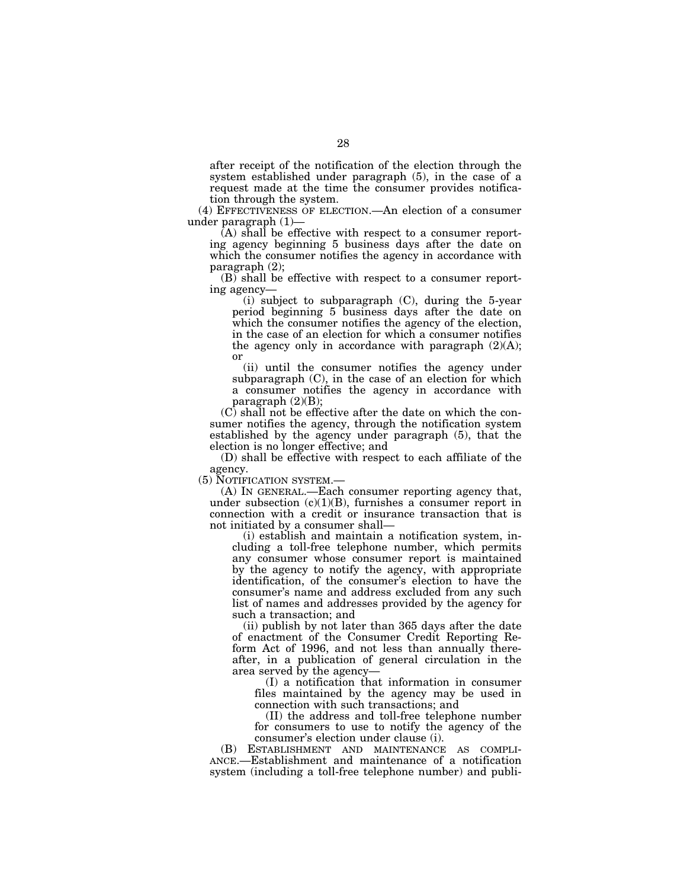after receipt of the notification of the election through the system established under paragraph (5), in the case of a request made at the time the consumer provides notification through the system.

(4) EFFECTIVENESS OF ELECTION.—An election of a consumer under paragraph (1)—

(A) shall be effective with respect to a consumer reporting agency beginning 5 business days after the date on which the consumer notifies the agency in accordance with paragraph (2);

(B) shall be effective with respect to a consumer reporting agency—

(i) subject to subparagraph (C), during the 5-year period beginning 5 business days after the date on which the consumer notifies the agency of the election, in the case of an election for which a consumer notifies the agency only in accordance with paragraph (2)(A); or

(ii) until the consumer notifies the agency under subparagraph (C), in the case of an election for which a consumer notifies the agency in accordance with paragraph (2)(B);

(C) shall not be effective after the date on which the consumer notifies the agency, through the notification system established by the agency under paragraph (5), that the election is no longer effective; and

(D) shall be effective with respect to each affiliate of the agency.

(5) NOTIFICATION SYSTEM.—

(A) IN GENERAL.—Each consumer reporting agency that, under subsection (c)(1)(B), furnishes a consumer report in connection with a credit or insurance transaction that is not initiated by a consumer shall—

(i) establish and maintain a notification system, including a toll-free telephone number, which permits any consumer whose consumer report is maintained by the agency to notify the agency, with appropriate identification, of the consumer's election to have the consumer's name and address excluded from any such list of names and addresses provided by the agency for such a transaction; and

(ii) publish by not later than 365 days after the date of enactment of the Consumer Credit Reporting Reform Act of 1996, and not less than annually thereafter, in a publication of general circulation in the area served by the agency—

(I) a notification that information in consumer files maintained by the agency may be used in connection with such transactions; and

(II) the address and toll-free telephone number for consumers to use to notify the agency of the consumer's election under clause (i).

(B) ESTABLISHMENT AND MAINTENANCE AS COMPLIANCE.—Establishment and maintenance of a notification system (including a toll-free telephone number) and publi-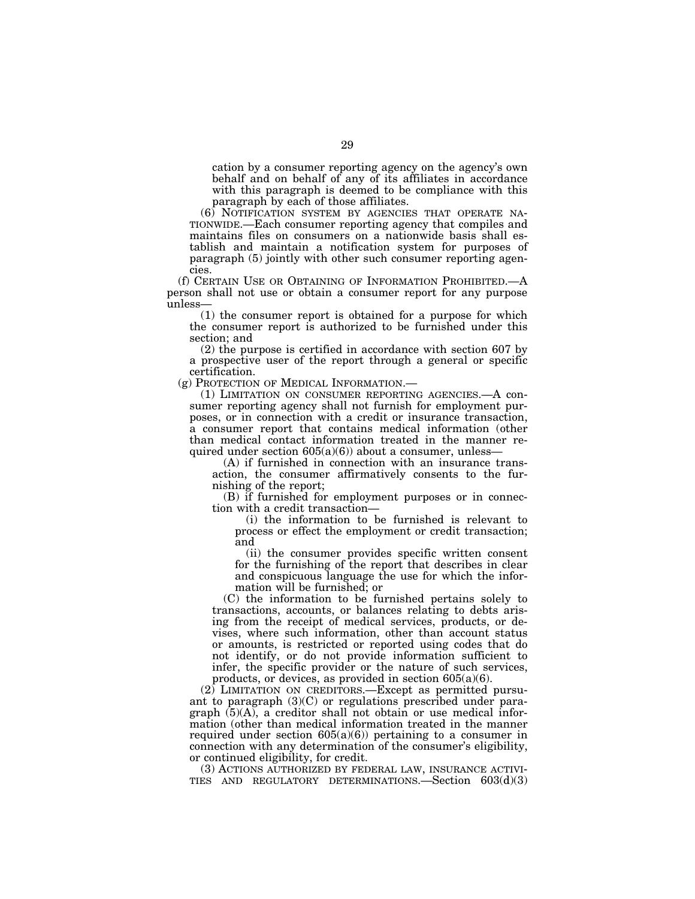cation by a consumer reporting agency on the agency's own behalf and on behalf of any of its affiliates in accordance with this paragraph is deemed to be compliance with this paragraph by each of those affiliates.

(6) NOTIFICATION SYSTEM BY AGENCIES THAT OPERATE NATIONWIDE.—Each consumer reporting agency that compiles and maintains files on consumers on a nationwide basis shall establish and maintain a notification system for purposes of paragraph (5) jointly with other such consumer reporting agencies.

(f) CERTAIN USE OR OBTAINING OF INFORMATION PROHIBITED.—A person shall not use or obtain a consumer report for any purpose unless—

(1) the consumer report is obtained for a purpose for which the consumer report is authorized to be furnished under this section; and

(2) the purpose is certified in accordance with section 607 by a prospective user of the report through a general or specific certification.

(g) PROTECTION OF MEDICAL INFORMATION.—

(1) LIMITATION ON CONSUMER REPORTING AGENCIES.—A consumer reporting agency shall not furnish for employment purposes, or in connection with a credit or insurance transaction, a consumer report that contains medical information (other than medical contact information treated in the manner required under section 605(a)(6)) about a consumer, unless—

(A) if furnished in connection with an insurance transaction, the consumer affirmatively consents to the furnishing of the report;

(B) if furnished for employment purposes or in connection with a credit transaction—

(i) the information to be furnished is relevant to process or effect the employment or credit transaction; and

(ii) the consumer provides specific written consent for the furnishing of the report that describes in clear and conspicuous language the use for which the information will be furnished; or

(C) the information to be furnished pertains solely to transactions, accounts, or balances relating to debts arising from the receipt of medical services, products, or devises, where such information, other than account status or amounts, is restricted or reported using codes that do not identify, or do not provide information sufficient to infer, the specific provider or the nature of such services, products, or devices, as provided in section 605(a)(6).

(2) LIMITATION ON CREDITORS.—Except as permitted pursuant to paragraph (3)(C) or regulations prescribed under paragraph (5)(A), a creditor shall not obtain or use medical information (other than medical information treated in the manner required under section 605(a)(6)) pertaining to a consumer in connection with any determination of the consumer's eligibility, or continued eligibility, for credit.

(3) ACTIONS AUTHORIZED BY FEDERAL LAW, INSURANCE ACTIVITIES AND REGULATORY DETERMINATIONS.—Section 603(d)(3)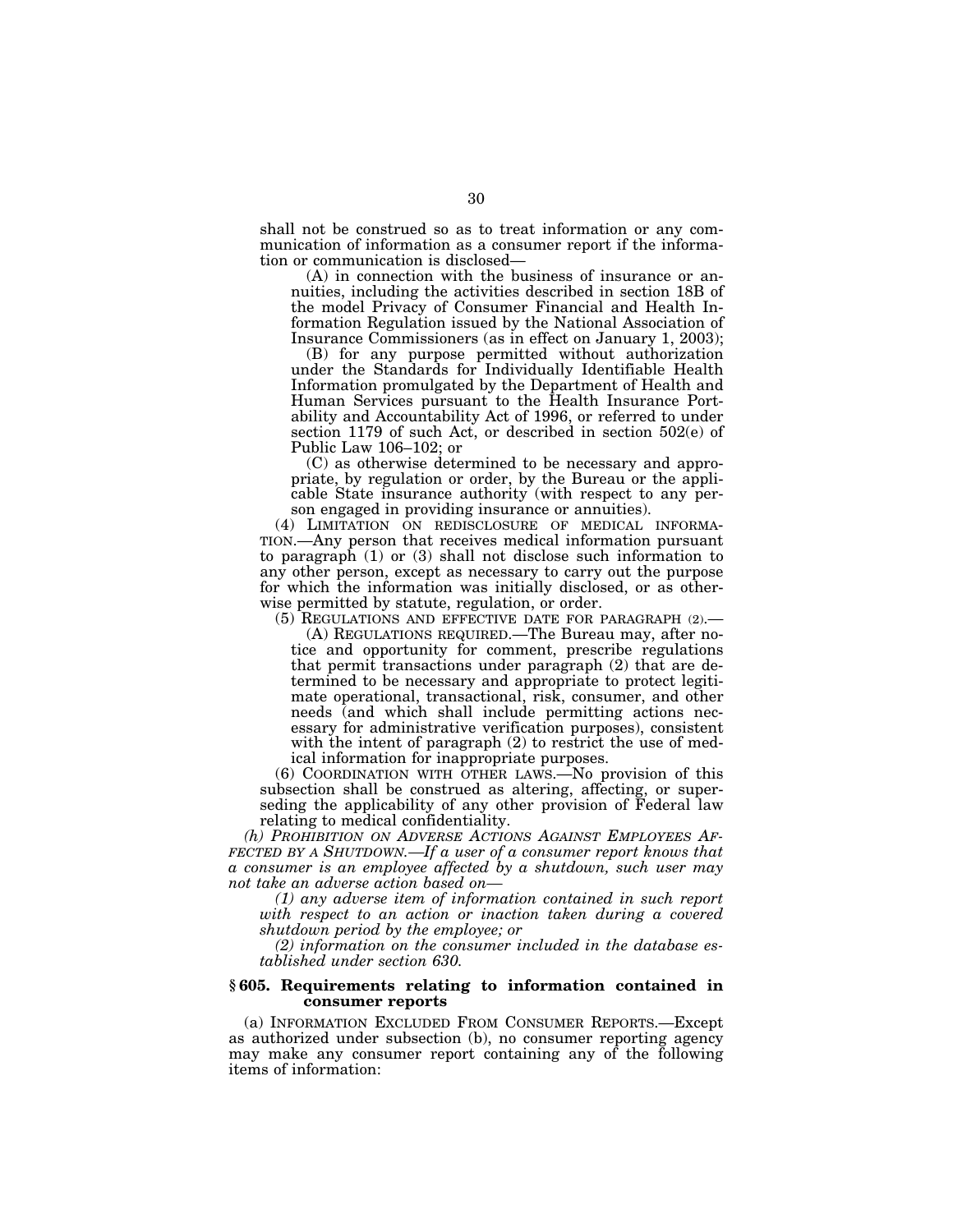shall not be construed so as to treat information or any communication of information as a consumer report if the information or communication is disclosed—

(A) in connection with the business of insurance or annuities, including the activities described in section 18B of the model Privacy of Consumer Financial and Health Information Regulation issued by the National Association of Insurance Commissioners (as in effect on January 1, 2003);

(B) for any purpose permitted without authorization under the Standards for Individually Identifiable Health Information promulgated by the Department of Health and Human Services pursuant to the Health Insurance Portability and Accountability Act of 1996, or referred to under section 1179 of such Act, or described in section 502(e) of Public Law 106–102; or

(C) as otherwise determined to be necessary and appropriate, by regulation or order, by the Bureau or the applicable State insurance authority (with respect to any person engaged in providing insurance or annuities).

(4) LIMITATION ON REDISCLOSURE OF MEDICAL INFORMATION.—Any person that receives medical information pursuant to paragraph (1) or (3) shall not disclose such information to any other person, except as necessary to carry out the purpose for which the information was initially disclosed, or as otherwise permitted by statute, regulation, or order.

(5) REGULATIONS AND EFFECTIVE DATE FOR PARAGRAPH (2).—

(A) REGULATIONS REQUIRED.—The Bureau may, after notice and opportunity for comment, prescribe regulations that permit transactions under paragraph (2) that are determined to be necessary and appropriate to protect legitimate operational, transactional, risk, consumer, and other needs (and which shall include permitting actions necessary for administrative verification purposes), consistent with the intent of paragraph (2) to restrict the use of medical information for inappropriate purposes.

(6) COORDINATION WITH OTHER LAWS.—No provision of this subsection shall be construed as altering, affecting, or superseding the applicability of any other provision of Federal law relating to medical confidentiality.

*(h) PROHIBITION ON ADVERSE ACTIONS AGAINST EMPLOYEES AFFECTED BY A SHUTDOWN.—If a user of a consumer report knows that a consumer is an employee affected by a shutdown, such user may not take an adverse action based on—*

*(1) any adverse item of information contained in such report with respect to an action or inaction taken during a covered shutdown period by the employee; or*

*(2) information on the consumer included in the database established under section 630.*

### § 605. Requirements relating to information contained in consumer reports

(a) INFORMATION EXCLUDED FROM CONSUMER REPORTS.—Except as authorized under subsection (b), no consumer reporting agency may make any consumer report containing any of the following items of information: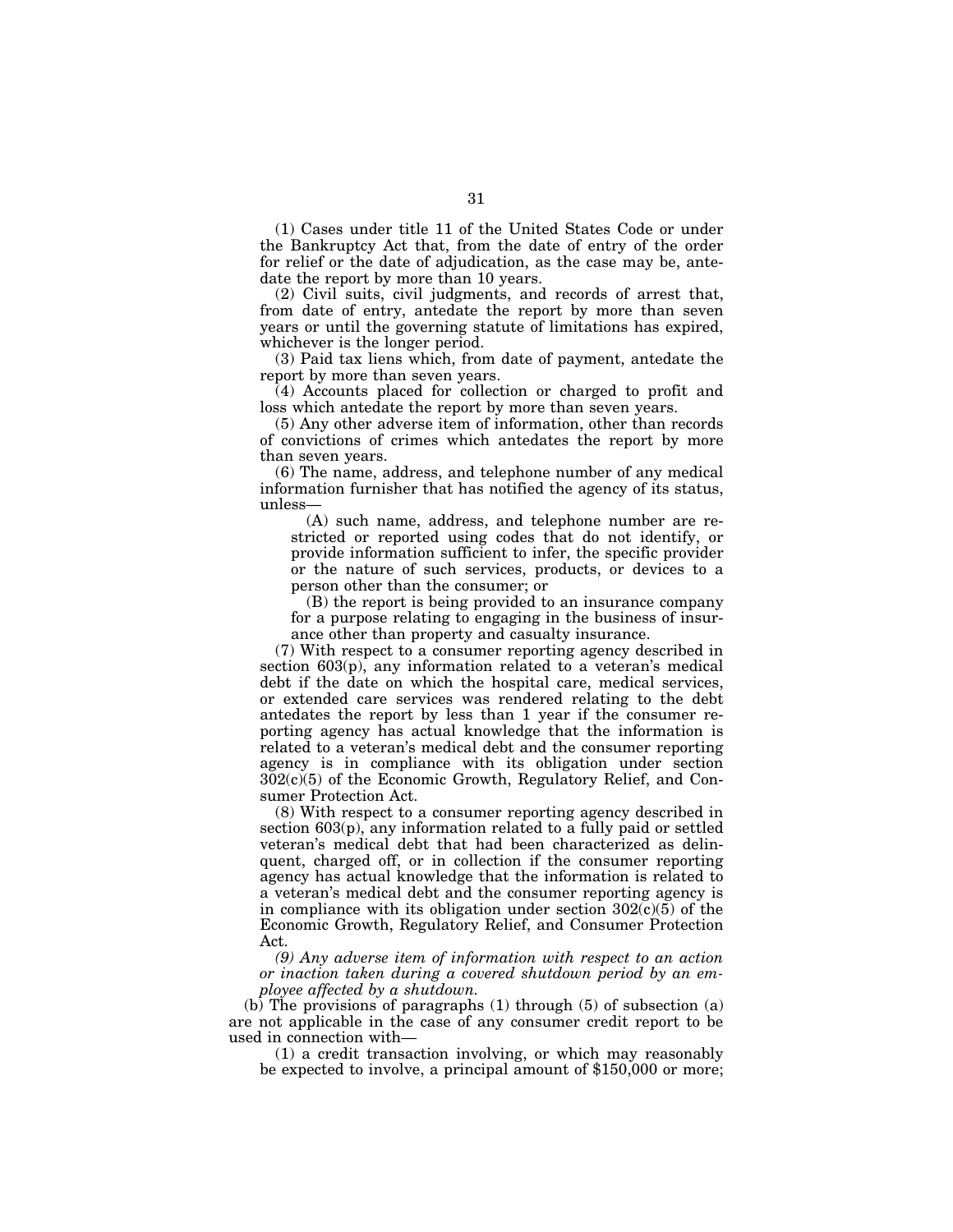(1) Cases under title 11 of the United States Code or under the Bankruptcy Act that, from the date of entry of the order for relief or the date of adjudication, as the case may be, antedate the report by more than 10 years.

(2) Civil suits, civil judgments, and records of arrest that, from date of entry, antedate the report by more than seven years or until the governing statute of limitations has expired, whichever is the longer period.

(3) Paid tax liens which, from date of payment, antedate the report by more than seven years.

(4) Accounts placed for collection or charged to profit and loss which antedate the report by more than seven years.

(5) Any other adverse item of information, other than records of convictions of crimes which antedates the report by more than seven years.

(6) The name, address, and telephone number of any medical information furnisher that has notified the agency of its status, unless—

(A) such name, address, and telephone number are restricted or reported using codes that do not identify, or provide information sufficient to infer, the specific provider or the nature of such services, products, or devices to a person other than the consumer; or

(B) the report is being provided to an insurance company for a purpose relating to engaging in the business of insurance other than property and casualty insurance.

(7) With respect to a consumer reporting agency described in section 603(p), any information related to a veteran's medical debt if the date on which the hospital care, medical services, or extended care services was rendered relating to the debt antedates the report by less than 1 year if the consumer reporting agency has actual knowledge that the information is related to a veteran's medical debt and the consumer reporting agency is in compliance with its obligation under section 302(c)(5) of the Economic Growth, Regulatory Relief, and Consumer Protection Act.

(8) With respect to a consumer reporting agency described in section 603(p), any information related to a fully paid or settled veteran's medical debt that had been characterized as delinquent, charged off, or in collection if the consumer reporting agency has actual knowledge that the information is related to a veteran's medical debt and the consumer reporting agency is in compliance with its obligation under section 302(c)(5) of the Economic Growth, Regulatory Relief, and Consumer Protection Act.

*(9) Any adverse item of information with respect to an action or inaction taken during a covered shutdown period by an employee affected by a shutdown.*

(b) The provisions of paragraphs (1) through (5) of subsection (a) are not applicable in the case of any consumer credit report to be used in connection with—

(1) a credit transaction involving, or which may reasonably be expected to involve, a principal amount of $150,000 or more;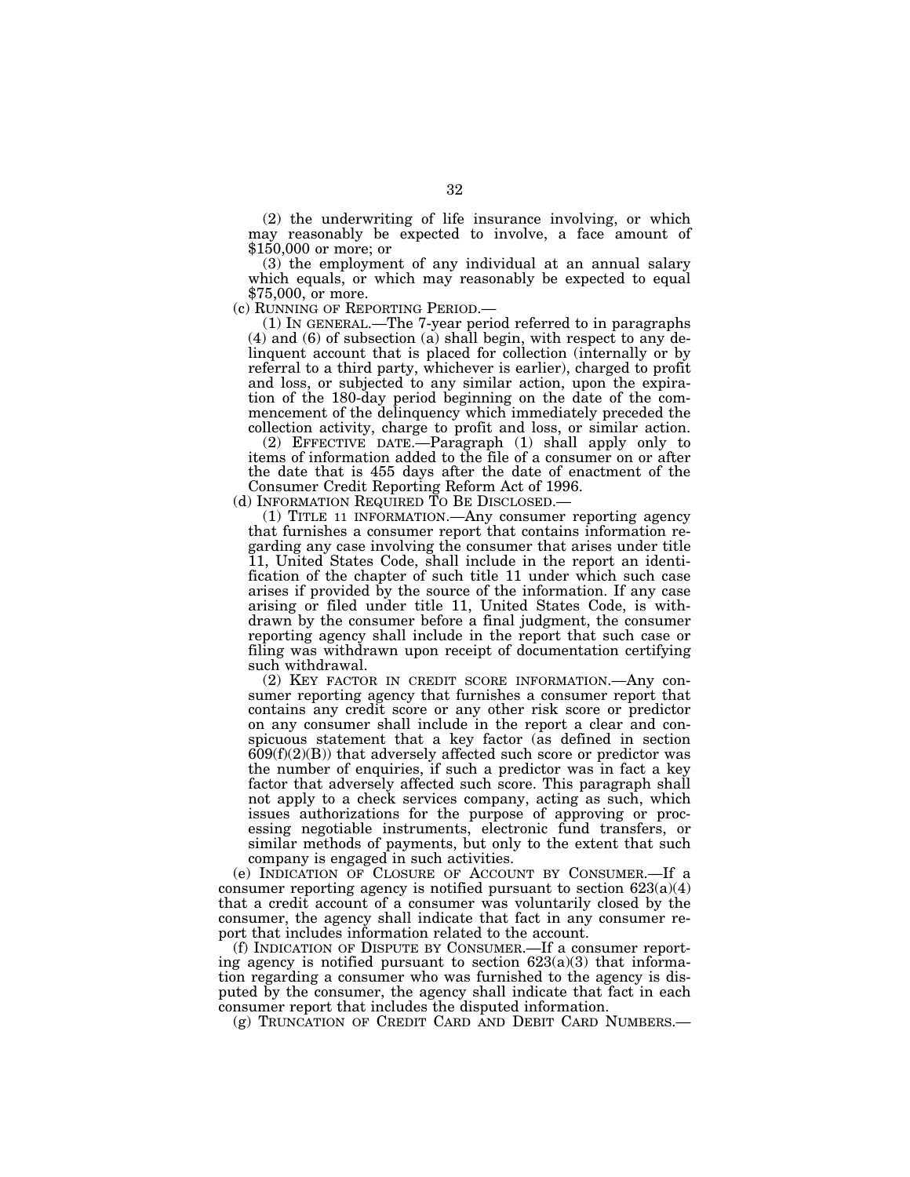(2) the underwriting of life insurance involving, or which may reasonably be expected to involve, a face amount of $150,000 or more; or

(3) the employment of any individual at an annual salary which equals, or which may reasonably be expected to equal $75,000, or more.

(c) RUNNING OF REPORTING PERIOD.—

(1) IN GENERAL.—The 7-year period referred to in paragraphs (4) and (6) of subsection (a) shall begin, with respect to any delinquent account that is placed for collection (internally or by referral to a third party, whichever is earlier), charged to profit and loss, or subjected to any similar action, upon the expiration of the 180-day period beginning on the date of the commencement of the delinquency which immediately preceded the collection activity, charge to profit and loss, or similar action.

(2) EFFECTIVE DATE.—Paragraph (1) shall apply only to items of information added to the file of a consumer on or after the date that is 455 days after the date of enactment of the Consumer Credit Reporting Reform Act of 1996.

(d) INFORMATION REQUIRED TO BE DISCLOSED.—

(1) TITLE 11 INFORMATION.—Any consumer reporting agency that furnishes a consumer report that contains information regarding any case involving the consumer that arises under title 11, United States Code, shall include in the report an identification of the chapter of such title 11 under which such case arises if provided by the source of the information. If any case arising or filed under title 11, United States Code, is withdrawn by the consumer before a final judgment, the consumer reporting agency shall include in the report that such case or filing was withdrawn upon receipt of documentation certifying such withdrawal.

(2) KEY FACTOR IN CREDIT SCORE INFORMATION.—Any consumer reporting agency that furnishes a consumer report that contains any credit score or any other risk score or predictor on any consumer shall include in the report a clear and conspicuous statement that a key factor (as defined in section 609(f)(2)(B)) that adversely affected such score or predictor was the number of enquiries, if such a predictor was in fact a key factor that adversely affected such score. This paragraph shall not apply to a check services company, acting as such, which issues authorizations for the purpose of approving or processing negotiable instruments, electronic fund transfers, or similar methods of payments, but only to the extent that such company is engaged in such activities.

(e) INDICATION OF CLOSURE OF ACCOUNT BY CONSUMER.—If a consumer reporting agency is notified pursuant to section 623(a)(4) that a credit account of a consumer was voluntarily closed by the consumer, the agency shall indicate that fact in any consumer report that includes information related to the account.

(f) INDICATION OF DISPUTE BY CONSUMER.—If a consumer reporting agency is notified pursuant to section 623(a)(3) that information regarding a consumer who was furnished to the agency is disputed by the consumer, the agency shall indicate that fact in each consumer report that includes the disputed information.

(g) TRUNCATION OF CREDIT CARD AND DEBIT CARD NUMBERS.—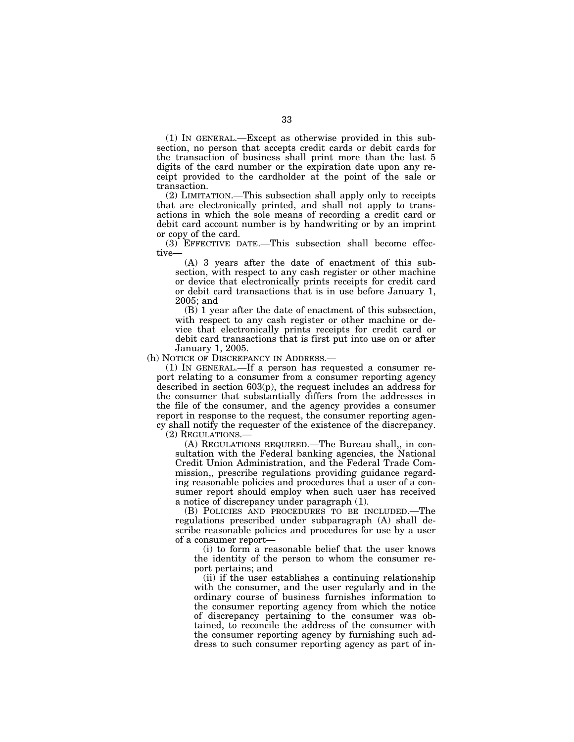(1) IN GENERAL.—Except as otherwise provided in this subsection, no person that accepts credit cards or debit cards for the transaction of business shall print more than the last 5 digits of the card number or the expiration date upon any receipt provided to the cardholder at the point of the sale or transaction.

(2) LIMITATION.—This subsection shall apply only to receipts that are electronically printed, and shall not apply to transactions in which the sole means of recording a credit card or debit card account number is by handwriting or by an imprint or copy of the card.

(3) EFFECTIVE DATE.—This subsection shall become effective—

(A) 3 years after the date of enactment of this subsection, with respect to any cash register or other machine or device that electronically prints receipts for credit card or debit card transactions that is in use before January 1, 2005; and

(B) 1 year after the date of enactment of this subsection, with respect to any cash register or other machine or device that electronically prints receipts for credit card or debit card transactions that is first put into use on or after January 1, 2005.

(h) NOTICE OF DISCREPANCY IN ADDRESS.—

(1) IN GENERAL.—If a person has requested a consumer report relating to a consumer from a consumer reporting agency described in section 603(p), the request includes an address for the consumer that substantially differs from the addresses in the file of the consumer, and the agency provides a consumer report in response to the request, the consumer reporting agency shall notify the requester of the existence of the discrepancy.

(2) REGULATIONS.—

(A) REGULATIONS REQUIRED.—The Bureau shall,, in consultation with the Federal banking agencies, the National Credit Union Administration, and the Federal Trade Commission,, prescribe regulations providing guidance regarding reasonable policies and procedures that a user of a consumer report should employ when such user has received a notice of discrepancy under paragraph (1).

(B) POLICIES AND PROCEDURES TO BE INCLUDED.—The regulations prescribed under subparagraph (A) shall describe reasonable policies and procedures for use by a user of a consumer report—

(i) to form a reasonable belief that the user knows the identity of the person to whom the consumer report pertains; and

(ii) if the user establishes a continuing relationship with the consumer, and the user regularly and in the ordinary course of business furnishes information to the consumer reporting agency from which the notice of discrepancy pertaining to the consumer was obtained, to reconcile the address of the consumer with the consumer reporting agency by furnishing such address to such consumer reporting agency as part of in-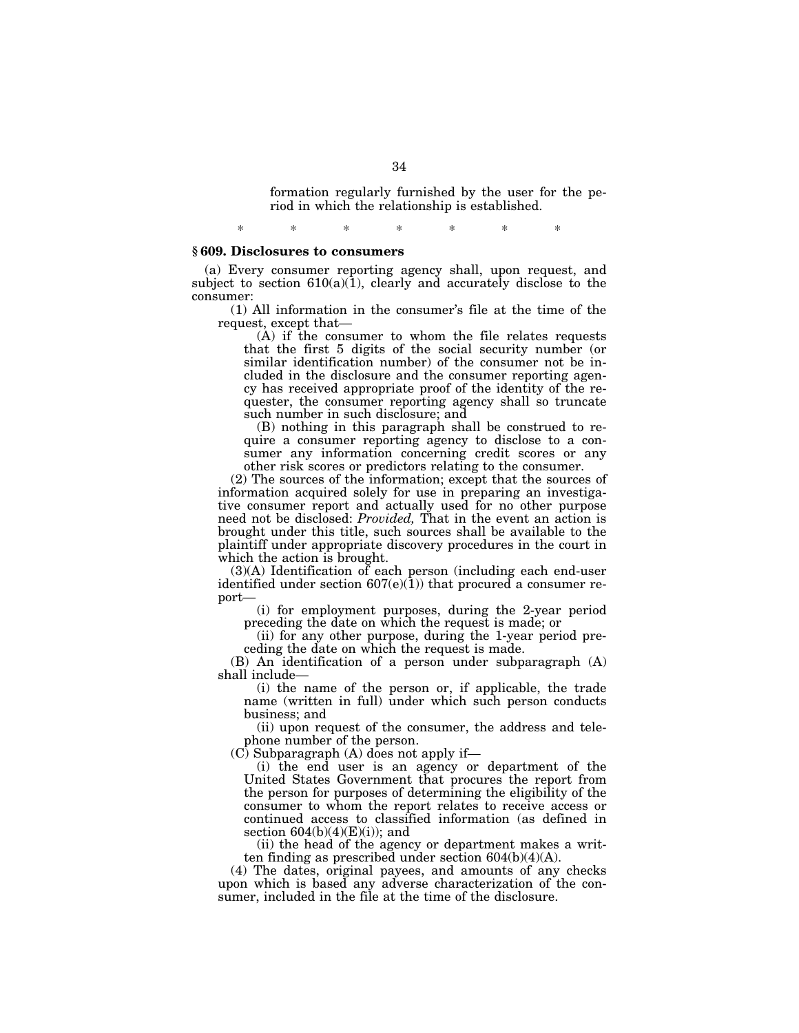formation regularly furnished by the user for the period in which the relationship is established.

\* \* \* \* \* \* \*

### § 609. Disclosures to consumers

(a) Every consumer reporting agency shall, upon request, and subject to section 610(a)(1), clearly and accurately disclose to the consumer:

(1) All information in the consumer's file at the time of the request, except that—

(A) if the consumer to whom the file relates requests that the first 5 digits of the social security number (or similar identification number) of the consumer not be included in the disclosure and the consumer reporting agency has received appropriate proof of the identity of the requester, the consumer reporting agency shall so truncate such number in such disclosure; and

(B) nothing in this paragraph shall be construed to require a consumer reporting agency to disclose to a consumer any information concerning credit scores or any other risk scores or predictors relating to the consumer.

(2) The sources of the information; except that the sources of information acquired solely for use in preparing an investigative consumer report and actually used for no other purpose need not be disclosed: *Provided,* That in the event an action is brought under this title, such sources shall be available to the plaintiff under appropriate discovery procedures in the court in which the action is brought.

(3)(A) Identification of each person (including each end-user identified under section 607(e)(1)) that procured a consumer report—

(i) for employment purposes, during the 2-year period preceding the date on which the request is made; or

(ii) for any other purpose, during the 1-year period preceding the date on which the request is made.

(B) An identification of a person under subparagraph (A) shall include—

(i) the name of the person or, if applicable, the trade name (written in full) under which such person conducts business; and

(ii) upon request of the consumer, the address and telephone number of the person.

(C) Subparagraph (A) does not apply if—

(i) the end user is an agency or department of the United States Government that procures the report from the person for purposes of determining the eligibility of the consumer to whom the report relates to receive access or continued access to classified information (as defined in section 604(b)(4)(E)(i)); and

(ii) the head of the agency or department makes a written finding as prescribed under section 604(b)(4)(A).

(4) The dates, original payees, and amounts of any checks upon which is based any adverse characterization of the consumer, included in the file at the time of the disclosure.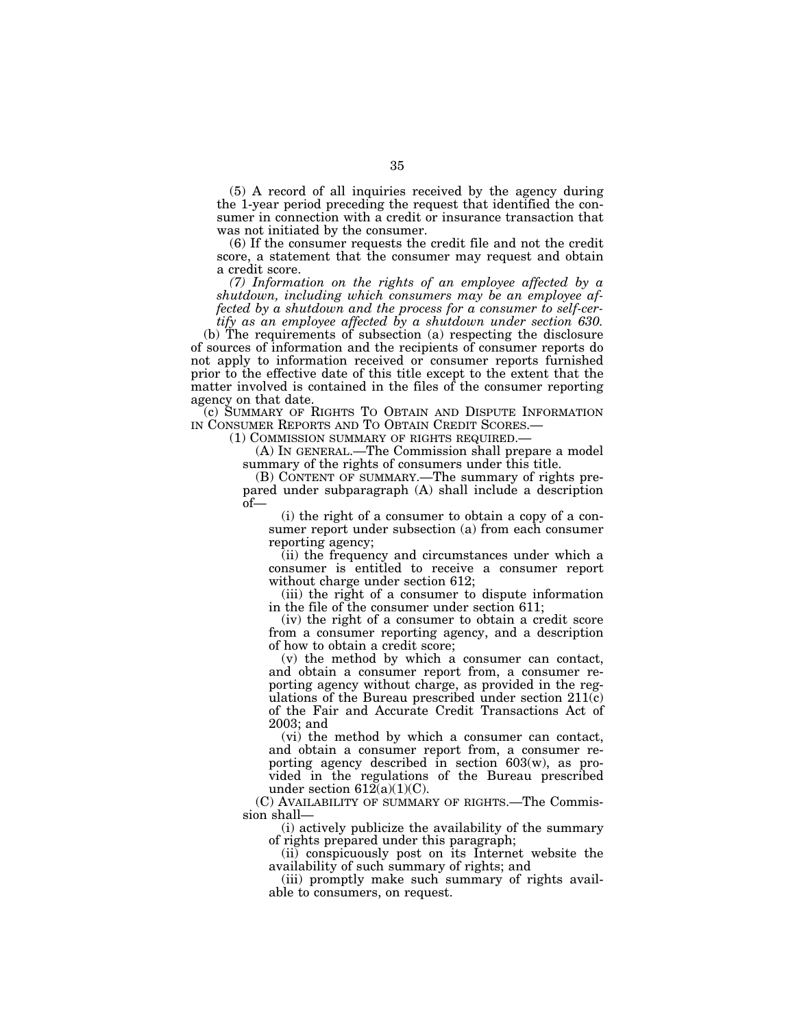(5) A record of all inquiries received by the agency during the 1-year period preceding the request that identified the consumer in connection with a credit or insurance transaction that was not initiated by the consumer.

(6) If the consumer requests the credit file and not the credit score, a statement that the consumer may request and obtain a credit score.

*(7) Information on the rights of an employee affected by a shutdown, including which consumers may be an employee affected by a shutdown and the process for a consumer to self-certify as an employee affected by a shutdown under section 630.*

(b) The requirements of subsection (a) respecting the disclosure of sources of information and the recipients of consumer reports do not apply to information received or consumer reports furnished prior to the effective date of this title except to the extent that the matter involved is contained in the files of the consumer reporting agency on that date.

(c) SUMMARY OF RIGHTS TO OBTAIN AND DISPUTE INFORMATION IN CONSUMER REPORTS AND TO OBTAIN CREDIT SCORES.—

(1) COMMISSION SUMMARY OF RIGHTS REQUIRED.—

(A) IN GENERAL.—The Commission shall prepare a model summary of the rights of consumers under this title.

(B) CONTENT OF SUMMARY.—The summary of rights prepared under subparagraph (A) shall include a description of—

(i) the right of a consumer to obtain a copy of a consumer report under subsection (a) from each consumer reporting agency;

(ii) the frequency and circumstances under which a consumer is entitled to receive a consumer report without charge under section 612;

(iii) the right of a consumer to dispute information in the file of the consumer under section 611;

(iv) the right of a consumer to obtain a credit score from a consumer reporting agency, and a description of how to obtain a credit score;

(v) the method by which a consumer can contact, and obtain a consumer report from, a consumer reporting agency without charge, as provided in the regulations of the Bureau prescribed under section 211(c) of the Fair and Accurate Credit Transactions Act of 2003; and

(vi) the method by which a consumer can contact, and obtain a consumer report from, a consumer reporting agency described in section 603(w), as provided in the regulations of the Bureau prescribed under section 612(a)(1)(C).

(C) AVAILABILITY OF SUMMARY OF RIGHTS.—The Commission shall—

(i) actively publicize the availability of the summary of rights prepared under this paragraph;

(ii) conspicuously post on its Internet website the availability of such summary of rights; and

(iii) promptly make such summary of rights available to consumers, on request.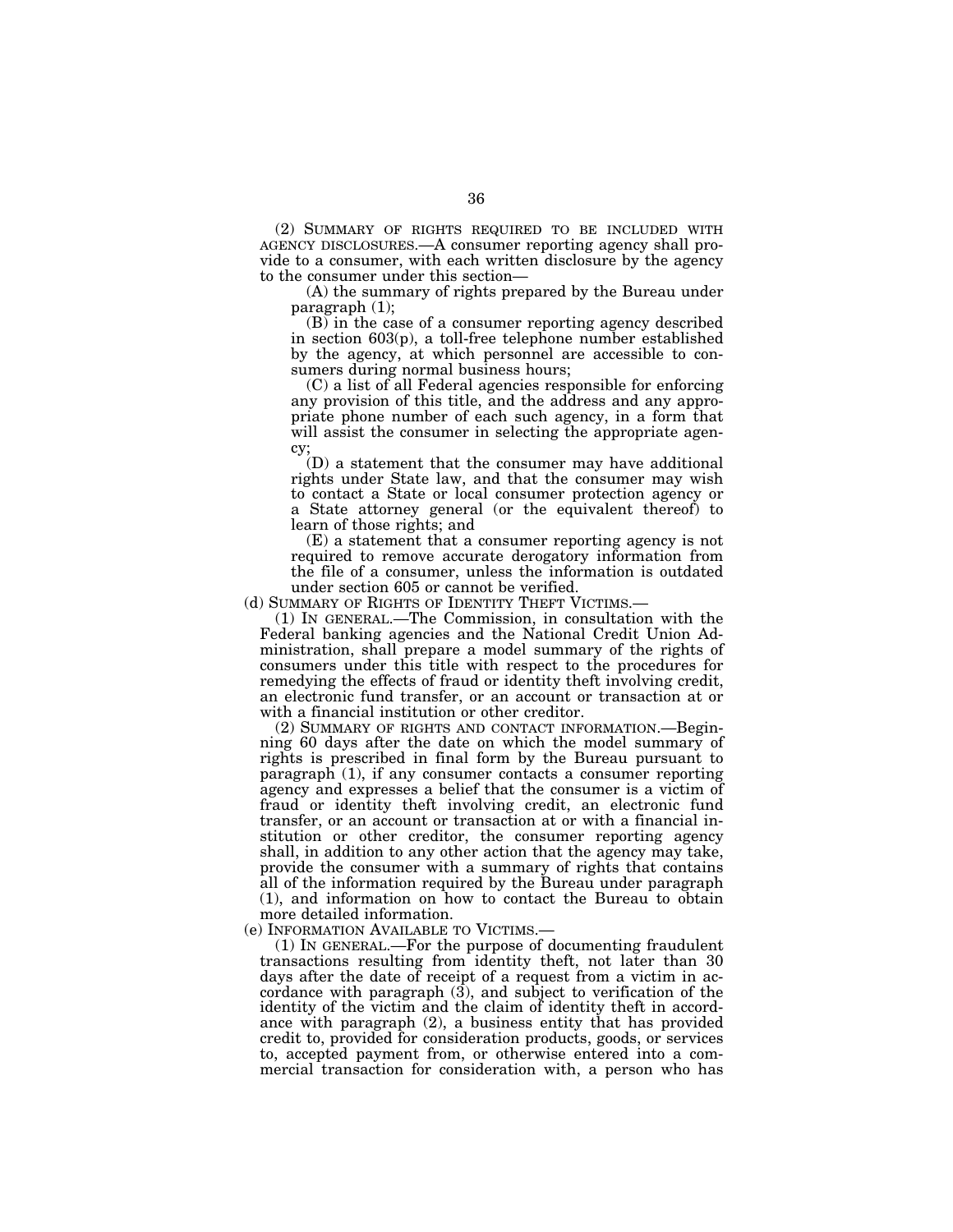(2) SUMMARY OF RIGHTS REQUIRED TO BE INCLUDED WITH AGENCY DISCLOSURES.—A consumer reporting agency shall provide to a consumer, with each written disclosure by the agency to the consumer under this section—

(A) the summary of rights prepared by the Bureau under paragraph (1);

(B) in the case of a consumer reporting agency described in section 603(p), a toll-free telephone number established by the agency, at which personnel are accessible to consumers during normal business hours;

(C) a list of all Federal agencies responsible for enforcing any provision of this title, and the address and any appropriate phone number of each such agency, in a form that will assist the consumer in selecting the appropriate agency;

(D) a statement that the consumer may have additional rights under State law, and that the consumer may wish to contact a State or local consumer protection agency or a State attorney general (or the equivalent thereof) to learn of those rights; and

(E) a statement that a consumer reporting agency is not required to remove accurate derogatory information from the file of a consumer, unless the information is outdated under section 605 or cannot be verified.

(d) SUMMARY OF RIGHTS OF IDENTITY THEFT VICTIMS.—

(1) IN GENERAL.—The Commission, in consultation with the Federal banking agencies and the National Credit Union Administration, shall prepare a model summary of the rights of consumers under this title with respect to the procedures for remedying the effects of fraud or identity theft involving credit, an electronic fund transfer, or an account or transaction at or with a financial institution or other creditor.

(2) SUMMARY OF RIGHTS AND CONTACT INFORMATION.—Beginning 60 days after the date on which the model summary of rights is prescribed in final form by the Bureau pursuant to paragraph (1), if any consumer contacts a consumer reporting agency and expresses a belief that the consumer is a victim of fraud or identity theft involving credit, an electronic fund transfer, or an account or transaction at or with a financial institution or other creditor, the consumer reporting agency shall, in addition to any other action that the agency may take, provide the consumer with a summary of rights that contains all of the information required by the Bureau under paragraph (1), and information on how to contact the Bureau to obtain more detailed information.

(e) INFORMATION AVAILABLE TO VICTIMS.—

(1) IN GENERAL.—For the purpose of documenting fraudulent transactions resulting from identity theft, not later than 30 days after the date of receipt of a request from a victim in accordance with paragraph (3), and subject to verification of the identity of the victim and the claim of identity theft in accordance with paragraph (2), a business entity that has provided credit to, provided for consideration products, goods, or services to, accepted payment from, or otherwise entered into a commercial transaction for consideration with, a person who has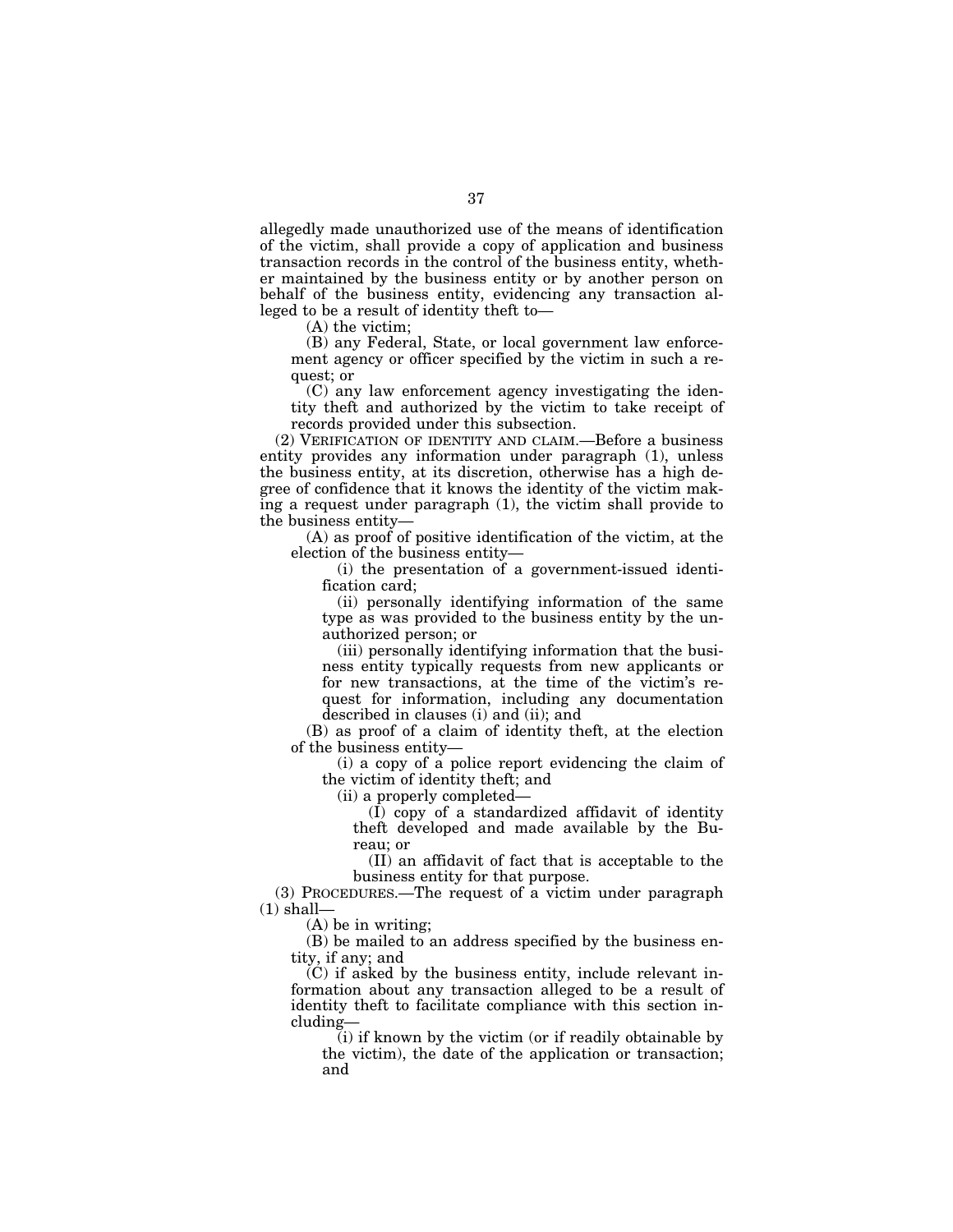allegedly made unauthorized use of the means of identification of the victim, shall provide a copy of application and business transaction records in the control of the business entity, whether maintained by the business entity or by another person on behalf of the business entity, evidencing any transaction alleged to be a result of identity theft to—

(A) the victim;

(B) any Federal, State, or local government law enforcement agency or officer specified by the victim in such a request; or

(C) any law enforcement agency investigating the identity theft and authorized by the victim to take receipt of records provided under this subsection.

(2) VERIFICATION OF IDENTITY AND CLAIM.—Before a business entity provides any information under paragraph (1), unless the business entity, at its discretion, otherwise has a high degree of confidence that it knows the identity of the victim making a request under paragraph (1), the victim shall provide to the business entity—

(A) as proof of positive identification of the victim, at the election of the business entity—

(i) the presentation of a government-issued identification card;

(ii) personally identifying information of the same type as was provided to the business entity by the unauthorized person; or

(iii) personally identifying information that the business entity typically requests from new applicants or for new transactions, at the time of the victim's request for information, including any documentation described in clauses (i) and (ii); and

(B) as proof of a claim of identity theft, at the election of the business entity—

(i) a copy of a police report evidencing the claim of the victim of identity theft; and

(ii) a properly completed—

(I) copy of a standardized affidavit of identity theft developed and made available by the Bureau; or

(II) an affidavit of fact that is acceptable to the business entity for that purpose.

(3) PROCEDURES.—The request of a victim under paragraph (1) shall—

(A) be in writing;

(B) be mailed to an address specified by the business entity, if any; and

(C) if asked by the business entity, include relevant information about any transaction alleged to be a result of identity theft to facilitate compliance with this section including—

(i) if known by the victim (or if readily obtainable by the victim), the date of the application or transaction; and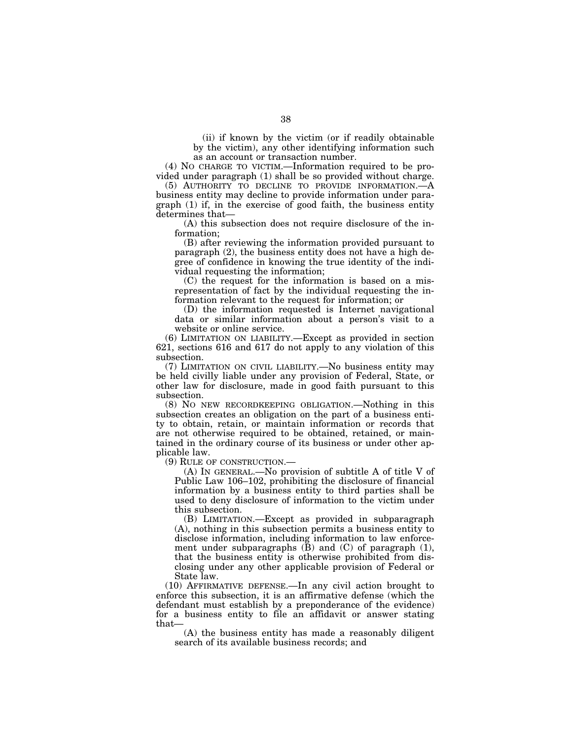(ii) if known by the victim (or if readily obtainable by the victim), any other identifying information such as an account or transaction number.

(4) NO CHARGE TO VICTIM.—Information required to be provided under paragraph (1) shall be so provided without charge.

(5) AUTHORITY TO DECLINE TO PROVIDE INFORMATION.—A business entity may decline to provide information under paragraph (1) if, in the exercise of good faith, the business entity determines that—

(A) this subsection does not require disclosure of the information;

(B) after reviewing the information provided pursuant to paragraph (2), the business entity does not have a high degree of confidence in knowing the true identity of the individual requesting the information;

(C) the request for the information is based on a misrepresentation of fact by the individual requesting the information relevant to the request for information; or

(D) the information requested is Internet navigational data or similar information about a person's visit to a website or online service.

(6) LIMITATION ON LIABILITY.—Except as provided in section 621, sections 616 and 617 do not apply to any violation of this subsection.

(7) LIMITATION ON CIVIL LIABILITY.—No business entity may be held civilly liable under any provision of Federal, State, or other law for disclosure, made in good faith pursuant to this subsection.

(8) NO NEW RECORDKEEPING OBLIGATION.—Nothing in this subsection creates an obligation on the part of a business entity to obtain, retain, or maintain information or records that are not otherwise required to be obtained, retained, or maintained in the ordinary course of its business or under other applicable law.

(9) RULE OF CONSTRUCTION.—

(A) IN GENERAL.—No provision of subtitle A of title V of Public Law 106–102, prohibiting the disclosure of financial information by a business entity to third parties shall be used to deny disclosure of information to the victim under this subsection.

(B) LIMITATION.—Except as provided in subparagraph (A), nothing in this subsection permits a business entity to disclose information, including information to law enforcement under subparagraphs (B) and (C) of paragraph (1), that the business entity is otherwise prohibited from disclosing under any other applicable provision of Federal or State law.

(10) AFFIRMATIVE DEFENSE.—In any civil action brought to enforce this subsection, it is an affirmative defense (which the defendant must establish by a preponderance of the evidence) for a business entity to file an affidavit or answer stating that—

(A) the business entity has made a reasonably diligent search of its available business records; and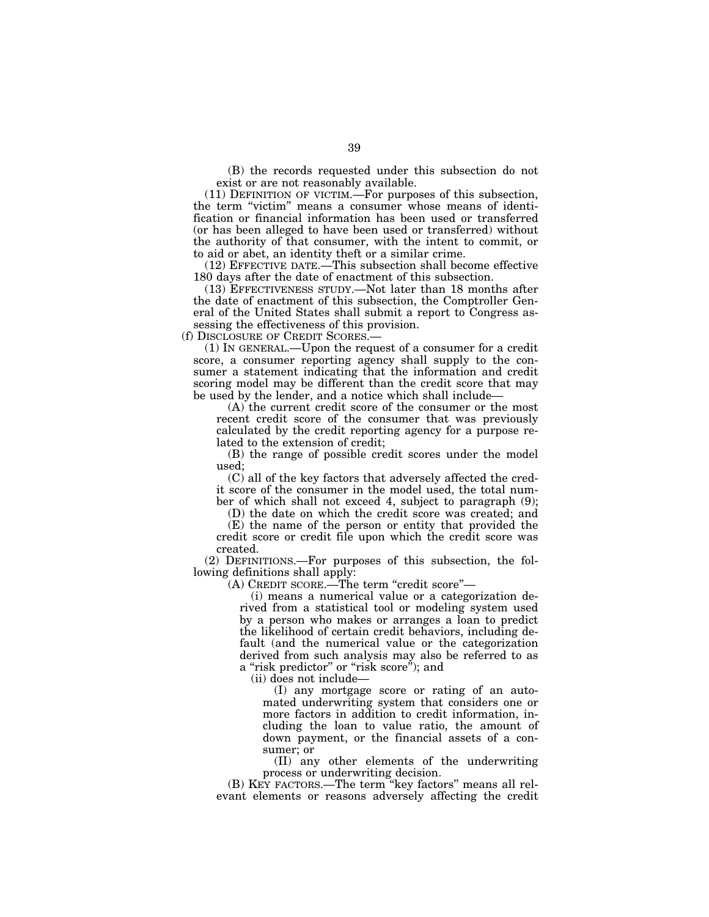(B) the records requested under this subsection do not exist or are not reasonably available.

(11) DEFINITION OF VICTIM.—For purposes of this subsection, the term "victim" means a consumer whose means of identification or financial information has been used or transferred (or has been alleged to have been used or transferred) without the authority of that consumer, with the intent to commit, or to aid or abet, an identity theft or a similar crime.

(12) EFFECTIVE DATE.—This subsection shall become effective 180 days after the date of enactment of this subsection.

(13) EFFECTIVENESS STUDY.—Not later than 18 months after the date of enactment of this subsection, the Comptroller General of the United States shall submit a report to Congress assessing the effectiveness of this provision.

(f) DISCLOSURE OF CREDIT SCORES.—

(1) IN GENERAL.—Upon the request of a consumer for a credit score, a consumer reporting agency shall supply to the consumer a statement indicating that the information and credit scoring model may be different than the credit score that may be used by the lender, and a notice which shall include—

(A) the current credit score of the consumer or the most recent credit score of the consumer that was previously calculated by the credit reporting agency for a purpose related to the extension of credit;

(B) the range of possible credit scores under the model used;

(C) all of the key factors that adversely affected the credit score of the consumer in the model used, the total number of which shall not exceed 4, subject to paragraph (9);

(D) the date on which the credit score was created; and

(E) the name of the person or entity that provided the credit score or credit file upon which the credit score was created.

(2) DEFINITIONS.—For purposes of this subsection, the following definitions shall apply:

(A) CREDIT SCORE.—The term "credit score"—

(i) means a numerical value or a categorization derived from a statistical tool or modeling system used by a person who makes or arranges a loan to predict the likelihood of certain credit behaviors, including default (and the numerical value or the categorization derived from such analysis may also be referred to as a "risk predictor" or "risk score"); and

(ii) does not include—

(I) any mortgage score or rating of an automated underwriting system that considers one or more factors in addition to credit information, including the loan to value ratio, the amount of down payment, or the financial assets of a consumer; or

(II) any other elements of the underwriting process or underwriting decision.

(B) KEY FACTORS.—The term "key factors" means all relevant elements or reasons adversely affecting the credit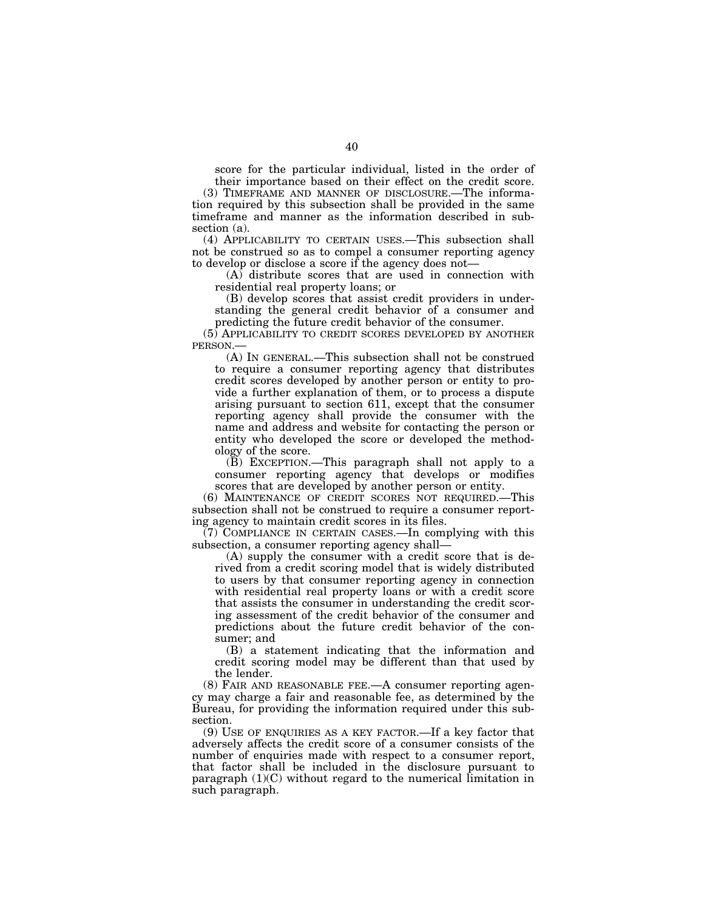score for the particular individual, listed in the order of their importance based on their effect on the credit score.

(3) TIMEFRAME AND MANNER OF DISCLOSURE.—The information required by this subsection shall be provided in the same timeframe and manner as the information described in subsection (a).

(4) APPLICABILITY TO CERTAIN USES.—This subsection shall not be construed so as to compel a consumer reporting agency to develop or disclose a score if the agency does not—

(A) distribute scores that are used in connection with residential real property loans; or

(B) develop scores that assist credit providers in understanding the general credit behavior of a consumer and predicting the future credit behavior of the consumer.

(5) APPLICABILITY TO CREDIT SCORES DEVELOPED BY ANOTHER PERSON.—

(A) IN GENERAL.—This subsection shall not be construed to require a consumer reporting agency that distributes credit scores developed by another person or entity to provide a further explanation of them, or to process a dispute arising pursuant to section 611, except that the consumer reporting agency shall provide the consumer with the name and address and website for contacting the person or entity who developed the score or developed the methodology of the score.

(B) EXCEPTION.—This paragraph shall not apply to a consumer reporting agency that develops or modifies scores that are developed by another person or entity.

(6) MAINTENANCE OF CREDIT SCORES NOT REQUIRED.—This subsection shall not be construed to require a consumer reporting agency to maintain credit scores in its files.

(7) COMPLIANCE IN CERTAIN CASES.—In complying with this subsection, a consumer reporting agency shall—

(A) supply the consumer with a credit score that is derived from a credit scoring model that is widely distributed to users by that consumer reporting agency in connection with residential real property loans or with a credit score that assists the consumer in understanding the credit scoring assessment of the credit behavior of the consumer and predictions about the future credit behavior of the consumer; and

(B) a statement indicating that the information and credit scoring model may be different than that used by the lender.

(8) FAIR AND REASONABLE FEE.—A consumer reporting agency may charge a fair and reasonable fee, as determined by the Bureau, for providing the information required under this subsection.

(9) USE OF ENQUIRIES AS A KEY FACTOR.—If a key factor that adversely affects the credit score of a consumer consists of the number of enquiries made with respect to a consumer report, that factor shall be included in the disclosure pursuant to paragraph (1)(C) without regard to the numerical limitation in such paragraph.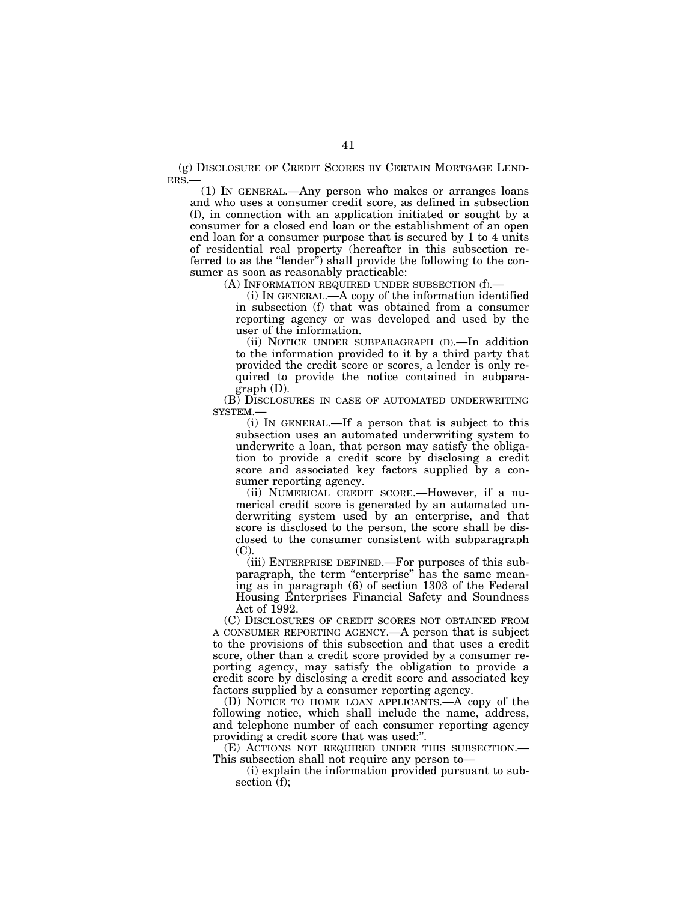(g) DISCLOSURE OF CREDIT SCORES BY CERTAIN MORTGAGE LENDERS.—

(1) IN GENERAL.—Any person who makes or arranges loans and who uses a consumer credit score, as defined in subsection (f), in connection with an application initiated or sought by a consumer for a closed end loan or the establishment of an open end loan for a consumer purpose that is secured by 1 to 4 units of residential real property (hereafter in this subsection referred to as the "lender") shall provide the following to the consumer as soon as reasonably practicable:

(A) INFORMATION REQUIRED UNDER SUBSECTION (f).—

(i) IN GENERAL.—A copy of the information identified in subsection (f) that was obtained from a consumer reporting agency or was developed and used by the user of the information.

(ii) NOTICE UNDER SUBPARAGRAPH (D).—In addition to the information provided to it by a third party that provided the credit score or scores, a lender is only required to provide the notice contained in subparagraph (D).

(B) DISCLOSURES IN CASE OF AUTOMATED UNDERWRITING SYSTEM.—

(i) IN GENERAL.—If a person that is subject to this subsection uses an automated underwriting system to underwrite a loan, that person may satisfy the obligation to provide a credit score by disclosing a credit score and associated key factors supplied by a consumer reporting agency.

(ii) NUMERICAL CREDIT SCORE.—However, if a numerical credit score is generated by an automated underwriting system used by an enterprise, and that score is disclosed to the person, the score shall be disclosed to the consumer consistent with subparagraph (C).

(iii) ENTERPRISE DEFINED.—For purposes of this subparagraph, the term "enterprise" has the same meaning as in paragraph (6) of section 1303 of the Federal Housing Enterprises Financial Safety and Soundness Act of 1992.

(C) DISCLOSURES OF CREDIT SCORES NOT OBTAINED FROM A CONSUMER REPORTING AGENCY.—A person that is subject to the provisions of this subsection and that uses a credit score, other than a credit score provided by a consumer reporting agency, may satisfy the obligation to provide a credit score by disclosing a credit score and associated key factors supplied by a consumer reporting agency.

(D) NOTICE TO HOME LOAN APPLICANTS.—A copy of the following notice, which shall include the name, address, and telephone number of each consumer reporting agency providing a credit score that was used:".

(E) ACTIONS NOT REQUIRED UNDER THIS SUBSECTION.—This subsection shall not require any person to—

(i) explain the information provided pursuant to subsection (f);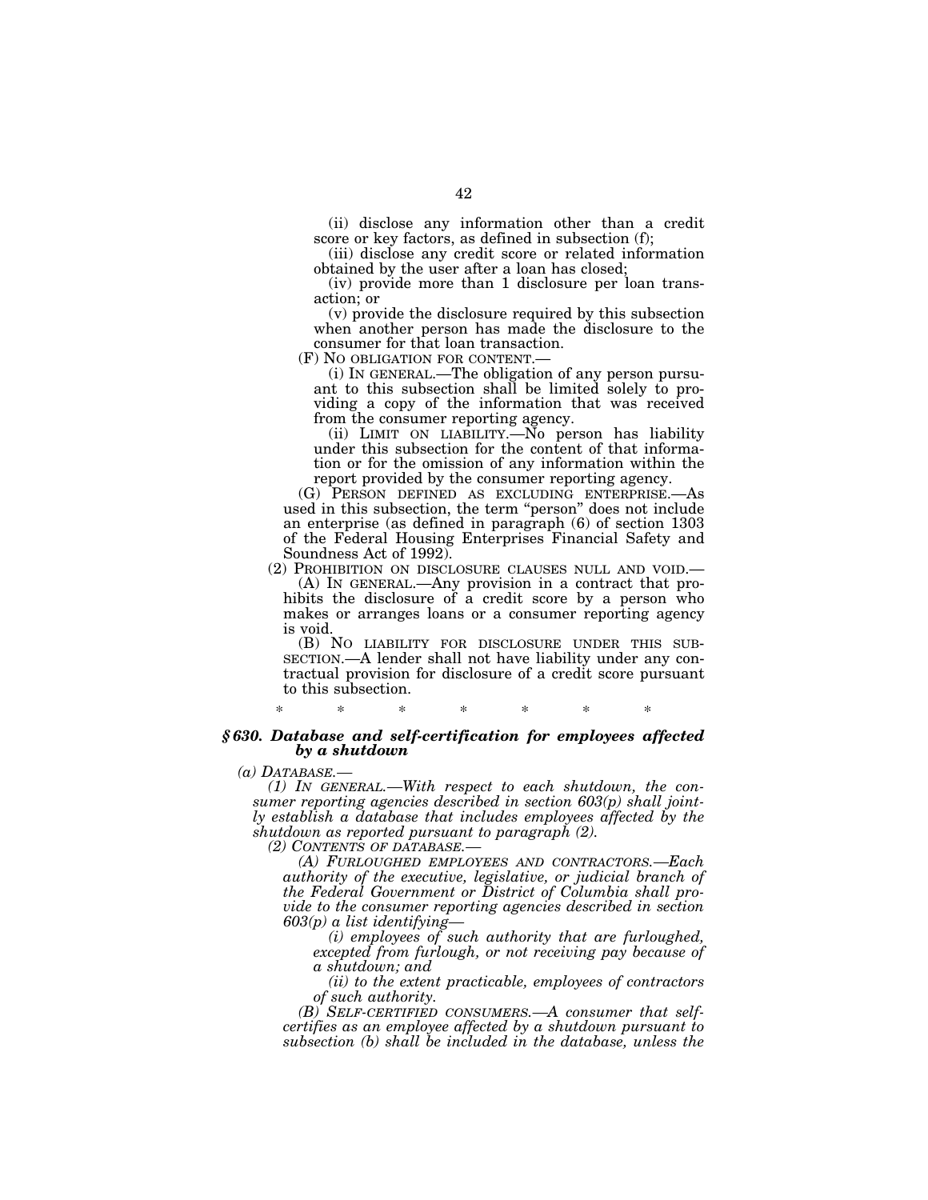(ii) disclose any information other than a credit score or key factors, as defined in subsection (f);

(iii) disclose any credit score or related information obtained by the user after a loan has closed;

(iv) provide more than 1 disclosure per loan transaction; or

(v) provide the disclosure required by this subsection when another person has made the disclosure to the consumer for that loan transaction.

(F) NO OBLIGATION FOR CONTENT.—

(i) IN GENERAL.—The obligation of any person pursuant to this subsection shall be limited solely to providing a copy of the information that was received from the consumer reporting agency.

(ii) LIMIT ON LIABILITY.—No person has liability under this subsection for the content of that information or for the omission of any information within the report provided by the consumer reporting agency.

(G) PERSON DEFINED AS EXCLUDING ENTERPRISE.—As used in this subsection, the term "person" does not include an enterprise (as defined in paragraph (6) of section 1303 of the Federal Housing Enterprises Financial Safety and Soundness Act of 1992).

(2) PROHIBITION ON DISCLOSURE CLAUSES NULL AND VOID.—

(A) IN GENERAL.—Any provision in a contract that prohibits the disclosure of a credit score by a person who makes or arranges loans or a consumer reporting agency is void.

(B) NO LIABILITY FOR DISCLOSURE UNDER THIS SUBSECTION.—A lender shall not have liability under any contractual provision for disclosure of a credit score pursuant to this subsection.

\* \* \* \* \* \* \*

### *§ 630. Database and self-certification for employees affected by a shutdown*

*(a) DATABASE.—*

*(1) IN GENERAL.—With respect to each shutdown, the consumer reporting agencies described in section 603(p) shall jointly establish a database that includes employees affected by the shutdown as reported pursuant to paragraph (2).*

*(2) CONTENTS OF DATABASE.—*

*(A) FURLOUGHED EMPLOYEES AND CONTRACTORS.—Each authority of the executive, legislative, or judicial branch of the Federal Government or District of Columbia shall provide to the consumer reporting agencies described in section 603(p) a list identifying—*

*(i) employees of such authority that are furloughed, excepted from furlough, or not receiving pay because of a shutdown; and*

*(ii) to the extent practicable, employees of contractors of such authority.*

*(B) SELF-CERTIFIED CONSUMERS.—A consumer that self-certifies as an employee affected by a shutdown pursuant to subsection (b) shall be included in the database, unless the*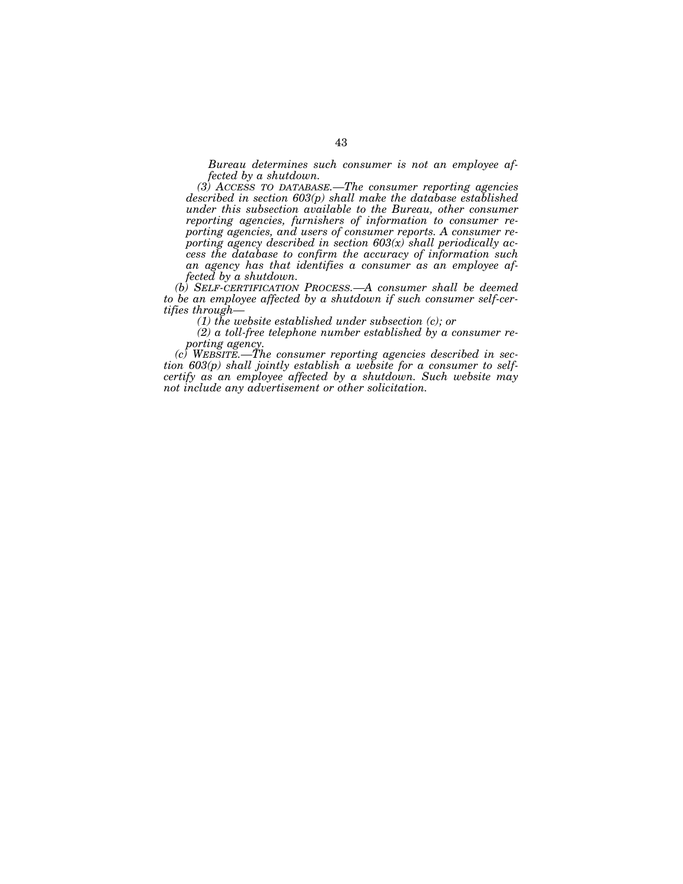*Bureau determines such consumer is not an employee affected by a shutdown.*

*(3) ACCESS TO DATABASE.—The consumer reporting agencies described in section 603(p) shall make the database established under this subsection available to the Bureau, other consumer reporting agencies, furnishers of information to consumer reporting agencies, and users of consumer reports. A consumer reporting agency described in section 603(x) shall periodically access the database to confirm the accuracy of information such an agency has that identifies a consumer as an employee affected by a shutdown.*

*(b) SELF-CERTIFICATION PROCESS.—A consumer shall be deemed to be an employee affected by a shutdown if such consumer self-certifies through—*

*(1) the website established under subsection (c); or*

*(2) a toll-free telephone number established by a consumer reporting agency.*

*(c) WEBSITE.—The consumer reporting agencies described in section 603(p) shall jointly establish a website for a consumer to self-certify as an employee affected by a shutdown. Such website may not include any advertisement or other solicitation.*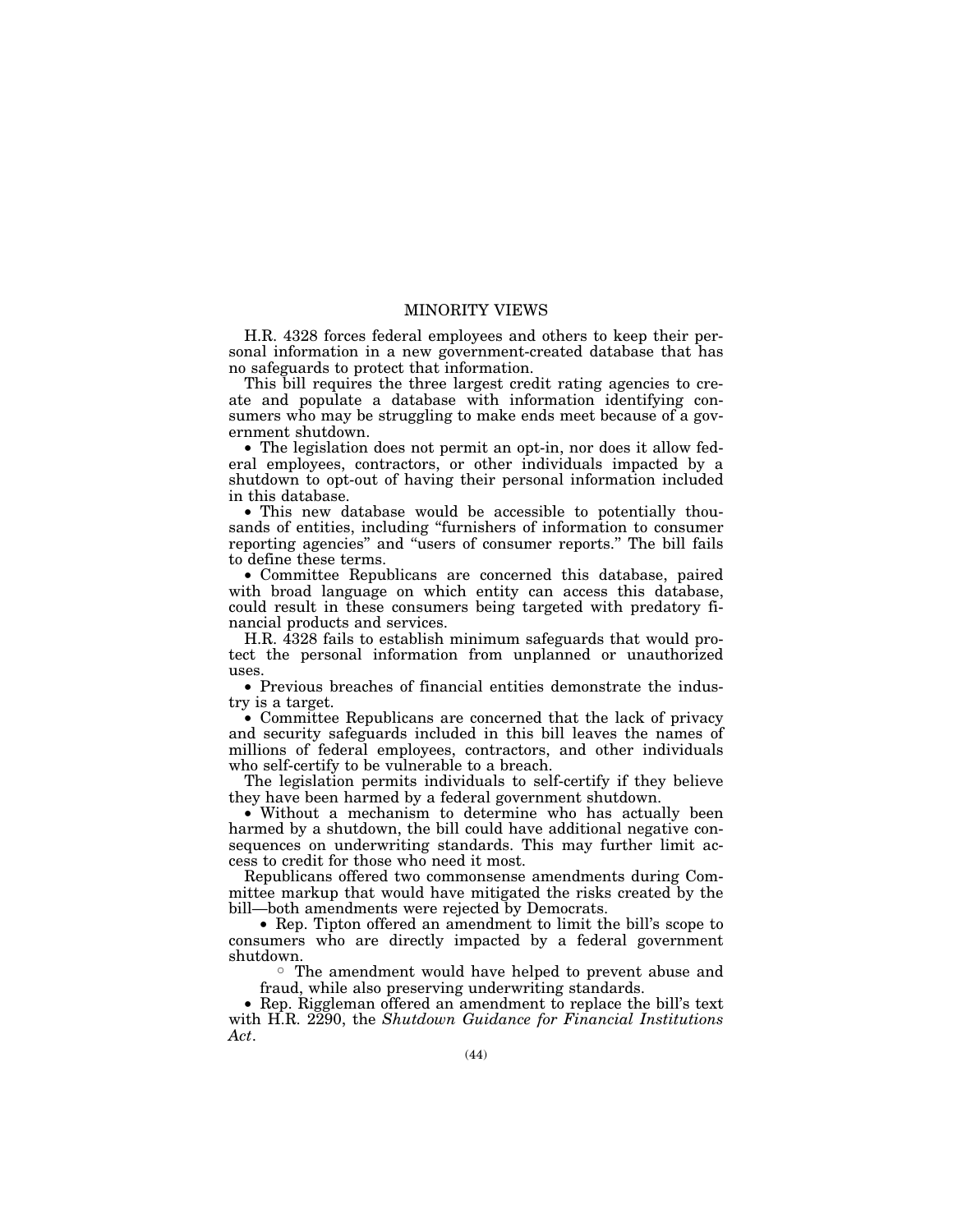# MINORITY VIEWS

H.R. 4328 forces federal employees and others to keep their personal information in a new government-created database that has no safeguards to protect that information.

This bill requires the three largest credit rating agencies to create and populate a database with information identifying consumers who may be struggling to make ends meet because of a government shutdown.

- The legislation does not permit an opt-in, nor does it allow federal employees, contractors, or other individuals impacted by a shutdown to opt-out of having their personal information included in this database.
- This new database would be accessible to potentially thousands of entities, including "furnishers of information to consumer reporting agencies" and "users of consumer reports." The bill fails to define these terms.
- Committee Republicans are concerned this database, paired with broad language on which entity can access this database, could result in these consumers being targeted with predatory financial products and services.

H.R. 4328 fails to establish minimum safeguards that would protect the personal information from unplanned or unauthorized uses.

- Previous breaches of financial entities demonstrate the industry is a target.
- Committee Republicans are concerned that the lack of privacy and security safeguards included in this bill leaves the names of millions of federal employees, contractors, and other individuals who self-certify to be vulnerable to a breach.

The legislation permits individuals to self-certify if they believe they have been harmed by a federal government shutdown.

- Without a mechanism to determine who has actually been harmed by a shutdown, the bill could have additional negative consequences on underwriting standards. This may further limit access to credit for those who need it most.

Republicans offered two commonsense amendments during Committee markup that would have mitigated the risks created by the bill—both amendments were rejected by Democrats.

- Rep. Tipton offered an amendment to limit the bill's scope to consumers who are directly impacted by a federal government shutdown.
  - The amendment would have helped to prevent abuse and fraud, while also preserving underwriting standards.
- Rep. Riggleman offered an amendment to replace the bill's text with H.R. 2290, the *Shutdown Guidance for Financial Institutions Act*.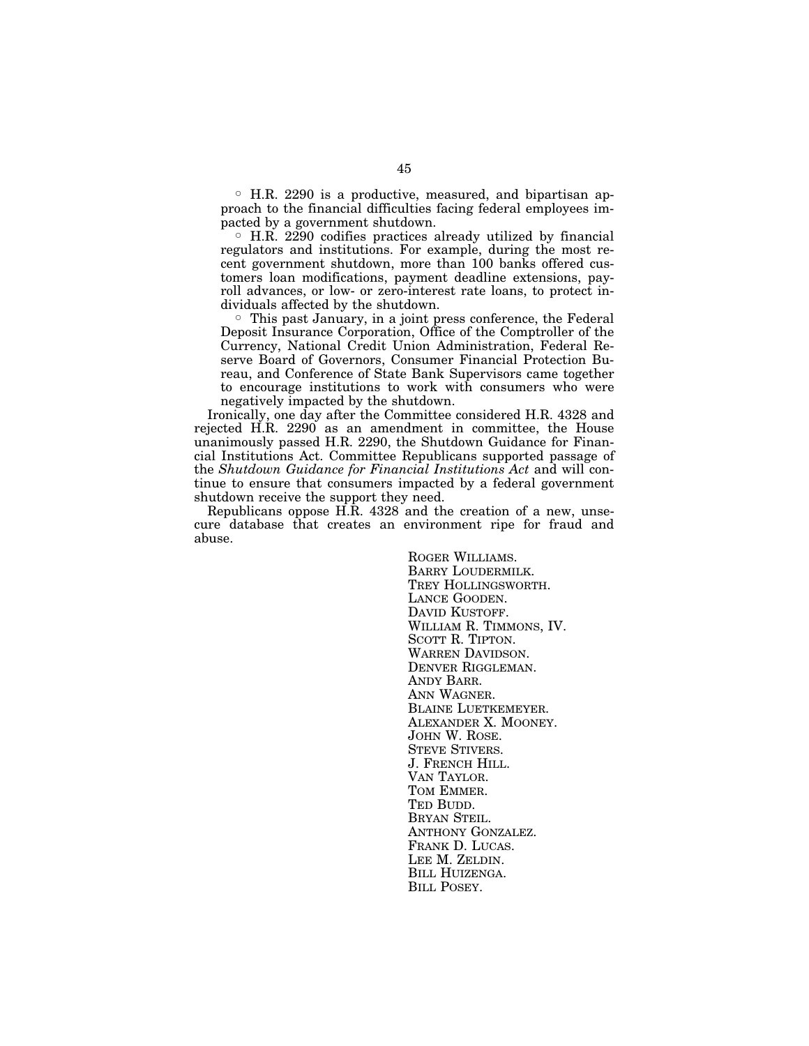- H.R. 2290 is a productive, measured, and bipartisan approach to the financial difficulties facing federal employees impacted by a government shutdown.
- H.R. 2290 codifies practices already utilized by financial regulators and institutions. For example, during the most recent government shutdown, more than 100 banks offered customers loan modifications, payment deadline extensions, payroll advances, or low- or zero-interest rate loans, to protect individuals affected by the shutdown.
- This past January, in a joint press conference, the Federal Deposit Insurance Corporation, Office of the Comptroller of the Currency, National Credit Union Administration, Federal Reserve Board of Governors, Consumer Financial Protection Bureau, and Conference of State Bank Supervisors came together to encourage institutions to work with consumers who were negatively impacted by the shutdown.

Ironically, one day after the Committee considered H.R. 4328 and rejected H.R. 2290 as an amendment in committee, the House unanimously passed H.R. 2290, the Shutdown Guidance for Financial Institutions Act. Committee Republicans supported passage of the *Shutdown Guidance for Financial Institutions Act* and will continue to ensure that consumers impacted by a federal government shutdown receive the support they need.

Republicans oppose H.R. 4328 and the creation of a new, unsecure database that creates an environment ripe for fraud and abuse.

ROGER WILLIAMS.
BARRY LOUDERMILK.
TREY HOLLINGSWORTH.
LANCE GOODEN.
DAVID KUSTOFF.
WILLIAM R. TIMMONS, IV.
SCOTT R. TIPTON.
WARREN DAVIDSON.
DENVER RIGGLEMAN.
ANDY BARR.
ANN WAGNER.
BLAINE LUETKEMEYER.
ALEXANDER X. MOONEY.
JOHN W. ROSE.
STEVE STIVERS.
J. FRENCH HILL.
VAN TAYLOR.
TOM EMMER.
TED BUDD.
BRYAN STEIL.
ANTHONY GONZALEZ.
FRANK D. LUCAS.
LEE M. ZELDIN.
BILL HUIZENGA.
BILL POSEY.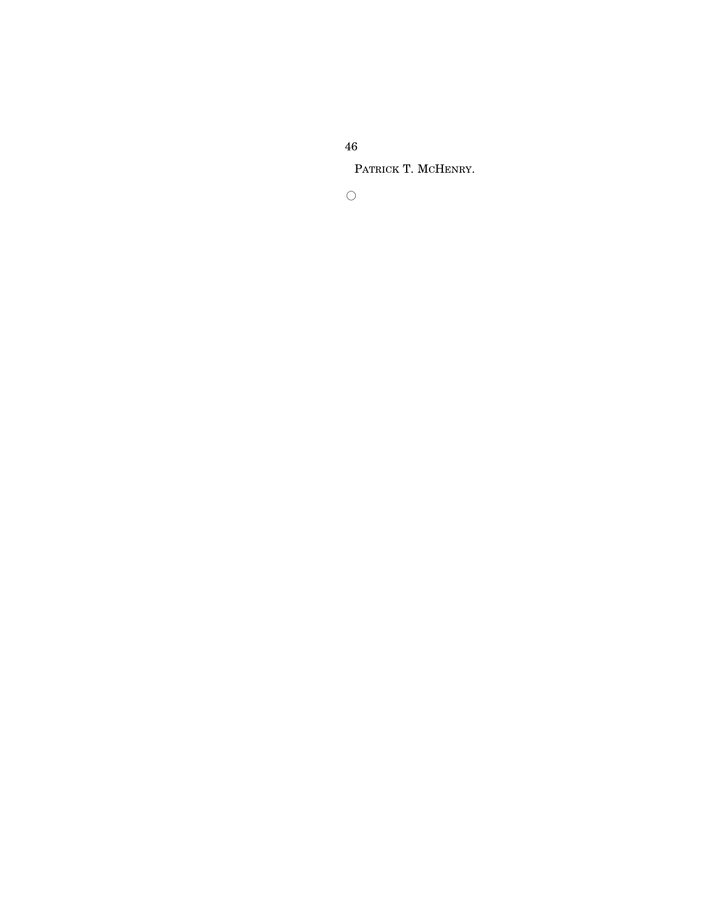PATRICK T. MCHENRY.

○